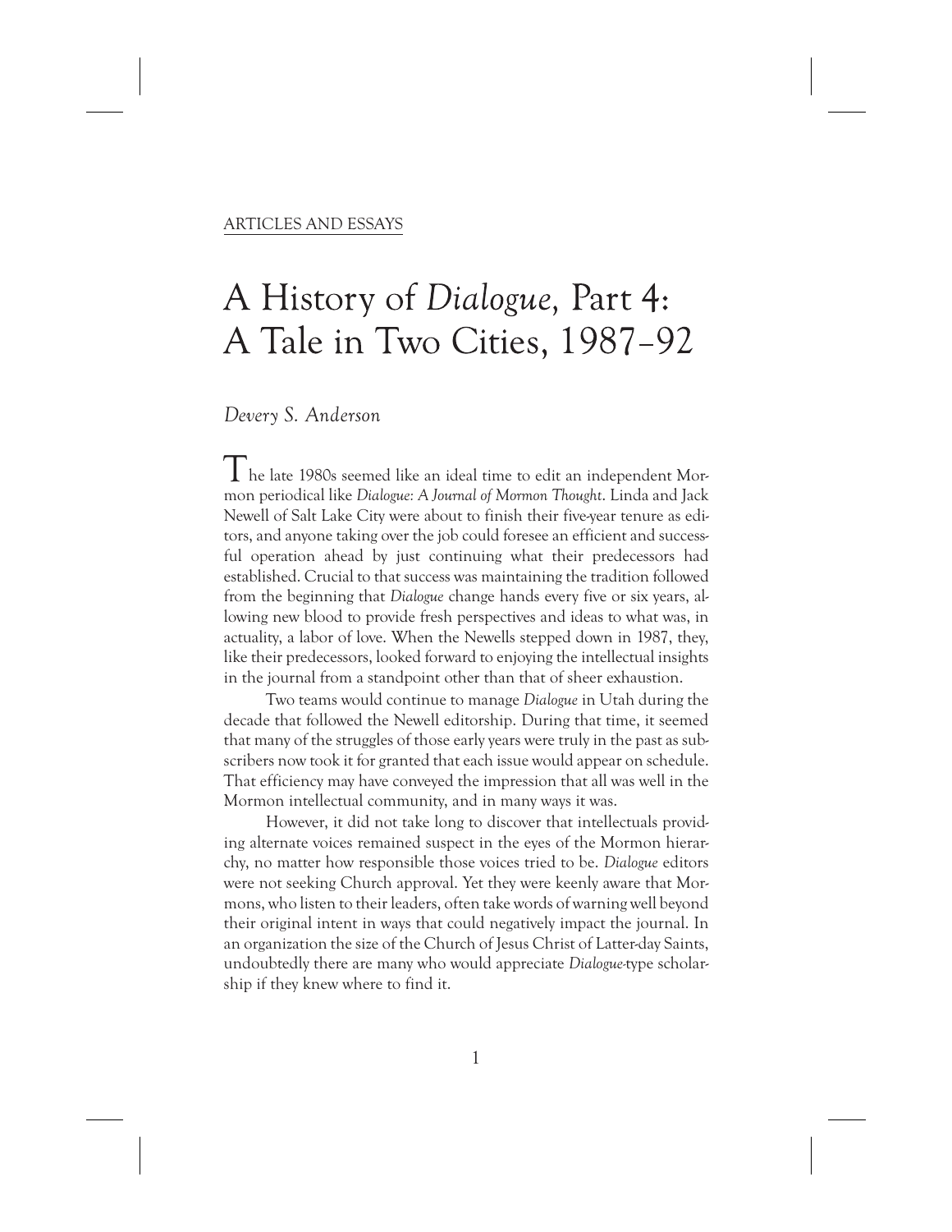ARTICLES AND ESSAYS

# A History of *Dialogue*, Part 4: A Tale in Two Cities, 1987–92

*Devery S. Anderson*

The late 1980s seemed like an ideal time to edit an independent Mormon periodical like *Dialogue: A Journal of Mormon Thought*. Linda and Jack Newell of Salt Lake City were about to finish their five-year tenure as editors, and anyone taking over the job could foresee an efficient and successful operation ahead by just continuing what their predecessors had established. Crucial to that success was maintaining the tradition followed from the beginning that *Dialogue* change hands every five or six years, allowing new blood to provide fresh perspectives and ideas to what was, in actuality, a labor of love. When the Newells stepped down in 1987, they, like their predecessors, looked forward to enjoying the intellectual insights in the journal from a standpoint other than that of sheer exhaustion.

Two teams would continue to manage *Dialogue* in Utah during the decade that followed the Newell editorship. During that time, it seemed that many of the struggles of those early years were truly in the past as subscribers now took it for granted that each issue would appear on schedule. That efficiency may have conveyed the impression that all was well in the Mormon intellectual community, and in many ways it was.

However, it did not take long to discover that intellectuals providing alternate voices remained suspect in the eyes of the Mormon hierarchy, no matter how responsible those voices tried to be. *Dialogue* editors were not seeking Church approval. Yet they were keenly aware that Mormons, who listen to their leaders, often take words of warning well beyond their original intent in ways that could negatively impact the journal. In an organization the size of the Church of Jesus Christ of Latter-day Saints, undoubtedly there are many who would appreciate *Dialogue*-type scholarship if they knew where to find it.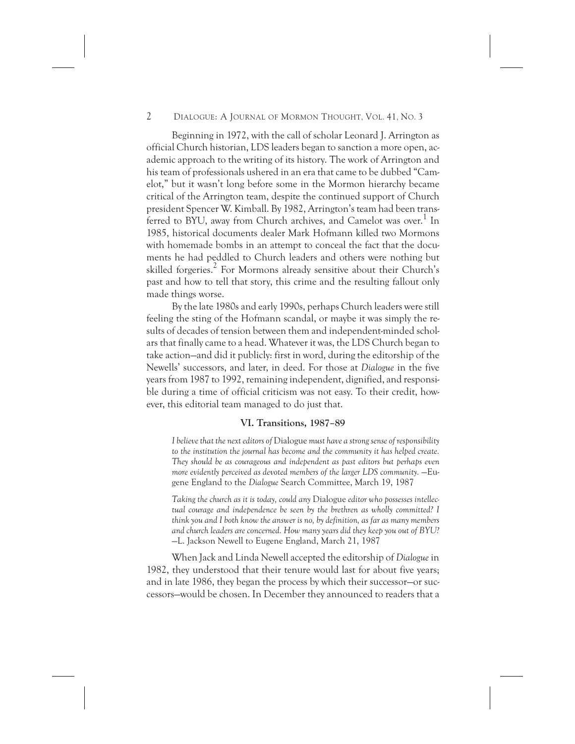Beginning in 1972, with the call of scholar Leonard J. Arrington as official Church historian, LDS leaders began to sanction a more open, academic approach to the writing of its history. The work of Arrington and his team of professionals ushered in an era that came to be dubbed "Camelot," but it wasn't long before some in the Mormon hierarchy became critical of the Arrington team, despite the continued support of Church president Spencer W. Kimball. By 1982, Arrington's team had been transferred to BYU, away from Church archives, and Camelot was over.[1] In 1985, historical documents dealer Mark Hofmann killed two Mormons with homemade bombs in an attempt to conceal the fact that the documents he had peddled to Church leaders and others were nothing but skilled forgeries.[2] For Mormons already sensitive about their Church's past and how to tell that story, this crime and the resulting fallout only made things worse.

By the late 1980s and early 1990s, perhaps Church leaders were still feeling the sting of the Hofmann scandal, or maybe it was simply the results of decades of tension between them and independent-minded scholars that finally came to a head. Whatever it was, the LDS Church began to take action—and did it publicly: first in word, during the editorship of the Newells' successors, and later, in deed. For those at *Dialogue* in the five years from 1987 to 1992, remaining independent, dignified, and responsible during a time of official criticism was not easy. To their credit, however, this editorial team managed to do just that.

### VI. Transitions, 1987–89

> *I believe that the next editors of* Dialogue *must have a strong sense of responsibility to the institution the journal has become and the community it has helped create. They should be as courageous and independent as past editors but perhaps even more evidently perceived as devoted members of the larger LDS community.* —Eugene England to the *Dialogue* Search Committee, March 19, 1987

> *Taking the church as it is today, could any* Dialogue *editor who possesses intellectual courage and independence be seen by the brethren as wholly committed? I think you and I both know the answer is no, by definition, as far as many members and church leaders are concerned. How many years did they keep you out of BYU?* —L. Jackson Newell to Eugene England, March 21, 1987

When Jack and Linda Newell accepted the editorship of *Dialogue* in 1982, they understood that their tenure would last for about five years; and in late 1986, they began the process by which their successor—or successors—would be chosen. In December they announced to readers that a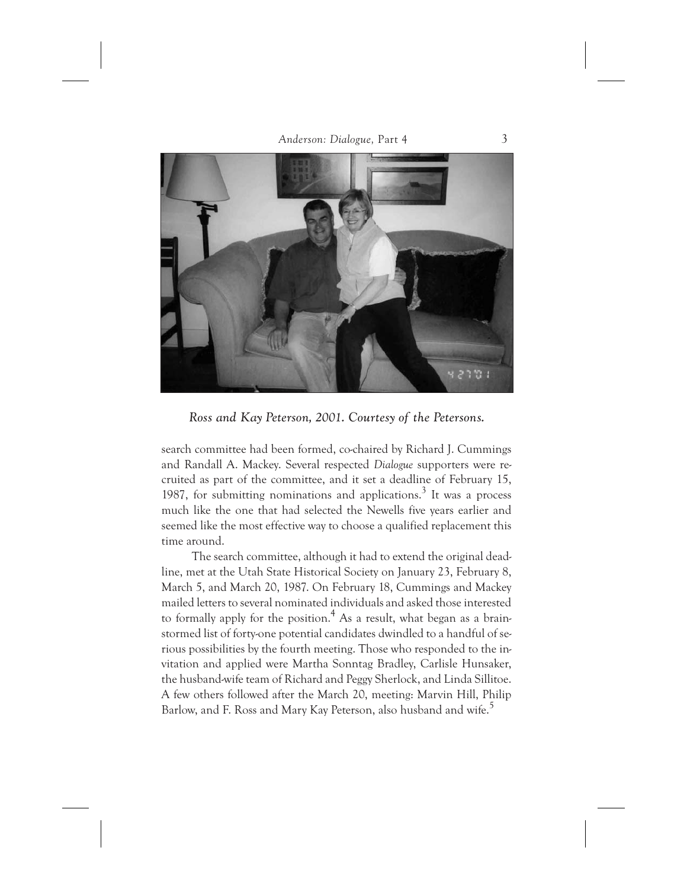*Ross and Kay Peterson, 2001. Courtesy of the Petersons.*

search committee had been formed, co-chaired by Richard J. Cummings and Randall A. Mackey. Several respected *Dialogue* supporters were recruited as part of the committee, and it set a deadline of February 15, 1987, for submitting nominations and applications.[3] It was a process much like the one that had selected the Newells five years earlier and seemed like the most effective way to choose a qualified replacement this time around.

The search committee, although it had to extend the original deadline, met at the Utah State Historical Society on January 23, February 8, March 5, and March 20, 1987. On February 18, Cummings and Mackey mailed letters to several nominated individuals and asked those interested to formally apply for the position.[4] As a result, what began as a brainstormed list of forty-one potential candidates dwindled to a handful of serious possibilities by the fourth meeting. Those who responded to the invitation and applied were Martha Sonntag Bradley, Carlisle Hunsaker, the husband-wife team of Richard and Peggy Sherlock, and Linda Sillitoe. A few others followed after the March 20, meeting: Marvin Hill, Philip Barlow, and F. Ross and Mary Kay Peterson, also husband and wife.[5]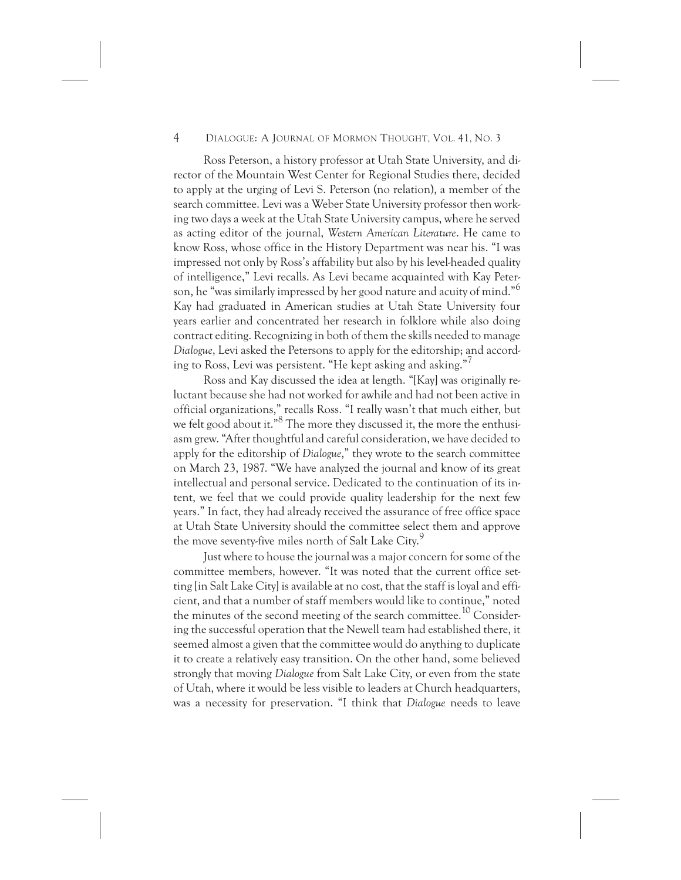Ross Peterson, a history professor at Utah State University, and director of the Mountain West Center for Regional Studies there, decided to apply at the urging of Levi S. Peterson (no relation), a member of the search committee. Levi was a Weber State University professor then working two days a week at the Utah State University campus, where he served as acting editor of the journal, *Western American Literature*. He came to know Ross, whose office in the History Department was near his. "I was impressed not only by Ross's affability but also by his level-headed quality of intelligence," Levi recalls. As Levi became acquainted with Kay Peterson, he "was similarly impressed by her good nature and acuity of mind."[6] Kay had graduated in American studies at Utah State University four years earlier and concentrated her research in folklore while also doing contract editing. Recognizing in both of them the skills needed to manage *Dialogue*, Levi asked the Petersons to apply for the editorship; and according to Ross, Levi was persistent. "He kept asking and asking."[7]

Ross and Kay discussed the idea at length. "[Kay] was originally reluctant because she had not worked for awhile and had not been active in official organizations," recalls Ross. "I really wasn't that much either, but we felt good about it."[8] The more they discussed it, the more the enthusiasm grew. "After thoughtful and careful consideration, we have decided to apply for the editorship of *Dialogue*," they wrote to the search committee on March 23, 1987. "We have analyzed the journal and know of its great intellectual and personal service. Dedicated to the continuation of its intent, we feel that we could provide quality leadership for the next few years." In fact, they had already received the assurance of free office space at Utah State University should the committee select them and approve the move seventy-five miles north of Salt Lake City.[9]

Just where to house the journal was a major concern for some of the committee members, however. "It was noted that the current office setting [in Salt Lake City] is available at no cost, that the staff is loyal and efficient, and that a number of staff members would like to continue," noted the minutes of the second meeting of the search committee.[10] Considering the successful operation that the Newell team had established there, it seemed almost a given that the committee would do anything to duplicate it to create a relatively easy transition. On the other hand, some believed strongly that moving *Dialogue* from Salt Lake City, or even from the state of Utah, where it would be less visible to leaders at Church headquarters, was a necessity for preservation. "I think that *Dialogue* needs to leave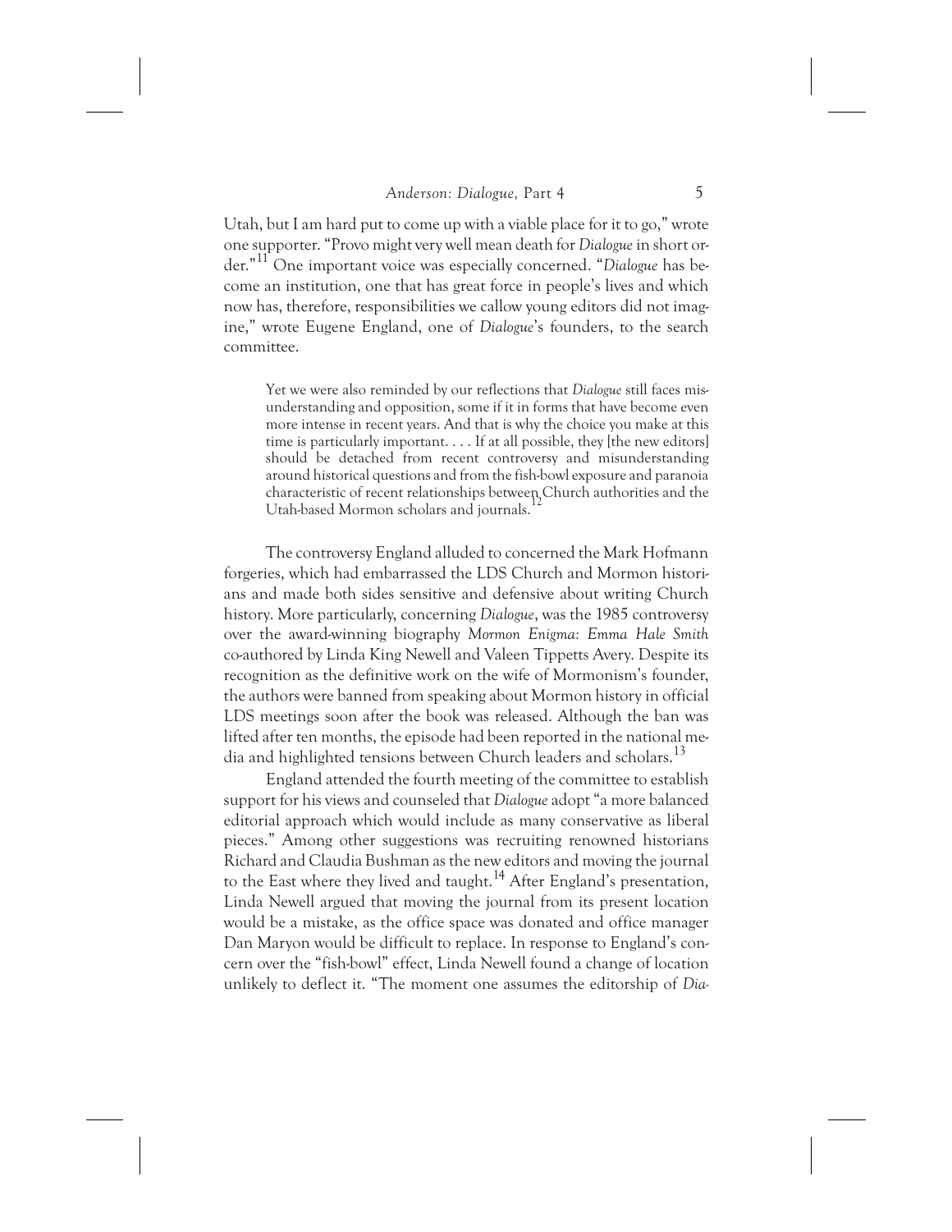Utah, but I am hard put to come up with a viable place for it to go," wrote one supporter. "Provo might very well mean death for *Dialogue* in short order."[11] One important voice was especially concerned. "*Dialogue* has become an institution, one that has great force in people's lives and which now has, therefore, responsibilities we callow young editors did not imagine," wrote Eugene England, one of *Dialogue*'s founders, to the search committee.

> Yet we were also reminded by our reflections that *Dialogue* still faces misunderstanding and opposition, some if it in forms that have become even more intense in recent years. And that is why the choice you make at this time is particularly important. . . . If at all possible, they [the new editors] should be detached from recent controversy and misunderstanding around historical questions and from the fish-bowl exposure and paranoia characteristic of recent relationships between Church authorities and the Utah-based Mormon scholars and journals.[12]

The controversy England alluded to concerned the Mark Hofmann forgeries, which had embarrassed the LDS Church and Mormon historians and made both sides sensitive and defensive about writing Church history. More particularly, concerning *Dialogue*, was the 1985 controversy over the award-winning biography *Mormon Enigma: Emma Hale Smith* co-authored by Linda King Newell and Valeen Tippetts Avery. Despite its recognition as the definitive work on the wife of Mormonism's founder, the authors were banned from speaking about Mormon history in official LDS meetings soon after the book was released. Although the ban was lifted after ten months, the episode had been reported in the national media and highlighted tensions between Church leaders and scholars.[13]

England attended the fourth meeting of the committee to establish support for his views and counseled that *Dialogue* adopt "a more balanced editorial approach which would include as many conservative as liberal pieces." Among other suggestions was recruiting renowned historians Richard and Claudia Bushman as the new editors and moving the journal to the East where they lived and taught.[14] After England's presentation, Linda Newell argued that moving the journal from its present location would be a mistake, as the office space was donated and office manager Dan Maryon would be difficult to replace. In response to England's concern over the "fish-bowl" effect, Linda Newell found a change of location unlikely to deflect it. "The moment one assumes the editorship of *Dia-*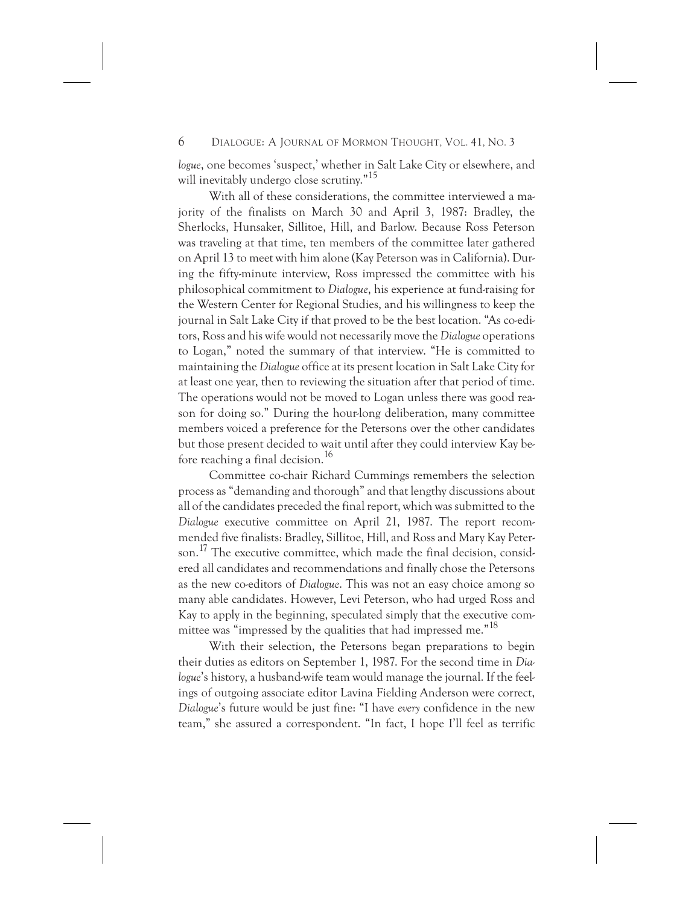*logue*, one becomes 'suspect,' whether in Salt Lake City or elsewhere, and will inevitably undergo close scrutiny."[15]

With all of these considerations, the committee interviewed a majority of the finalists on March 30 and April 3, 1987: Bradley, the Sherlocks, Hunsaker, Sillitoe, Hill, and Barlow. Because Ross Peterson was traveling at that time, ten members of the committee later gathered on April 13 to meet with him alone (Kay Peterson was in California). During the fifty-minute interview, Ross impressed the committee with his philosophical commitment to *Dialogue*, his experience at fund-raising for the Western Center for Regional Studies, and his willingness to keep the journal in Salt Lake City if that proved to be the best location. "As co-editors, Ross and his wife would not necessarily move the *Dialogue* operations to Logan," noted the summary of that interview. "He is committed to maintaining the *Dialogue* office at its present location in Salt Lake City for at least one year, then to reviewing the situation after that period of time. The operations would not be moved to Logan unless there was good reason for doing so." During the hour-long deliberation, many committee members voiced a preference for the Petersons over the other candidates but those present decided to wait until after they could interview Kay before reaching a final decision.[16]

Committee co-chair Richard Cummings remembers the selection process as "demanding and thorough" and that lengthy discussions about all of the candidates preceded the final report, which was submitted to the *Dialogue* executive committee on April 21, 1987. The report recommended five finalists: Bradley, Sillitoe, Hill, and Ross and Mary Kay Peterson.[17] The executive committee, which made the final decision, considered all candidates and recommendations and finally chose the Petersons as the new co-editors of *Dialogue*. This was not an easy choice among so many able candidates. However, Levi Peterson, who had urged Ross and Kay to apply in the beginning, speculated simply that the executive committee was "impressed by the qualities that had impressed me."[18]

With their selection, the Petersons began preparations to begin their duties as editors on September 1, 1987. For the second time in *Dialogue*'s history, a husband-wife team would manage the journal. If the feelings of outgoing associate editor Lavina Fielding Anderson were correct, *Dialogue*'s future would be just fine: "I have *every* confidence in the new team," she assured a correspondent. "In fact, I hope I'll feel as terrific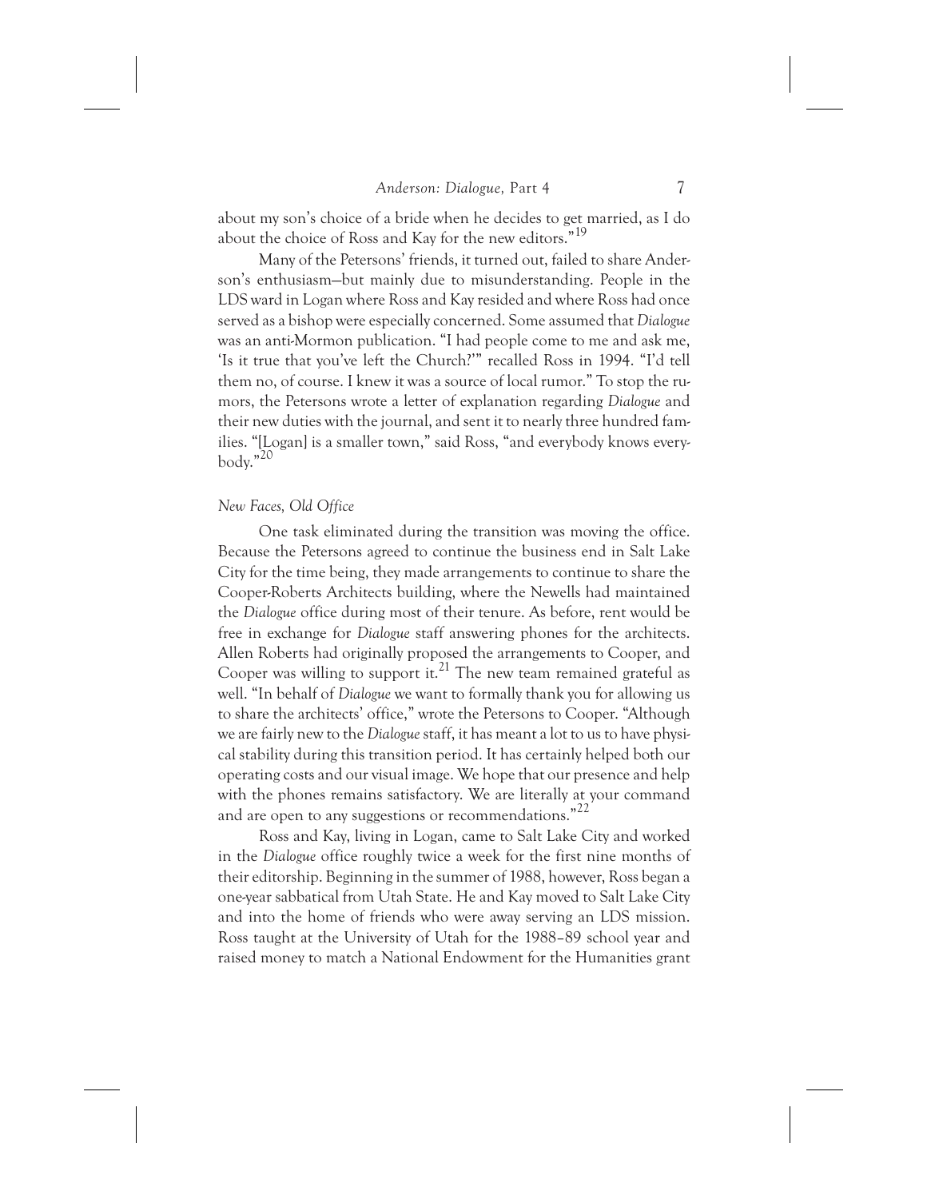about my son's choice of a bride when he decides to get married, as I do about the choice of Ross and Kay for the new editors."[19]

Many of the Petersons' friends, it turned out, failed to share Anderson's enthusiasm—but mainly due to misunderstanding. People in the LDS ward in Logan where Ross and Kay resided and where Ross had once served as a bishop were especially concerned. Some assumed that *Dialogue* was an anti-Mormon publication. "I had people come to me and ask me, 'Is it true that you've left the Church?'" recalled Ross in 1994. "I'd tell them no, of course. I knew it was a source of local rumor." To stop the rumors, the Petersons wrote a letter of explanation regarding *Dialogue* and their new duties with the journal, and sent it to nearly three hundred families. "[Logan] is a smaller town," said Ross, "and everybody knows everybody."[20]

*New Faces, Old Office*

One task eliminated during the transition was moving the office. Because the Petersons agreed to continue the business end in Salt Lake City for the time being, they made arrangements to continue to share the Cooper-Roberts Architects building, where the Newells had maintained the *Dialogue* office during most of their tenure. As before, rent would be free in exchange for *Dialogue* staff answering phones for the architects. Allen Roberts had originally proposed the arrangements to Cooper, and Cooper was willing to support it.[21] The new team remained grateful as well. "In behalf of *Dialogue* we want to formally thank you for allowing us to share the architects' office," wrote the Petersons to Cooper. "Although we are fairly new to the *Dialogue* staff, it has meant a lot to us to have physical stability during this transition period. It has certainly helped both our operating costs and our visual image. We hope that our presence and help with the phones remains satisfactory. We are literally at your command and are open to any suggestions or recommendations."[22]

Ross and Kay, living in Logan, came to Salt Lake City and worked in the *Dialogue* office roughly twice a week for the first nine months of their editorship. Beginning in the summer of 1988, however, Ross began a one-year sabbatical from Utah State. He and Kay moved to Salt Lake City and into the home of friends who were away serving an LDS mission. Ross taught at the University of Utah for the 1988–89 school year and raised money to match a National Endowment for the Humanities grant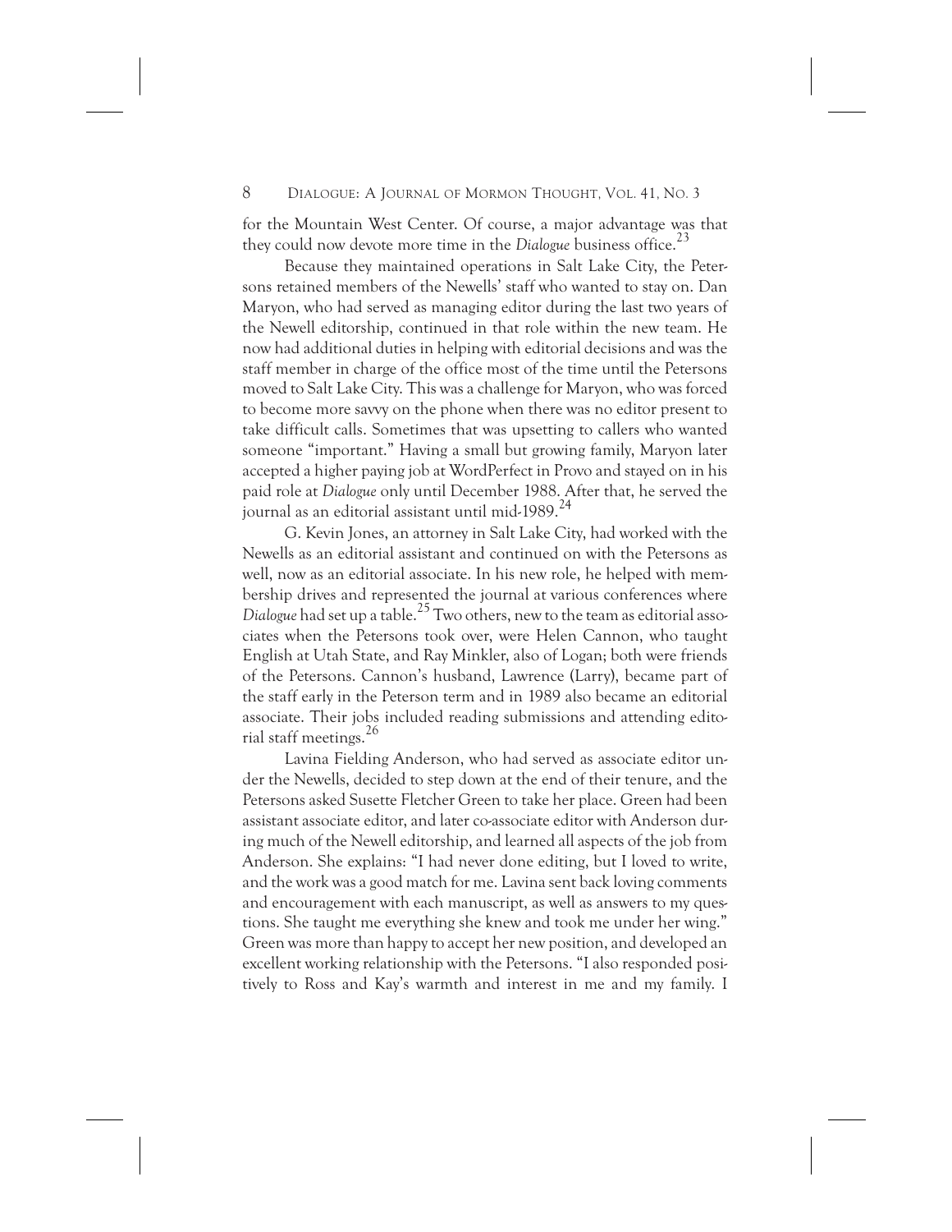for the Mountain West Center. Of course, a major advantage was that they could now devote more time in the *Dialogue* business office.[23]

Because they maintained operations in Salt Lake City, the Petersons retained members of the Newells' staff who wanted to stay on. Dan Maryon, who had served as managing editor during the last two years of the Newell editorship, continued in that role within the new team. He now had additional duties in helping with editorial decisions and was the staff member in charge of the office most of the time until the Petersons moved to Salt Lake City. This was a challenge for Maryon, who was forced to become more savvy on the phone when there was no editor present to take difficult calls. Sometimes that was upsetting to callers who wanted someone "important." Having a small but growing family, Maryon later accepted a higher paying job at WordPerfect in Provo and stayed on in his paid role at *Dialogue* only until December 1988. After that, he served the journal as an editorial assistant until mid-1989.[24]

G. Kevin Jones, an attorney in Salt Lake City, had worked with the Newells as an editorial assistant and continued on with the Petersons as well, now as an editorial associate. In his new role, he helped with membership drives and represented the journal at various conferences where *Dialogue* had set up a table.[25] Two others, new to the team as editorial associates when the Petersons took over, were Helen Cannon, who taught English at Utah State, and Ray Minkler, also of Logan; both were friends of the Petersons. Cannon's husband, Lawrence (Larry), became part of the staff early in the Peterson term and in 1989 also became an editorial associate. Their jobs included reading submissions and attending editorial staff meetings.[26]

Lavina Fielding Anderson, who had served as associate editor under the Newells, decided to step down at the end of their tenure, and the Petersons asked Susette Fletcher Green to take her place. Green had been assistant associate editor, and later co-associate editor with Anderson during much of the Newell editorship, and learned all aspects of the job from Anderson. She explains: "I had never done editing, but I loved to write, and the work was a good match for me. Lavina sent back loving comments and encouragement with each manuscript, as well as answers to my questions. She taught me everything she knew and took me under her wing." Green was more than happy to accept her new position, and developed an excellent working relationship with the Petersons. "I also responded positively to Ross and Kay's warmth and interest in me and my family. I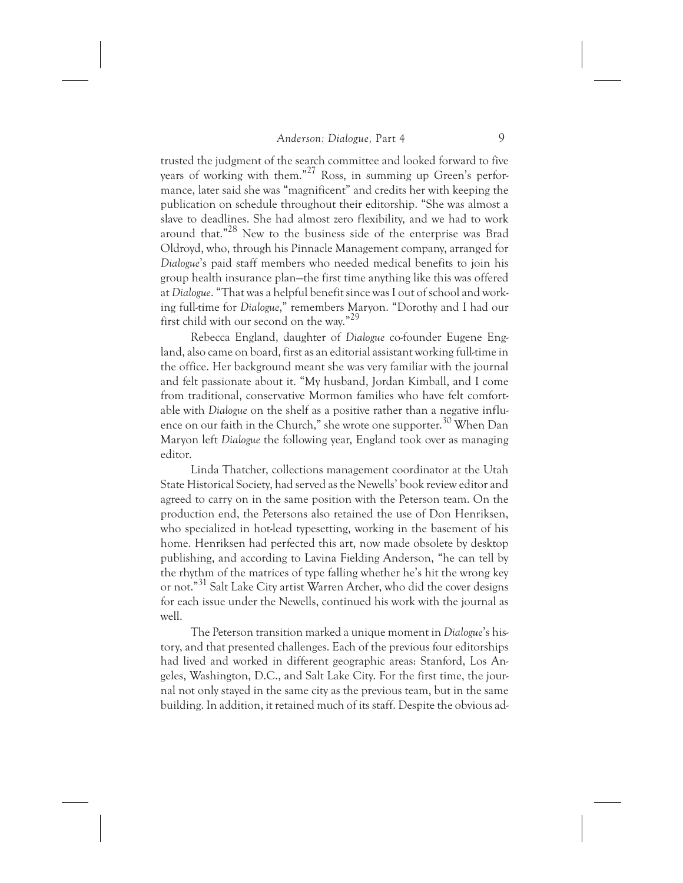trusted the judgment of the search committee and looked forward to five years of working with them."[27] Ross, in summing up Green's performance, later said she was "magnificent" and credits her with keeping the publication on schedule throughout their editorship. "She was almost a slave to deadlines. She had almost zero flexibility, and we had to work around that."[28] New to the business side of the enterprise was Brad Oldroyd, who, through his Pinnacle Management company, arranged for *Dialogue*'s paid staff members who needed medical benefits to join his group health insurance plan—the first time anything like this was offered at *Dialogue*. "That was a helpful benefit since was I out of school and working full-time for *Dialogue*," remembers Maryon. "Dorothy and I had our first child with our second on the way."[29]

Rebecca England, daughter of *Dialogue* co-founder Eugene England, also came on board, first as an editorial assistant working full-time in the office. Her background meant she was very familiar with the journal and felt passionate about it. "My husband, Jordan Kimball, and I come from traditional, conservative Mormon families who have felt comfortable with *Dialogue* on the shelf as a positive rather than a negative influence on our faith in the Church," she wrote one supporter.[30] When Dan Maryon left *Dialogue* the following year, England took over as managing editor.

Linda Thatcher, collections management coordinator at the Utah State Historical Society, had served as the Newells' book review editor and agreed to carry on in the same position with the Peterson team. On the production end, the Petersons also retained the use of Don Henriksen, who specialized in hot-lead typesetting, working in the basement of his home. Henriksen had perfected this art, now made obsolete by desktop publishing, and according to Lavina Fielding Anderson, "he can tell by the rhythm of the matrices of type falling whether he's hit the wrong key or not."[31] Salt Lake City artist Warren Archer, who did the cover designs for each issue under the Newells, continued his work with the journal as well.

The Peterson transition marked a unique moment in *Dialogue*'s history, and that presented challenges. Each of the previous four editorships had lived and worked in different geographic areas: Stanford, Los Angeles, Washington, D.C., and Salt Lake City. For the first time, the journal not only stayed in the same city as the previous team, but in the same building. In addition, it retained much of its staff. Despite the obvious ad-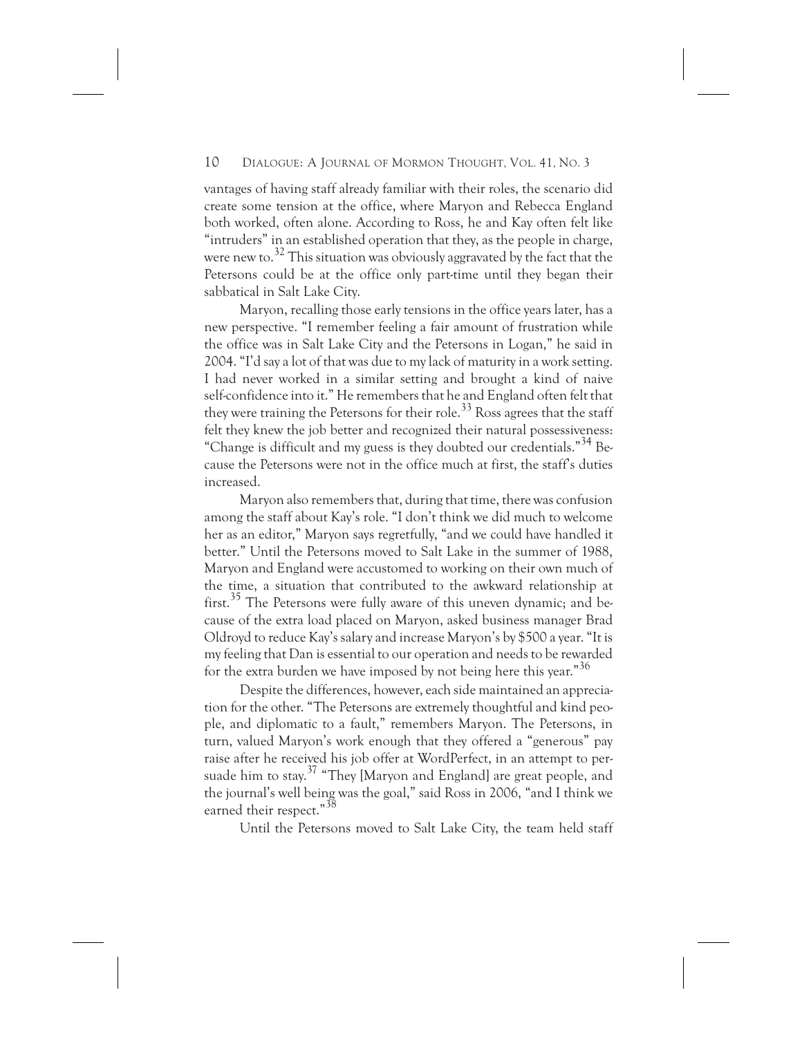vantages of having staff already familiar with their roles, the scenario did create some tension at the office, where Maryon and Rebecca England both worked, often alone. According to Ross, he and Kay often felt like "intruders" in an established operation that they, as the people in charge, were new to.[32] This situation was obviously aggravated by the fact that the Petersons could be at the office only part-time until they began their sabbatical in Salt Lake City.

Maryon, recalling those early tensions in the office years later, has a new perspective. "I remember feeling a fair amount of frustration while the office was in Salt Lake City and the Petersons in Logan," he said in 2004. "I'd say a lot of that was due to my lack of maturity in a work setting. I had never worked in a similar setting and brought a kind of naive self-confidence into it." He remembers that he and England often felt that they were training the Petersons for their role.[33] Ross agrees that the staff felt they knew the job better and recognized their natural possessiveness: "Change is difficult and my guess is they doubted our credentials."[34] Because the Petersons were not in the office much at first, the staff's duties increased.

Maryon also remembers that, during that time, there was confusion among the staff about Kay's role. "I don't think we did much to welcome her as an editor," Maryon says regretfully, "and we could have handled it better." Until the Petersons moved to Salt Lake in the summer of 1988, Maryon and England were accustomed to working on their own much of the time, a situation that contributed to the awkward relationship at first.[35] The Petersons were fully aware of this uneven dynamic; and because of the extra load placed on Maryon, asked business manager Brad Oldroyd to reduce Kay's salary and increase Maryon's by $500 a year. "It is my feeling that Dan is essential to our operation and needs to be rewarded for the extra burden we have imposed by not being here this year."[36]

Despite the differences, however, each side maintained an appreciation for the other. "The Petersons are extremely thoughtful and kind people, and diplomatic to a fault," remembers Maryon. The Petersons, in turn, valued Maryon's work enough that they offered a "generous" pay raise after he received his job offer at WordPerfect, in an attempt to persuade him to stay.[37] "They [Maryon and England] are great people, and the journal's well being was the goal," said Ross in 2006, "and I think we earned their respect."[38]

Until the Petersons moved to Salt Lake City, the team held staff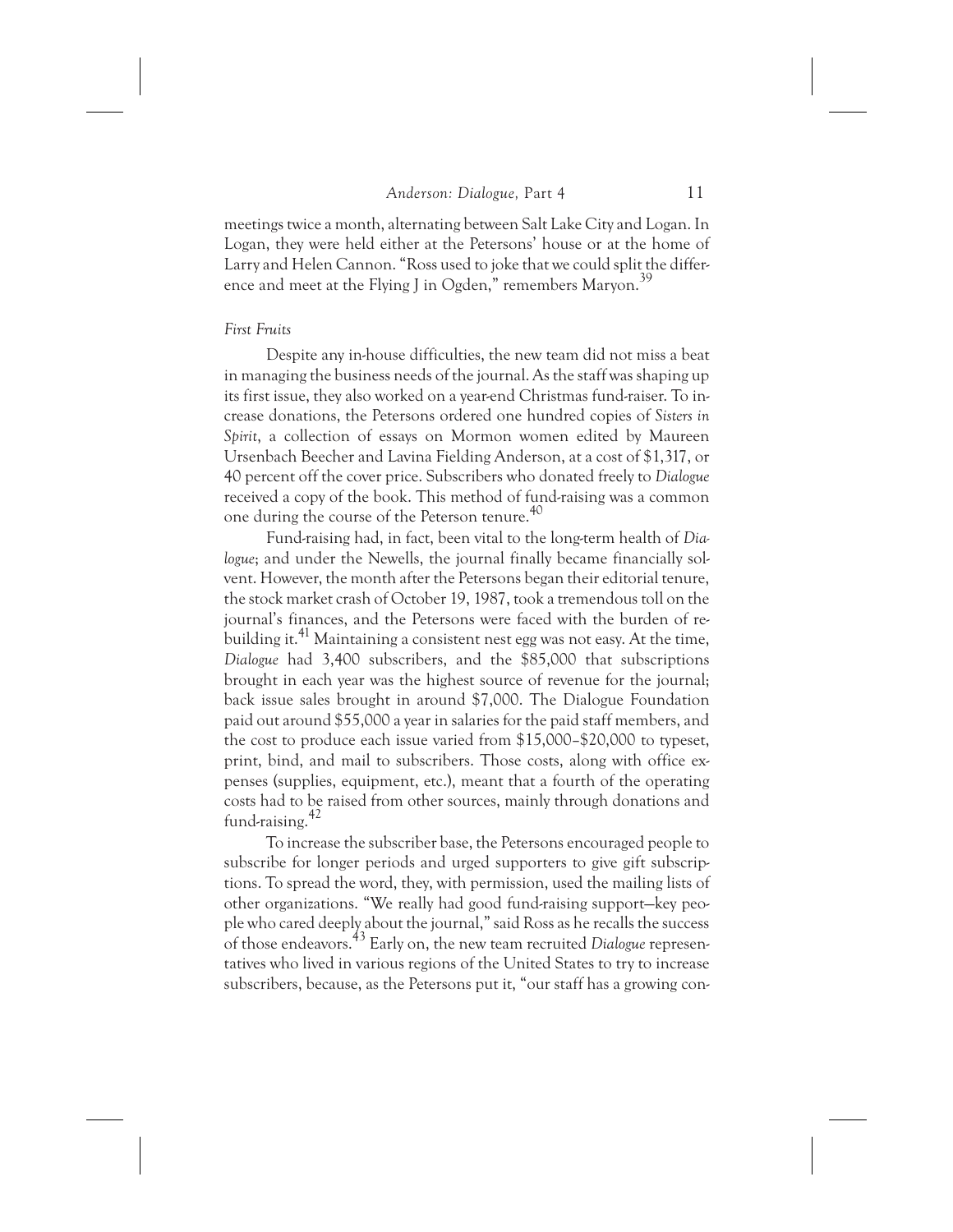meetings twice a month, alternating between Salt Lake City and Logan. In Logan, they were held either at the Petersons' house or at the home of Larry and Helen Cannon. "Ross used to joke that we could split the difference and meet at the Flying J in Ogden," remembers Maryon.[39]

*First Fruits*

Despite any in-house difficulties, the new team did not miss a beat in managing the business needs of the journal. As the staff was shaping up its first issue, they also worked on a year-end Christmas fund-raiser. To increase donations, the Petersons ordered one hundred copies of *Sisters in Spirit*, a collection of essays on Mormon women edited by Maureen Ursenbach Beecher and Lavina Fielding Anderson, at a cost of $1,317, or 40 percent off the cover price. Subscribers who donated freely to *Dialogue* received a copy of the book. This method of fund-raising was a common one during the course of the Peterson tenure.[40]

Fund-raising had, in fact, been vital to the long-term health of *Dialogue*; and under the Newells, the journal finally became financially solvent. However, the month after the Petersons began their editorial tenure, the stock market crash of October 19, 1987, took a tremendous toll on the journal's finances, and the Petersons were faced with the burden of rebuilding it.[41] Maintaining a consistent nest egg was not easy. At the time, *Dialogue* had 3,400 subscribers, and the $85,000 that subscriptions brought in each year was the highest source of revenue for the journal; back issue sales brought in around $7,000. The Dialogue Foundation paid out around $55,000 a year in salaries for the paid staff members, and the cost to produce each issue varied from $15,000–$20,000 to typeset, print, bind, and mail to subscribers. Those costs, along with office expenses (supplies, equipment, etc.), meant that a fourth of the operating costs had to be raised from other sources, mainly through donations and fund-raising.[42]

To increase the subscriber base, the Petersons encouraged people to subscribe for longer periods and urged supporters to give gift subscriptions. To spread the word, they, with permission, used the mailing lists of other organizations. "We really had good fund-raising support—key people who cared deeply about the journal," said Ross as he recalls the success of those endeavors.[43] Early on, the new team recruited *Dialogue* representatives who lived in various regions of the United States to try to increase subscribers, because, as the Petersons put it, "our staff has a growing con-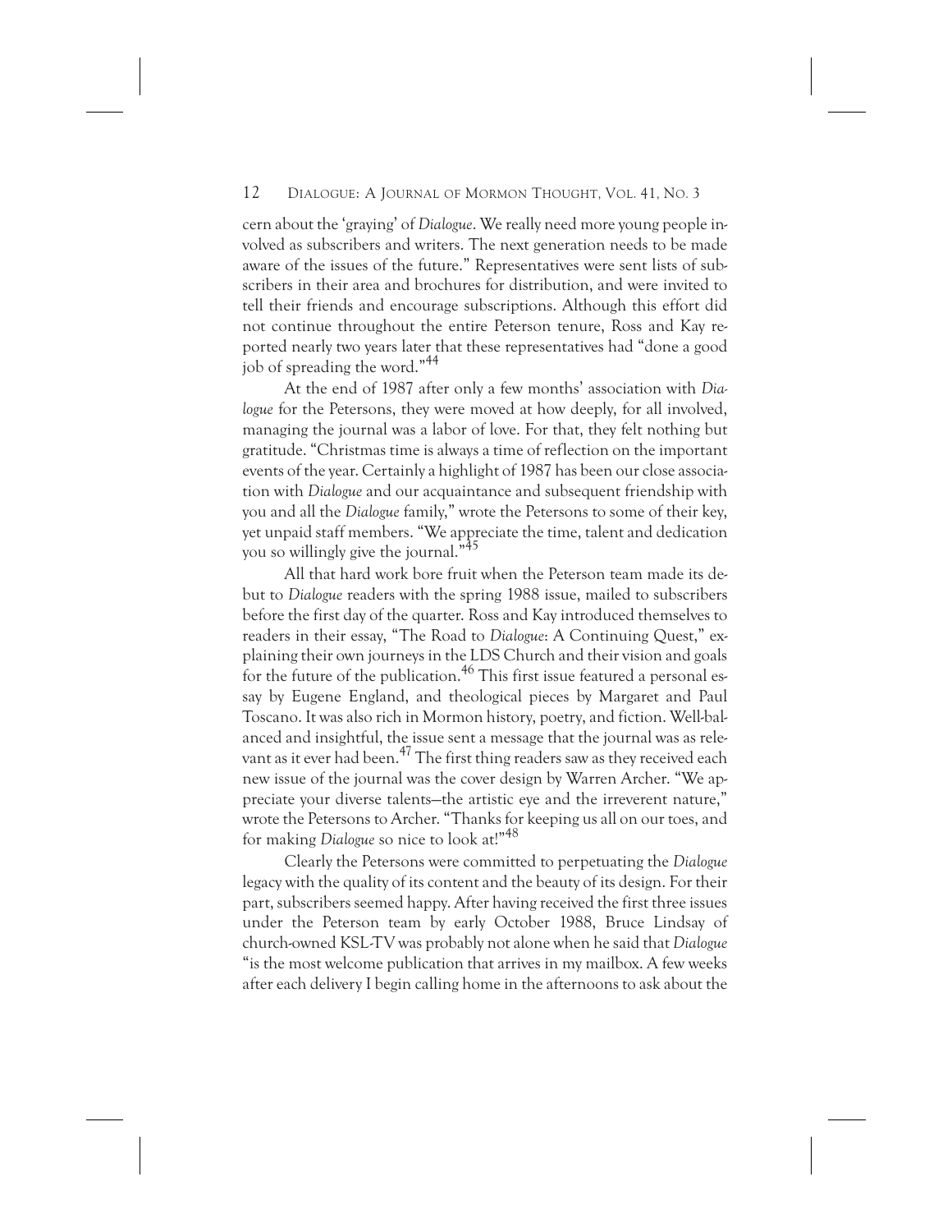cern about the 'graying' of *Dialogue*. We really need more young people involved as subscribers and writers. The next generation needs to be made aware of the issues of the future." Representatives were sent lists of subscribers in their area and brochures for distribution, and were invited to tell their friends and encourage subscriptions. Although this effort did not continue throughout the entire Peterson tenure, Ross and Kay reported nearly two years later that these representatives had "done a good job of spreading the word."[44]

At the end of 1987 after only a few months' association with *Dialogue* for the Petersons, they were moved at how deeply, for all involved, managing the journal was a labor of love. For that, they felt nothing but gratitude. "Christmas time is always a time of reflection on the important events of the year. Certainly a highlight of 1987 has been our close association with *Dialogue* and our acquaintance and subsequent friendship with you and all the *Dialogue* family," wrote the Petersons to some of their key, yet unpaid staff members. "We appreciate the time, talent and dedication you so willingly give the journal."[45]

All that hard work bore fruit when the Peterson team made its debut to *Dialogue* readers with the spring 1988 issue, mailed to subscribers before the first day of the quarter. Ross and Kay introduced themselves to readers in their essay, "The Road to *Dialogue*: A Continuing Quest," explaining their own journeys in the LDS Church and their vision and goals for the future of the publication.[46] This first issue featured a personal essay by Eugene England, and theological pieces by Margaret and Paul Toscano. It was also rich in Mormon history, poetry, and fiction. Well-balanced and insightful, the issue sent a message that the journal was as relevant as it ever had been.[47] The first thing readers saw as they received each new issue of the journal was the cover design by Warren Archer. "We appreciate your diverse talents—the artistic eye and the irreverent nature," wrote the Petersons to Archer. "Thanks for keeping us all on our toes, and for making *Dialogue* so nice to look at!"[48]

Clearly the Petersons were committed to perpetuating the *Dialogue* legacy with the quality of its content and the beauty of its design. For their part, subscribers seemed happy. After having received the first three issues under the Peterson team by early October 1988, Bruce Lindsay of church-owned KSL-TV was probably not alone when he said that *Dialogue* "is the most welcome publication that arrives in my mailbox. A few weeks after each delivery I begin calling home in the afternoons to ask about the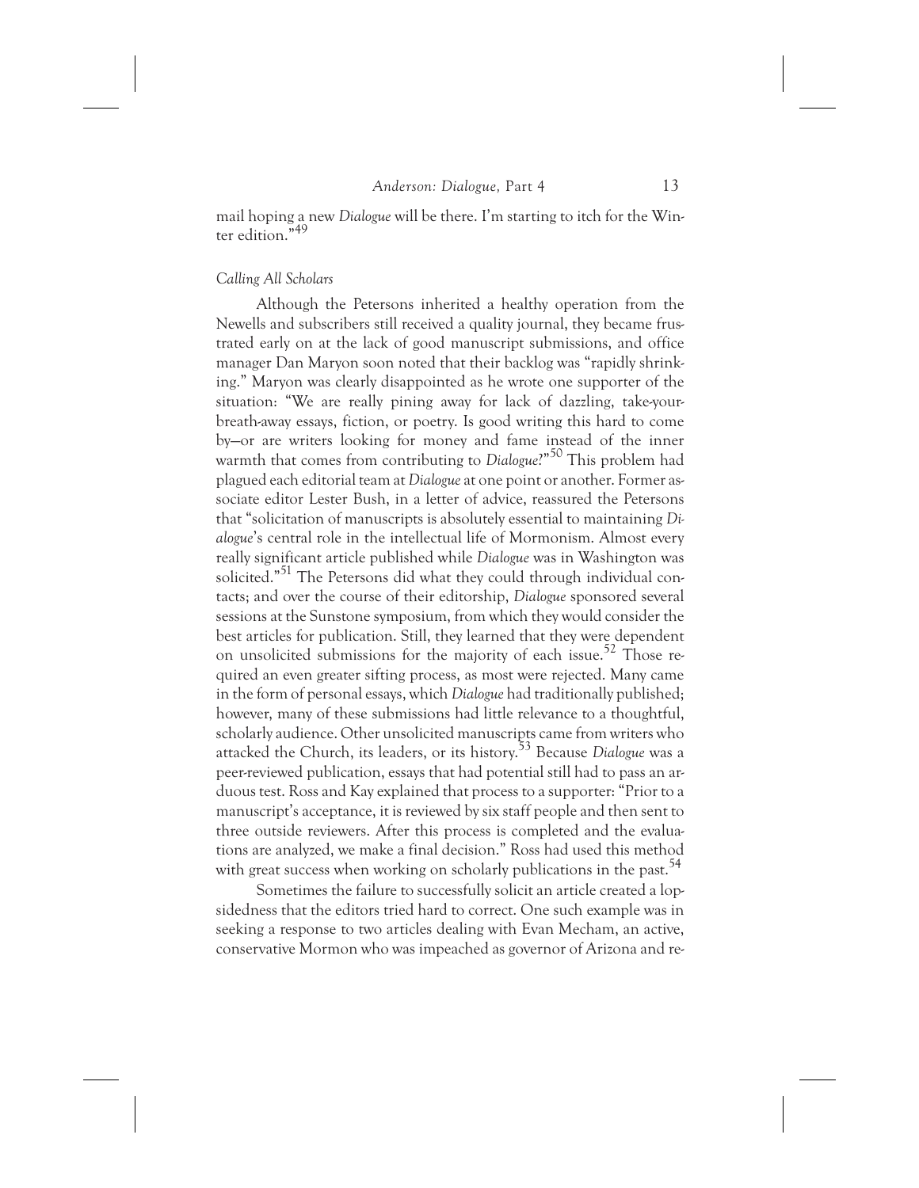mail hoping a new *Dialogue* will be there. I'm starting to itch for the Winter edition."[49]

*Calling All Scholars*

Although the Petersons inherited a healthy operation from the Newells and subscribers still received a quality journal, they became frustrated early on at the lack of good manuscript submissions, and office manager Dan Maryon soon noted that their backlog was "rapidly shrinking." Maryon was clearly disappointed as he wrote one supporter of the situation: "We are really pining away for lack of dazzling, take-your-breath-away essays, fiction, or poetry. Is good writing this hard to come by—or are writers looking for money and fame instead of the inner warmth that comes from contributing to *Dialogue*?"[50] This problem had plagued each editorial team at *Dialogue* at one point or another. Former associate editor Lester Bush, in a letter of advice, reassured the Petersons that "solicitation of manuscripts is absolutely essential to maintaining *Dialogue*'s central role in the intellectual life of Mormonism. Almost every really significant article published while *Dialogue* was in Washington was solicited."[51] The Petersons did what they could through individual contacts; and over the course of their editorship, *Dialogue* sponsored several sessions at the Sunstone symposium, from which they would consider the best articles for publication. Still, they learned that they were dependent on unsolicited submissions for the majority of each issue.[52] Those required an even greater sifting process, as most were rejected. Many came in the form of personal essays, which *Dialogue* had traditionally published; however, many of these submissions had little relevance to a thoughtful, scholarly audience. Other unsolicited manuscripts came from writers who attacked the Church, its leaders, or its history.[53] Because *Dialogue* was a peer-reviewed publication, essays that had potential still had to pass an arduous test. Ross and Kay explained that process to a supporter: "Prior to a manuscript's acceptance, it is reviewed by six staff people and then sent to three outside reviewers. After this process is completed and the evaluations are analyzed, we make a final decision." Ross had used this method with great success when working on scholarly publications in the past.[54]

Sometimes the failure to successfully solicit an article created a lopsidedness that the editors tried hard to correct. One such example was in seeking a response to two articles dealing with Evan Mecham, an active, conservative Mormon who was impeached as governor of Arizona and re-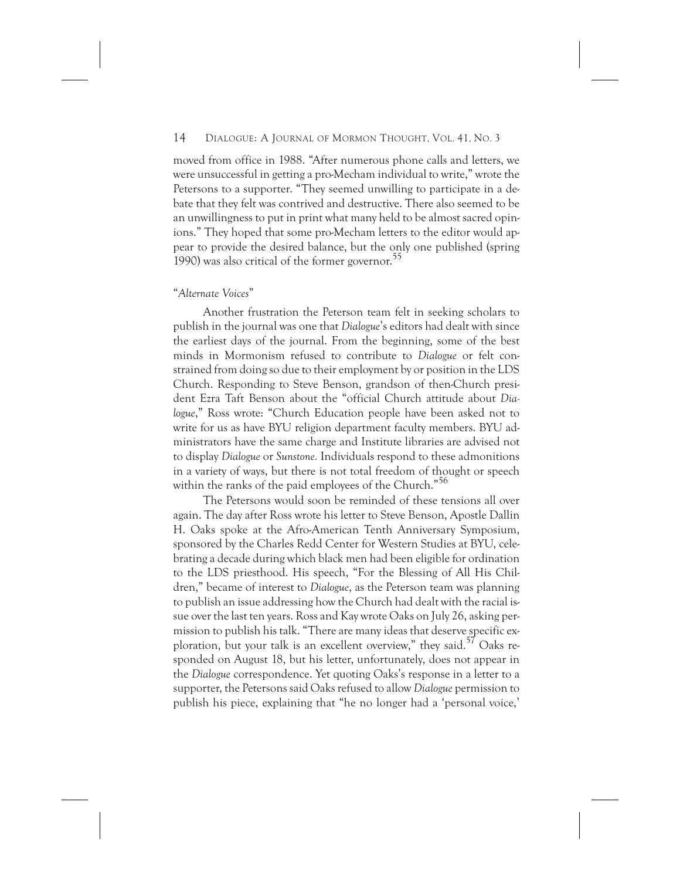moved from office in 1988. "After numerous phone calls and letters, we were unsuccessful in getting a pro-Mecham individual to write," wrote the Petersons to a supporter. "They seemed unwilling to participate in a debate that they felt was contrived and destructive. There also seemed to be an unwillingness to put in print what many held to be almost sacred opinions." They hoped that some pro-Mecham letters to the editor would appear to provide the desired balance, but the only one published (spring 1990) was also critical of the former governor.[55]

### "*Alternate Voices*"

Another frustration the Peterson team felt in seeking scholars to publish in the journal was one that *Dialogue*'s editors had dealt with since the earliest days of the journal. From the beginning, some of the best minds in Mormonism refused to contribute to *Dialogue* or felt constrained from doing so due to their employment by or position in the LDS Church. Responding to Steve Benson, grandson of then-Church president Ezra Taft Benson about the "official Church attitude about *Dialogue*," Ross wrote: "Church Education people have been asked not to write for us as have BYU religion department faculty members. BYU administrators have the same charge and Institute libraries are advised not to display *Dialogue* or *Sunstone.* Individuals respond to these admonitions in a variety of ways, but there is not total freedom of thought or speech within the ranks of the paid employees of the Church."[56]

The Petersons would soon be reminded of these tensions all over again. The day after Ross wrote his letter to Steve Benson, Apostle Dallin H. Oaks spoke at the Afro-American Tenth Anniversary Symposium, sponsored by the Charles Redd Center for Western Studies at BYU, celebrating a decade during which black men had been eligible for ordination to the LDS priesthood. His speech, "For the Blessing of All His Children," became of interest to *Dialogue*, as the Peterson team was planning to publish an issue addressing how the Church had dealt with the racial issue over the last ten years. Ross and Kay wrote Oaks on July 26, asking permission to publish his talk. "There are many ideas that deserve specific exploration, but your talk is an excellent overview," they said.[57] Oaks responded on August 18, but his letter, unfortunately, does not appear in the *Dialogue* correspondence. Yet quoting Oaks's response in a letter to a supporter, the Petersons said Oaks refused to allow *Dialogue* permission to publish his piece, explaining that "he no longer had a 'personal voice,'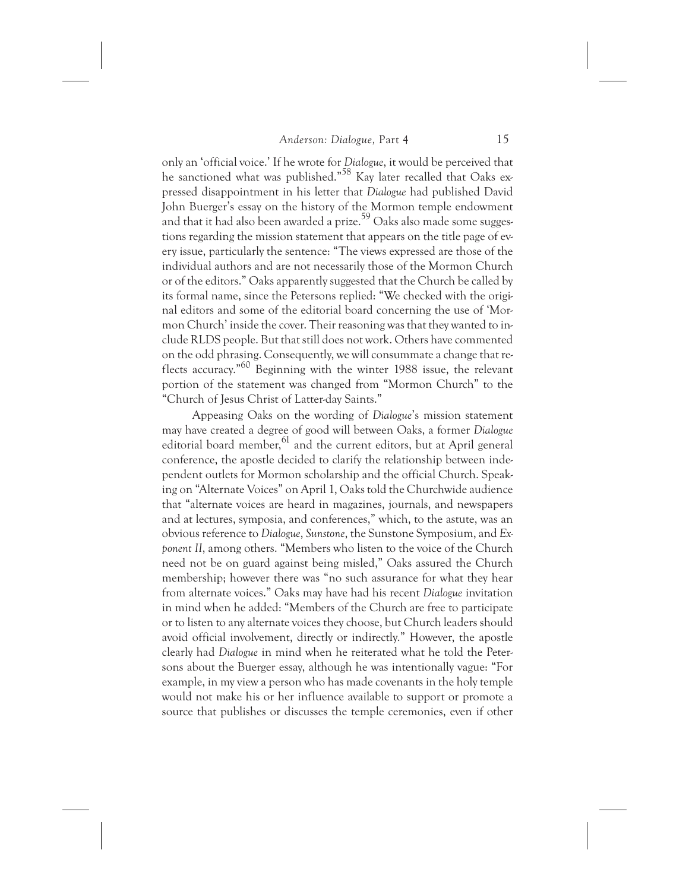only an 'official voice.' If he wrote for *Dialogue*, it would be perceived that he sanctioned what was published."[58] Kay later recalled that Oaks expressed disappointment in his letter that *Dialogue* had published David John Buerger's essay on the history of the Mormon temple endowment and that it had also been awarded a prize.[59] Oaks also made some suggestions regarding the mission statement that appears on the title page of every issue, particularly the sentence: "The views expressed are those of the individual authors and are not necessarily those of the Mormon Church or of the editors." Oaks apparently suggested that the Church be called by its formal name, since the Petersons replied: "We checked with the original editors and some of the editorial board concerning the use of 'Mormon Church' inside the cover. Their reasoning was that they wanted to include RLDS people. But that still does not work. Others have commented on the odd phrasing. Consequently, we will consummate a change that reflects accuracy."[60] Beginning with the winter 1988 issue, the relevant portion of the statement was changed from "Mormon Church" to the "Church of Jesus Christ of Latter-day Saints."

Appeasing Oaks on the wording of *Dialogue*'s mission statement may have created a degree of good will between Oaks, a former *Dialogue* editorial board member,[61] and the current editors, but at April general conference, the apostle decided to clarify the relationship between independent outlets for Mormon scholarship and the official Church. Speaking on "Alternate Voices" on April 1, Oaks told the Churchwide audience that "alternate voices are heard in magazines, journals, and newspapers and at lectures, symposia, and conferences," which, to the astute, was an obvious reference to *Dialogue*, *Sunstone*, the Sunstone Symposium, and *Exponent II*, among others. "Members who listen to the voice of the Church need not be on guard against being misled," Oaks assured the Church membership; however there was "no such assurance for what they hear from alternate voices." Oaks may have had his recent *Dialogue* invitation in mind when he added: "Members of the Church are free to participate or to listen to any alternate voices they choose, but Church leaders should avoid official involvement, directly or indirectly." However, the apostle clearly had *Dialogue* in mind when he reiterated what he told the Petersons about the Buerger essay, although he was intentionally vague: "For example, in my view a person who has made covenants in the holy temple would not make his or her influence available to support or promote a source that publishes or discusses the temple ceremonies, even if other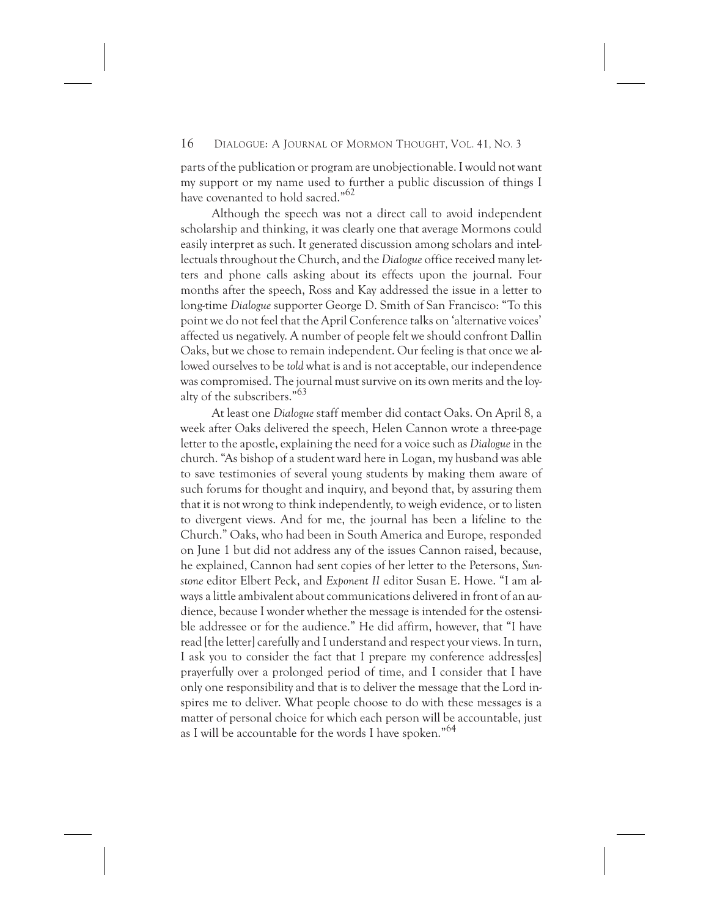parts of the publication or program are unobjectionable. I would not want my support or my name used to further a public discussion of things I have covenanted to hold sacred."[62]

Although the speech was not a direct call to avoid independent scholarship and thinking, it was clearly one that average Mormons could easily interpret as such. It generated discussion among scholars and intellectuals throughout the Church, and the *Dialogue* office received many letters and phone calls asking about its effects upon the journal. Four months after the speech, Ross and Kay addressed the issue in a letter to long-time *Dialogue* supporter George D. Smith of San Francisco: "To this point we do not feel that the April Conference talks on 'alternative voices' affected us negatively. A number of people felt we should confront Dallin Oaks, but we chose to remain independent. Our feeling is that once we allowed ourselves to be *told* what is and is not acceptable, our independence was compromised. The journal must survive on its own merits and the loyalty of the subscribers."[63]

At least one *Dialogue* staff member did contact Oaks. On April 8, a week after Oaks delivered the speech, Helen Cannon wrote a three-page letter to the apostle, explaining the need for a voice such as *Dialogue* in the church. "As bishop of a student ward here in Logan, my husband was able to save testimonies of several young students by making them aware of such forums for thought and inquiry, and beyond that, by assuring them that it is not wrong to think independently, to weigh evidence, or to listen to divergent views. And for me, the journal has been a lifeline to the Church." Oaks, who had been in South America and Europe, responded on June 1 but did not address any of the issues Cannon raised, because, he explained, Cannon had sent copies of her letter to the Petersons, *Sunstone* editor Elbert Peck, and *Exponent II* editor Susan E. Howe. "I am always a little ambivalent about communications delivered in front of an audience, because I wonder whether the message is intended for the ostensible addressee or for the audience." He did affirm, however, that "I have read [the letter] carefully and I understand and respect your views. In turn, I ask you to consider the fact that I prepare my conference address[es] prayerfully over a prolonged period of time, and I consider that I have only one responsibility and that is to deliver the message that the Lord inspires me to deliver. What people choose to do with these messages is a matter of personal choice for which each person will be accountable, just as I will be accountable for the words I have spoken."[64]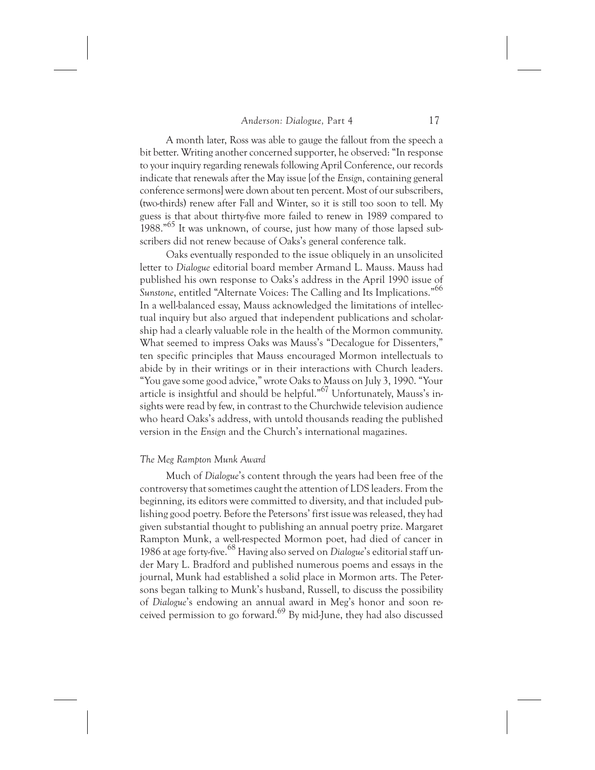A month later, Ross was able to gauge the fallout from the speech a bit better. Writing another concerned supporter, he observed: "In response to your inquiry regarding renewals following April Conference, our records indicate that renewals after the May issue [of the *Ensign*, containing general conference sermons] were down about ten percent. Most of our subscribers, (two-thirds) renew after Fall and Winter, so it is still too soon to tell. My guess is that about thirty-five more failed to renew in 1989 compared to 1988."[65] It was unknown, of course, just how many of those lapsed subscribers did not renew because of Oaks's general conference talk.

Oaks eventually responded to the issue obliquely in an unsolicited letter to *Dialogue* editorial board member Armand L. Mauss. Mauss had published his own response to Oaks's address in the April 1990 issue of *Sunstone*, entitled "Alternate Voices: The Calling and Its Implications."[66] In a well-balanced essay, Mauss acknowledged the limitations of intellectual inquiry but also argued that independent publications and scholarship had a clearly valuable role in the health of the Mormon community. What seemed to impress Oaks was Mauss's "Decalogue for Dissenters," ten specific principles that Mauss encouraged Mormon intellectuals to abide by in their writings or in their interactions with Church leaders. "You gave some good advice," wrote Oaks to Mauss on July 3, 1990. "Your article is insightful and should be helpful."[67] Unfortunately, Mauss's insights were read by few, in contrast to the Churchwide television audience who heard Oaks's address, with untold thousands reading the published version in the *Ensign* and the Church's international magazines.

### *The Meg Rampton Munk Award*

Much of *Dialogue*'s content through the years had been free of the controversy that sometimes caught the attention of LDS leaders. From the beginning, its editors were committed to diversity, and that included publishing good poetry. Before the Petersons' first issue was released, they had given substantial thought to publishing an annual poetry prize. Margaret Rampton Munk, a well-respected Mormon poet, had died of cancer in 1986 at age forty-five.[68] Having also served on *Dialogue*'s editorial staff under Mary L. Bradford and published numerous poems and essays in the journal, Munk had established a solid place in Mormon arts. The Petersons began talking to Munk's husband, Russell, to discuss the possibility of *Dialogue*'s endowing an annual award in Meg's honor and soon received permission to go forward.[69] By mid-June, they had also discussed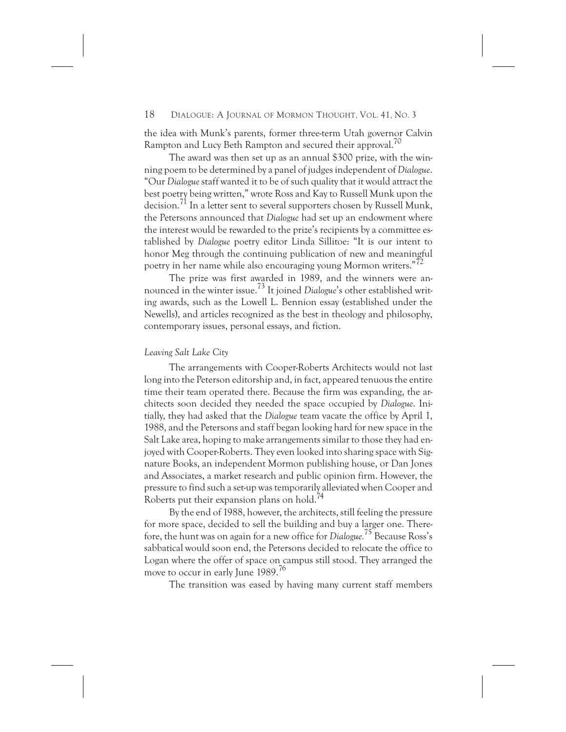the idea with Munk's parents, former three-term Utah governor Calvin Rampton and Lucy Beth Rampton and secured their approval.[70]

The award was then set up as an annual $300 prize, with the winning poem to be determined by a panel of judges independent of *Dialogue*. "Our *Dialogue* staff wanted it to be of such quality that it would attract the best poetry being written," wrote Ross and Kay to Russell Munk upon the decision.[71] In a letter sent to several supporters chosen by Russell Munk, the Petersons announced that *Dialogue* had set up an endowment where the interest would be rewarded to the prize's recipients by a committee established by *Dialogue* poetry editor Linda Sillitoe: "It is our intent to honor Meg through the continuing publication of new and meaningful poetry in her name while also encouraging young Mormon writers."[72]

The prize was first awarded in 1989, and the winners were announced in the winter issue.[73] It joined *Dialogue*'s other established writing awards, such as the Lowell L. Bennion essay (established under the Newells), and articles recognized as the best in theology and philosophy, contemporary issues, personal essays, and fiction.

### *Leaving Salt Lake City*

The arrangements with Cooper-Roberts Architects would not last long into the Peterson editorship and, in fact, appeared tenuous the entire time their team operated there. Because the firm was expanding, the architects soon decided they needed the space occupied by *Dialogue*. Initially, they had asked that the *Dialogue* team vacate the office by April 1, 1988, and the Petersons and staff began looking hard for new space in the Salt Lake area, hoping to make arrangements similar to those they had enjoyed with Cooper-Roberts. They even looked into sharing space with Signature Books, an independent Mormon publishing house, or Dan Jones and Associates, a market research and public opinion firm. However, the pressure to find such a set-up was temporarily alleviated when Cooper and Roberts put their expansion plans on hold.[74]

By the end of 1988, however, the architects, still feeling the pressure for more space, decided to sell the building and buy a larger one. Therefore, the hunt was on again for a new office for *Dialogue*.[75] Because Ross's sabbatical would soon end, the Petersons decided to relocate the office to Logan where the offer of space on campus still stood. They arranged the move to occur in early June 1989.[76]

The transition was eased by having many current staff members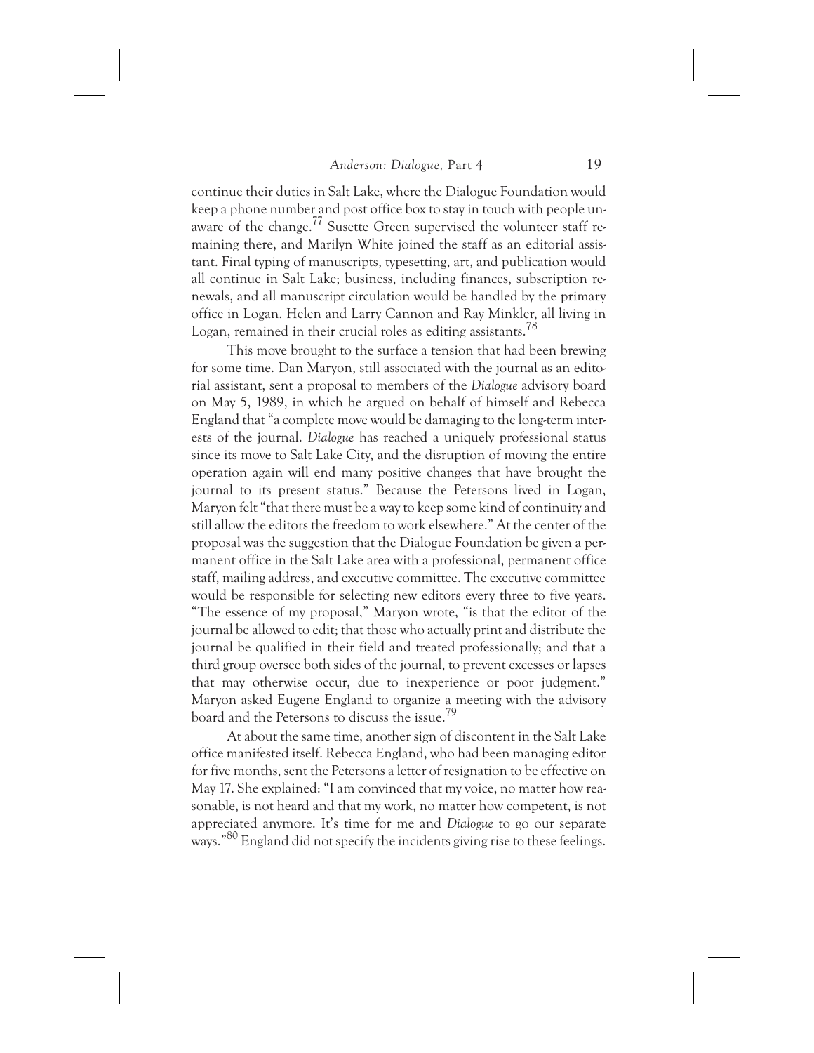continue their duties in Salt Lake, where the Dialogue Foundation would keep a phone number and post office box to stay in touch with people unaware of the change.[77] Susette Green supervised the volunteer staff remaining there, and Marilyn White joined the staff as an editorial assistant. Final typing of manuscripts, typesetting, art, and publication would all continue in Salt Lake; business, including finances, subscription renewals, and all manuscript circulation would be handled by the primary office in Logan. Helen and Larry Cannon and Ray Minkler, all living in Logan, remained in their crucial roles as editing assistants.[78]

This move brought to the surface a tension that had been brewing for some time. Dan Maryon, still associated with the journal as an editorial assistant, sent a proposal to members of the *Dialogue* advisory board on May 5, 1989, in which he argued on behalf of himself and Rebecca England that "a complete move would be damaging to the long-term interests of the journal. *Dialogue* has reached a uniquely professional status since its move to Salt Lake City, and the disruption of moving the entire operation again will end many positive changes that have brought the journal to its present status." Because the Petersons lived in Logan, Maryon felt "that there must be a way to keep some kind of continuity and still allow the editors the freedom to work elsewhere." At the center of the proposal was the suggestion that the Dialogue Foundation be given a permanent office in the Salt Lake area with a professional, permanent office staff, mailing address, and executive committee. The executive committee would be responsible for selecting new editors every three to five years. "The essence of my proposal," Maryon wrote, "is that the editor of the journal be allowed to edit; that those who actually print and distribute the journal be qualified in their field and treated professionally; and that a third group oversee both sides of the journal, to prevent excesses or lapses that may otherwise occur, due to inexperience or poor judgment." Maryon asked Eugene England to organize a meeting with the advisory board and the Petersons to discuss the issue.[79]

At about the same time, another sign of discontent in the Salt Lake office manifested itself. Rebecca England, who had been managing editor for five months, sent the Petersons a letter of resignation to be effective on May 17. She explained: "I am convinced that my voice, no matter how reasonable, is not heard and that my work, no matter how competent, is not appreciated anymore. It's time for me and *Dialogue* to go our separate ways."[80] England did not specify the incidents giving rise to these feelings.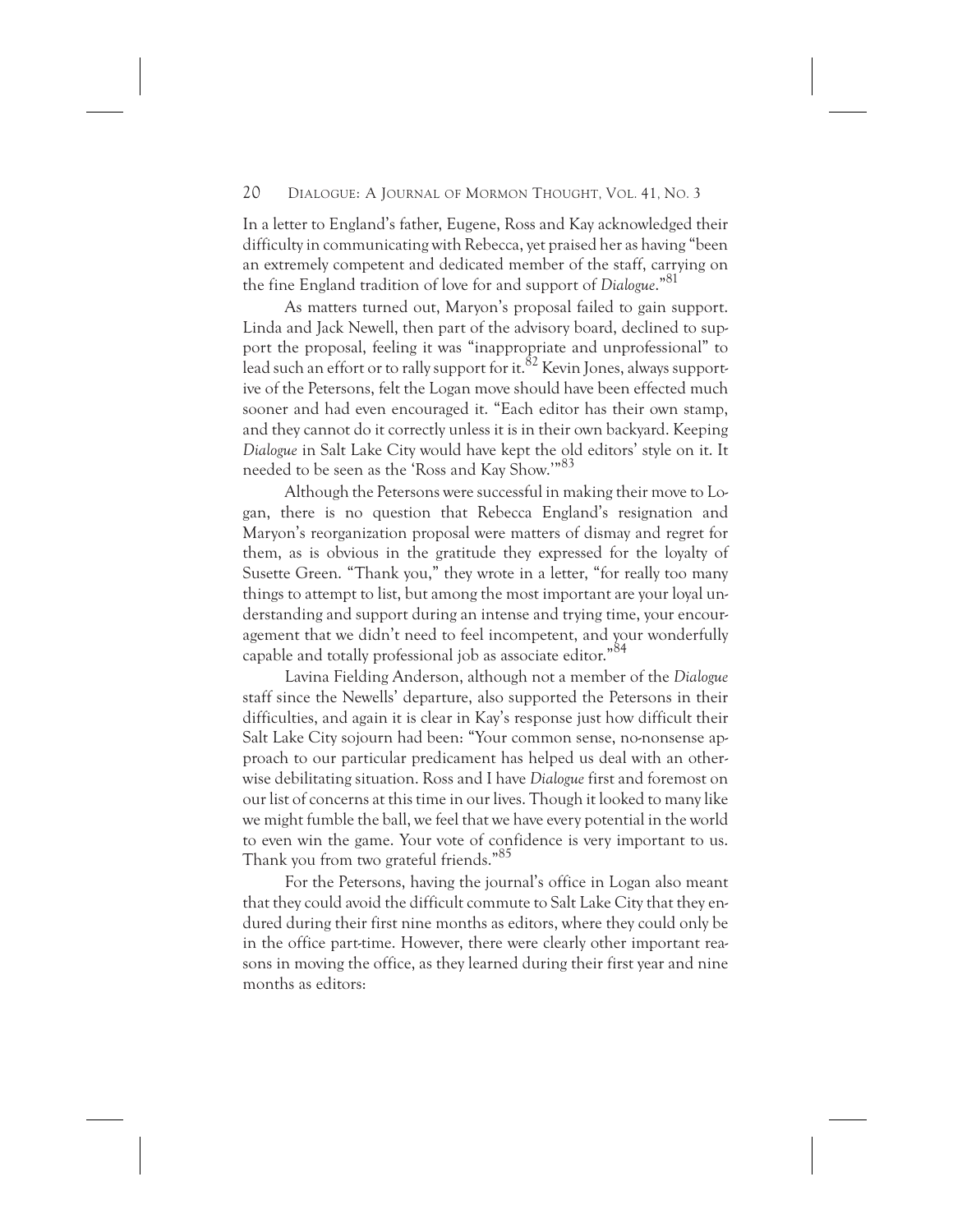In a letter to England's father, Eugene, Ross and Kay acknowledged their difficulty in communicating with Rebecca, yet praised her as having "been an extremely competent and dedicated member of the staff, carrying on the fine England tradition of love for and support of *Dialogue*."[81]

As matters turned out, Maryon's proposal failed to gain support. Linda and Jack Newell, then part of the advisory board, declined to support the proposal, feeling it was "inappropriate and unprofessional" to lead such an effort or to rally support for it.[82] Kevin Jones, always supportive of the Petersons, felt the Logan move should have been effected much sooner and had even encouraged it. "Each editor has their own stamp, and they cannot do it correctly unless it is in their own backyard. Keeping *Dialogue* in Salt Lake City would have kept the old editors' style on it. It needed to be seen as the 'Ross and Kay Show.'"[83]

Although the Petersons were successful in making their move to Logan, there is no question that Rebecca England's resignation and Maryon's reorganization proposal were matters of dismay and regret for them, as is obvious in the gratitude they expressed for the loyalty of Susette Green. "Thank you," they wrote in a letter, "for really too many things to attempt to list, but among the most important are your loyal understanding and support during an intense and trying time, your encouragement that we didn't need to feel incompetent, and your wonderfully capable and totally professional job as associate editor."[84]

Lavina Fielding Anderson, although not a member of the *Dialogue* staff since the Newells' departure, also supported the Petersons in their difficulties, and again it is clear in Kay's response just how difficult their Salt Lake City sojourn had been: "Your common sense, no-nonsense approach to our particular predicament has helped us deal with an otherwise debilitating situation. Ross and I have *Dialogue* first and foremost on our list of concerns at this time in our lives. Though it looked to many like we might fumble the ball, we feel that we have every potential in the world to even win the game. Your vote of confidence is very important to us. Thank you from two grateful friends."[85]

For the Petersons, having the journal's office in Logan also meant that they could avoid the difficult commute to Salt Lake City that they endured during their first nine months as editors, where they could only be in the office part-time. However, there were clearly other important reasons in moving the office, as they learned during their first year and nine months as editors: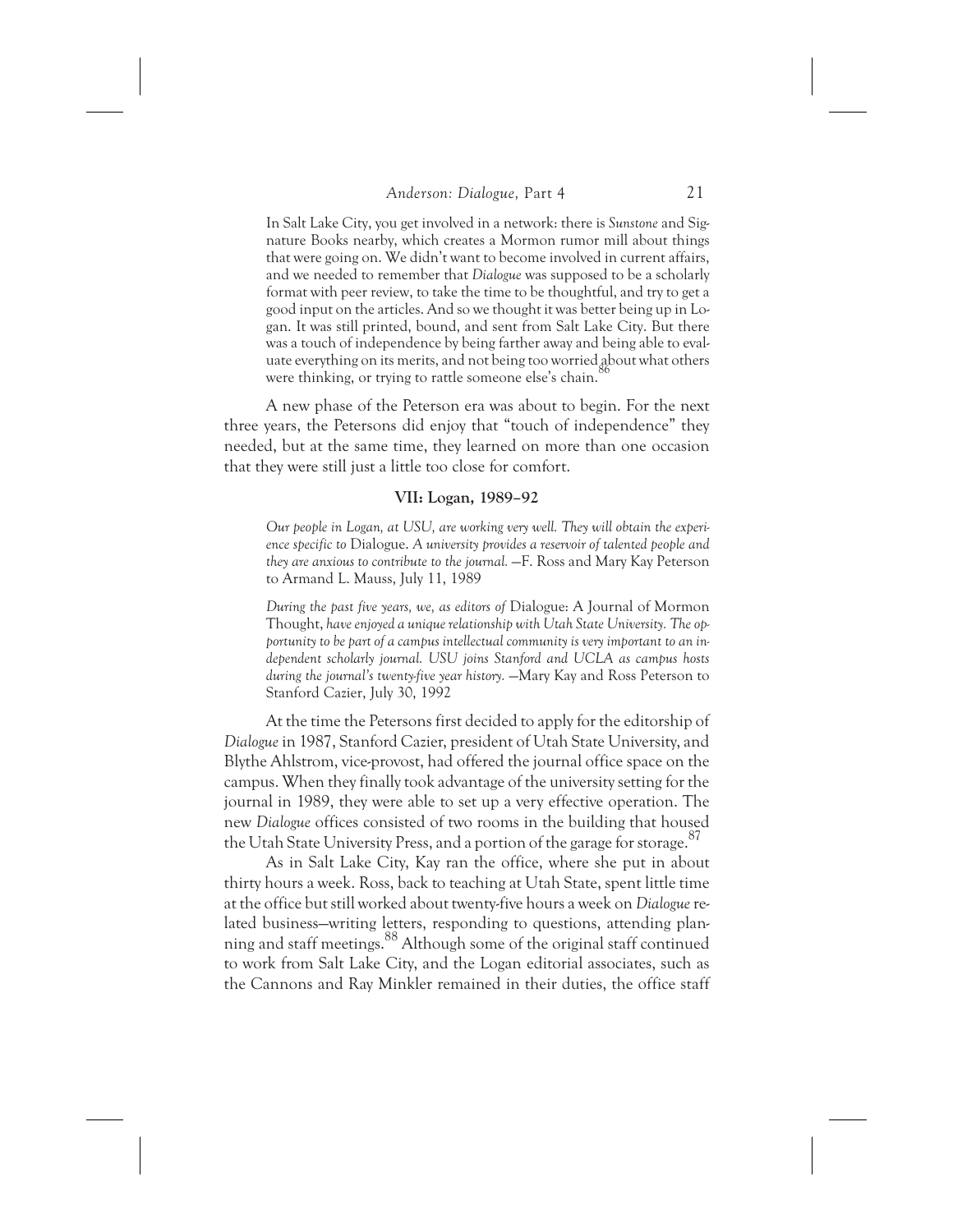> In Salt Lake City, you get involved in a network: there is *Sunstone* and Signature Books nearby, which creates a Mormon rumor mill about things that were going on. We didn't want to become involved in current affairs, and we needed to remember that *Dialogue* was supposed to be a scholarly format with peer review, to take the time to be thoughtful, and try to get a good input on the articles. And so we thought it was better being up in Logan. It was still printed, bound, and sent from Salt Lake City. But there was a touch of independence by being farther away and being able to evaluate everything on its merits, and not being too worried about what others were thinking, or trying to rattle someone else's chain.[86]

A new phase of the Peterson era was about to begin. For the next three years, the Petersons did enjoy that "touch of independence" they needed, but at the same time, they learned on more than one occasion that they were still just a little too close for comfort.

## VII: Logan, 1989–92

> *Our people in Logan, at USU, are working very well. They will obtain the experience specific to* Dialogue. *A university provides a reservoir of talented people and they are anxious to contribute to the journal.* —F. Ross and Mary Kay Peterson to Armand L. Mauss, July 11, 1989

> *During the past five years, we, as editors of* Dialogue: A Journal of Mormon Thought, *have enjoyed a unique relationship with Utah State University. The opportunity to be part of a campus intellectual community is very important to an independent scholarly journal. USU joins Stanford and UCLA as campus hosts during the journal's twenty-five year history.* —Mary Kay and Ross Peterson to Stanford Cazier, July 30, 1992

At the time the Petersons first decided to apply for the editorship of *Dialogue* in 1987, Stanford Cazier, president of Utah State University, and Blythe Ahlstrom, vice-provost, had offered the journal office space on the campus. When they finally took advantage of the university setting for the journal in 1989, they were able to set up a very effective operation. The new *Dialogue* offices consisted of two rooms in the building that housed the Utah State University Press, and a portion of the garage for storage.[87]

As in Salt Lake City, Kay ran the office, where she put in about thirty hours a week. Ross, back to teaching at Utah State, spent little time at the office but still worked about twenty-five hours a week on *Dialogue* related business—writing letters, responding to questions, attending planning and staff meetings.[88] Although some of the original staff continued to work from Salt Lake City, and the Logan editorial associates, such as the Cannons and Ray Minkler remained in their duties, the office staff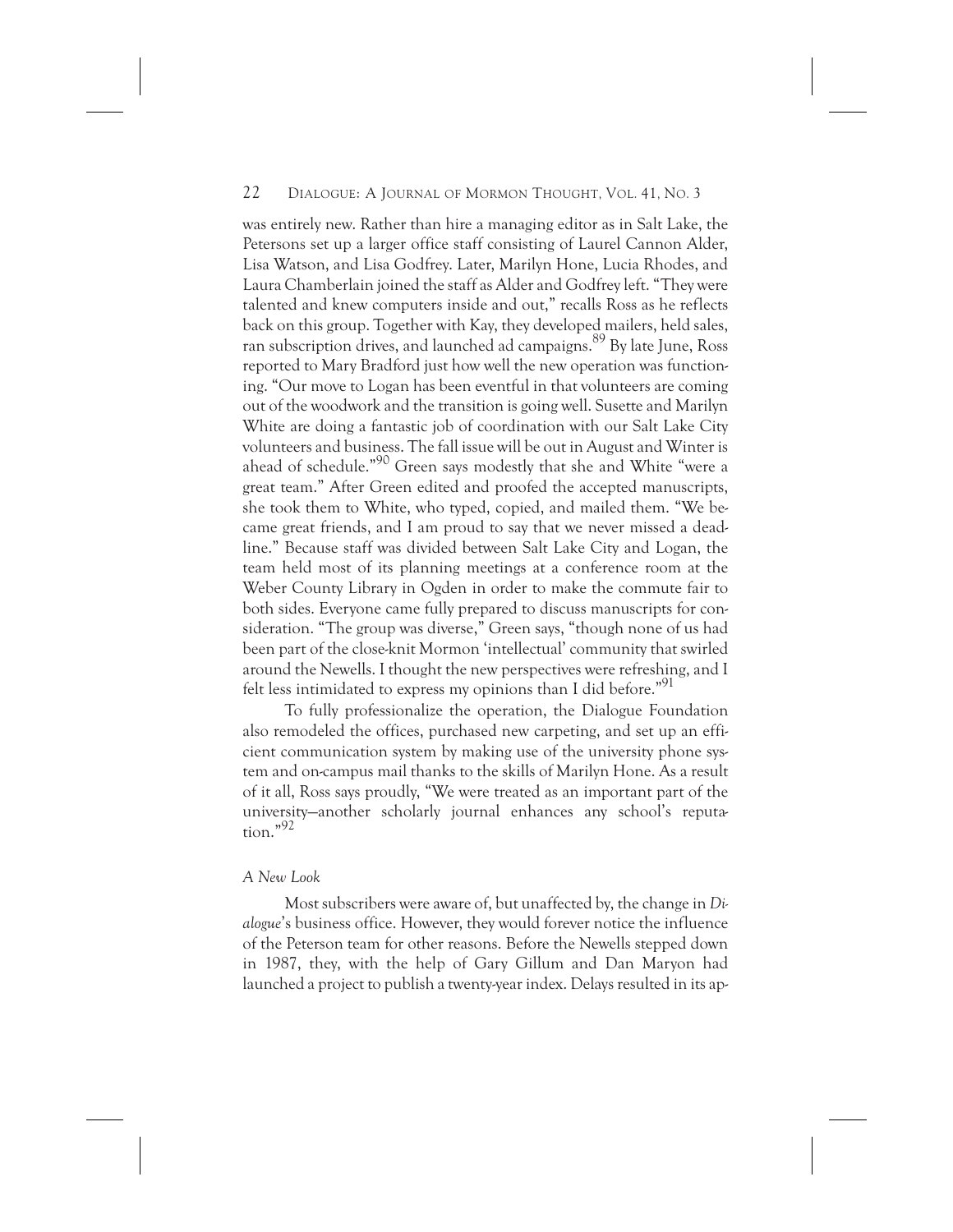was entirely new. Rather than hire a managing editor as in Salt Lake, the Petersons set up a larger office staff consisting of Laurel Cannon Alder, Lisa Watson, and Lisa Godfrey. Later, Marilyn Hone, Lucia Rhodes, and Laura Chamberlain joined the staff as Alder and Godfrey left. "They were talented and knew computers inside and out," recalls Ross as he reflects back on this group. Together with Kay, they developed mailers, held sales, ran subscription drives, and launched ad campaigns.[89] By late June, Ross reported to Mary Bradford just how well the new operation was functioning. "Our move to Logan has been eventful in that volunteers are coming out of the woodwork and the transition is going well. Susette and Marilyn White are doing a fantastic job of coordination with our Salt Lake City volunteers and business. The fall issue will be out in August and Winter is ahead of schedule."[90] Green says modestly that she and White "were a great team." After Green edited and proofed the accepted manuscripts, she took them to White, who typed, copied, and mailed them. "We became great friends, and I am proud to say that we never missed a deadline." Because staff was divided between Salt Lake City and Logan, the team held most of its planning meetings at a conference room at the Weber County Library in Ogden in order to make the commute fair to both sides. Everyone came fully prepared to discuss manuscripts for consideration. "The group was diverse," Green says, "though none of us had been part of the close-knit Mormon 'intellectual' community that swirled around the Newells. I thought the new perspectives were refreshing, and I felt less intimidated to express my opinions than I did before."[91]

To fully professionalize the operation, the Dialogue Foundation also remodeled the offices, purchased new carpeting, and set up an efficient communication system by making use of the university phone system and on-campus mail thanks to the skills of Marilyn Hone. As a result of it all, Ross says proudly, "We were treated as an important part of the university—another scholarly journal enhances any school's reputation."[92]

*A New Look*

Most subscribers were aware of, but unaffected by, the change in *Dialogue*'s business office. However, they would forever notice the influence of the Peterson team for other reasons. Before the Newells stepped down in 1987, they, with the help of Gary Gillum and Dan Maryon had launched a project to publish a twenty-year index. Delays resulted in its ap-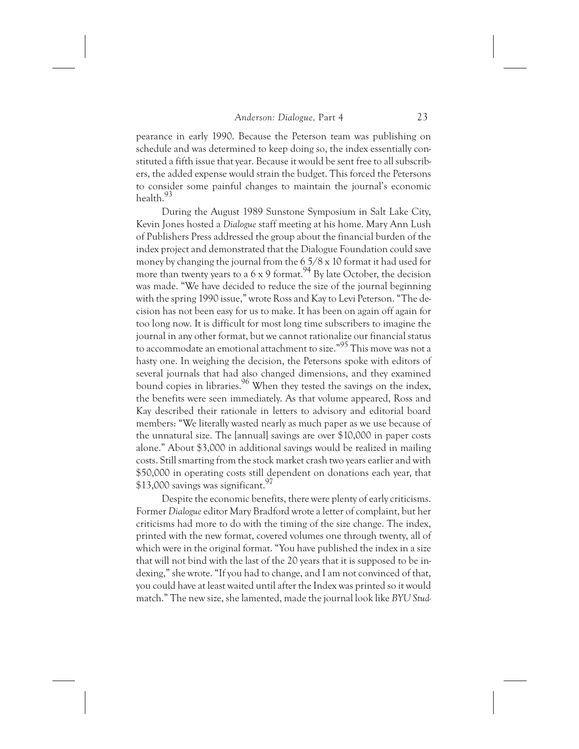pearance in early 1990. Because the Peterson team was publishing on schedule and was determined to keep doing so, the index essentially constituted a fifth issue that year. Because it would be sent free to all subscribers, the added expense would strain the budget. This forced the Petersons to consider some painful changes to maintain the journal's economic health.[93]

During the August 1989 Sunstone Symposium in Salt Lake City, Kevin Jones hosted a *Dialogue* staff meeting at his home. Mary Ann Lush of Publishers Press addressed the group about the financial burden of the index project and demonstrated that the Dialogue Foundation could save money by changing the journal from the 6 5/8 x 10 format it had used for more than twenty years to a 6 x 9 format.[94] By late October, the decision was made. "We have decided to reduce the size of the journal beginning with the spring 1990 issue," wrote Ross and Kay to Levi Peterson. "The decision has not been easy for us to make. It has been on again off again for too long now. It is difficult for most long time subscribers to imagine the journal in any other format, but we cannot rationalize our financial status to accommodate an emotional attachment to size."[95] This move was not a hasty one. In weighing the decision, the Petersons spoke with editors of several journals that had also changed dimensions, and they examined bound copies in libraries.[96] When they tested the savings on the index, the benefits were seen immediately. As that volume appeared, Ross and Kay described their rationale in letters to advisory and editorial board members: "We literally wasted nearly as much paper as we use because of the unnatural size. The [annual] savings are over $10,000 in paper costs alone." About $3,000 in additional savings would be realized in mailing costs. Still smarting from the stock market crash two years earlier and with $50,000 in operating costs still dependent on donations each year, that $13,000 savings was significant.[97]

Despite the economic benefits, there were plenty of early criticisms. Former *Dialogue* editor Mary Bradford wrote a letter of complaint, but her criticisms had more to do with the timing of the size change. The index, printed with the new format, covered volumes one through twenty, all of which were in the original format. "You have published the index in a size that will not bind with the last of the 20 years that it is supposed to be indexing," she wrote. "If you had to change, and I am not convinced of that, you could have at least waited until after the Index was printed so it would match." The new size, she lamented, made the journal look like *BYU Stud-*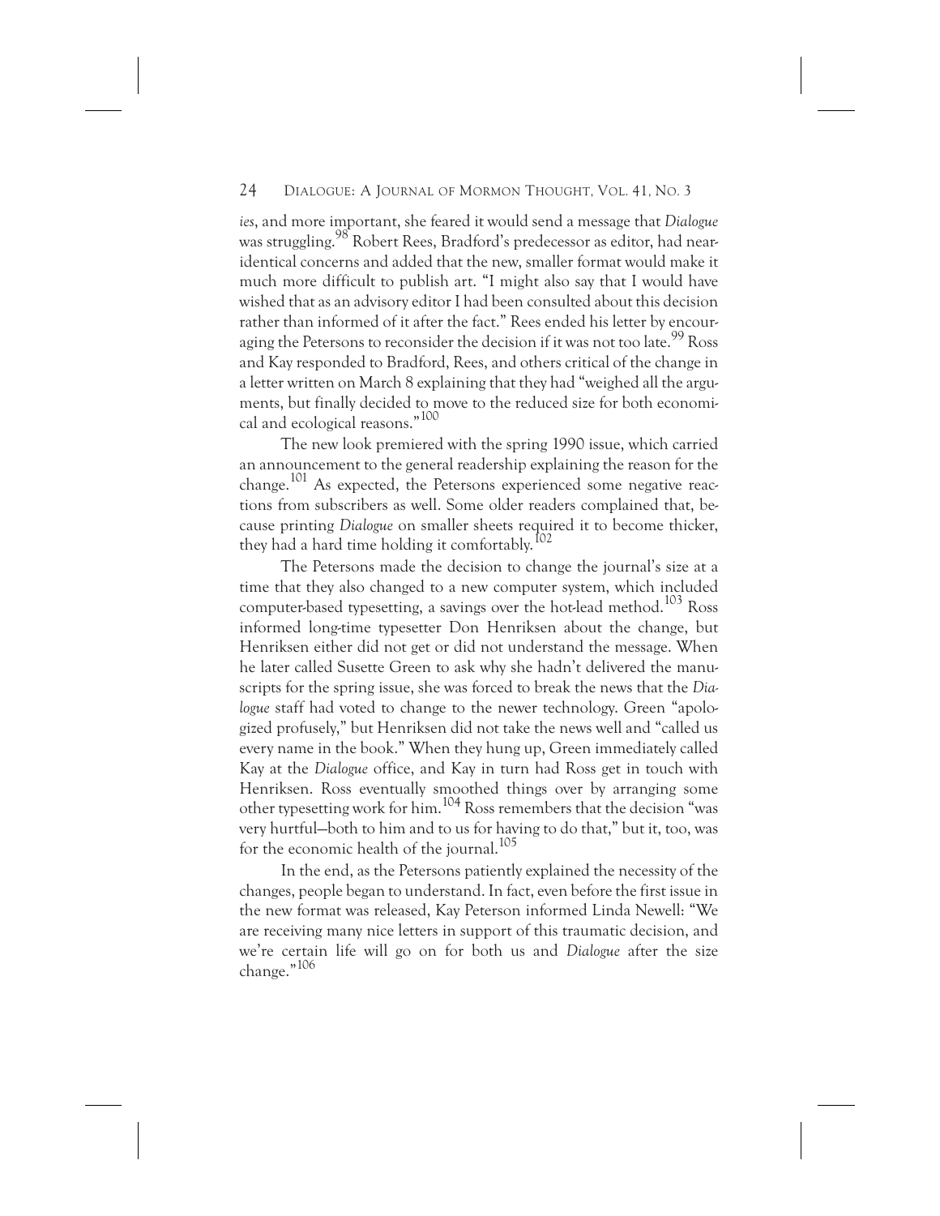*ies*, and more important, she feared it would send a message that *Dialogue* was struggling.[98] Robert Rees, Bradford's predecessor as editor, had near-identical concerns and added that the new, smaller format would make it much more difficult to publish art. "I might also say that I would have wished that as an advisory editor I had been consulted about this decision rather than informed of it after the fact." Rees ended his letter by encouraging the Petersons to reconsider the decision if it was not too late.[99] Ross and Kay responded to Bradford, Rees, and others critical of the change in a letter written on March 8 explaining that they had "weighed all the arguments, but finally decided to move to the reduced size for both economical and ecological reasons."[100]

The new look premiered with the spring 1990 issue, which carried an announcement to the general readership explaining the reason for the change.[101] As expected, the Petersons experienced some negative reactions from subscribers as well. Some older readers complained that, because printing *Dialogue* on smaller sheets required it to become thicker, they had a hard time holding it comfortably.[102]

The Petersons made the decision to change the journal's size at a time that they also changed to a new computer system, which included computer-based typesetting, a savings over the hot-lead method.[103] Ross informed long-time typesetter Don Henriksen about the change, but Henriksen either did not get or did not understand the message. When he later called Susette Green to ask why she hadn't delivered the manuscripts for the spring issue, she was forced to break the news that the *Dialogue* staff had voted to change to the newer technology. Green "apologized profusely," but Henriksen did not take the news well and "called us every name in the book." When they hung up, Green immediately called Kay at the *Dialogue* office, and Kay in turn had Ross get in touch with Henriksen. Ross eventually smoothed things over by arranging some other typesetting work for him.[104] Ross remembers that the decision "was very hurtful—both to him and to us for having to do that," but it, too, was for the economic health of the journal.[105]

In the end, as the Petersons patiently explained the necessity of the changes, people began to understand. In fact, even before the first issue in the new format was released, Kay Peterson informed Linda Newell: "We are receiving many nice letters in support of this traumatic decision, and we're certain life will go on for both us and *Dialogue* after the size change."[106]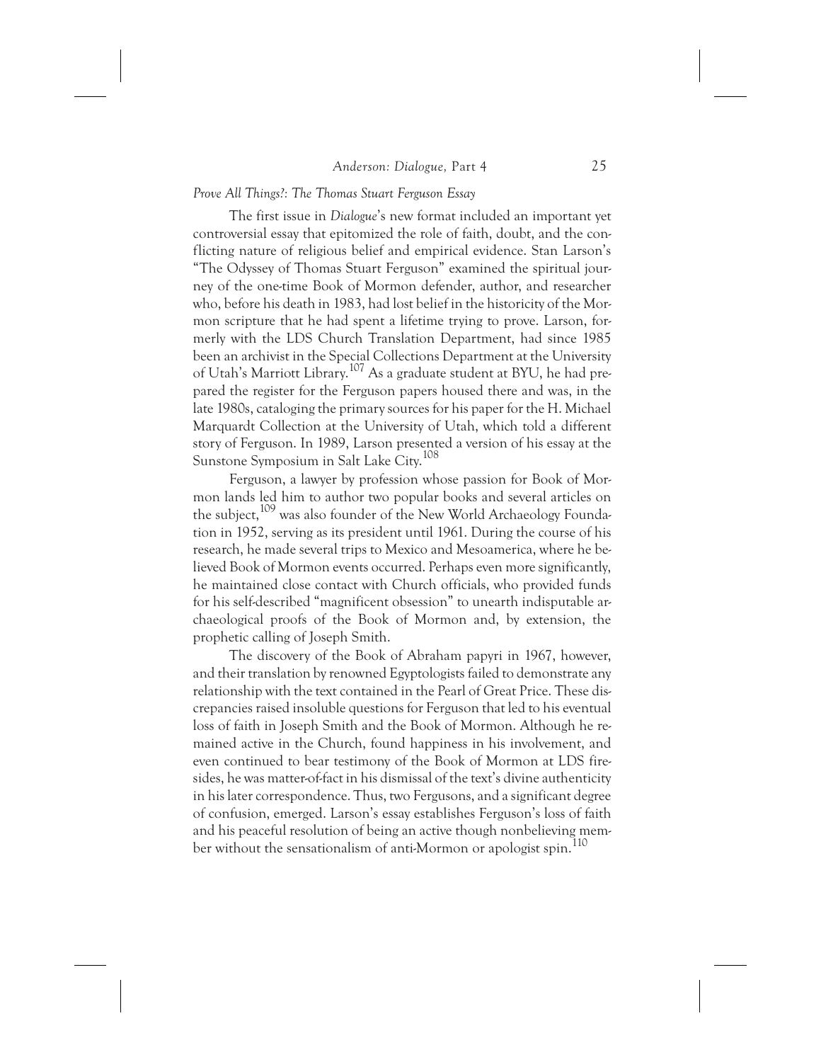*Prove All Things?: The Thomas Stuart Ferguson Essay*

The first issue in *Dialogue*'s new format included an important yet controversial essay that epitomized the role of faith, doubt, and the conflicting nature of religious belief and empirical evidence. Stan Larson's "The Odyssey of Thomas Stuart Ferguson" examined the spiritual journey of the one-time Book of Mormon defender, author, and researcher who, before his death in 1983, had lost belief in the historicity of the Mormon scripture that he had spent a lifetime trying to prove. Larson, formerly with the LDS Church Translation Department, had since 1985 been an archivist in the Special Collections Department at the University of Utah's Marriott Library.[107] As a graduate student at BYU, he had prepared the register for the Ferguson papers housed there and was, in the late 1980s, cataloging the primary sources for his paper for the H. Michael Marquardt Collection at the University of Utah, which told a different story of Ferguson. In 1989, Larson presented a version of his essay at the Sunstone Symposium in Salt Lake City.[108]

Ferguson, a lawyer by profession whose passion for Book of Mormon lands led him to author two popular books and several articles on the subject,[109] was also founder of the New World Archaeology Foundation in 1952, serving as its president until 1961. During the course of his research, he made several trips to Mexico and Mesoamerica, where he believed Book of Mormon events occurred. Perhaps even more significantly, he maintained close contact with Church officials, who provided funds for his self-described "magnificent obsession" to unearth indisputable archaeological proofs of the Book of Mormon and, by extension, the prophetic calling of Joseph Smith.

The discovery of the Book of Abraham papyri in 1967, however, and their translation by renowned Egyptologists failed to demonstrate any relationship with the text contained in the Pearl of Great Price. These discrepancies raised insoluble questions for Ferguson that led to his eventual loss of faith in Joseph Smith and the Book of Mormon. Although he remained active in the Church, found happiness in his involvement, and even continued to bear testimony of the Book of Mormon at LDS firesides, he was matter-of-fact in his dismissal of the text's divine authenticity in his later correspondence. Thus, two Fergusons, and a significant degree of confusion, emerged. Larson's essay establishes Ferguson's loss of faith and his peaceful resolution of being an active though nonbelieving member without the sensationalism of anti-Mormon or apologist spin.[110]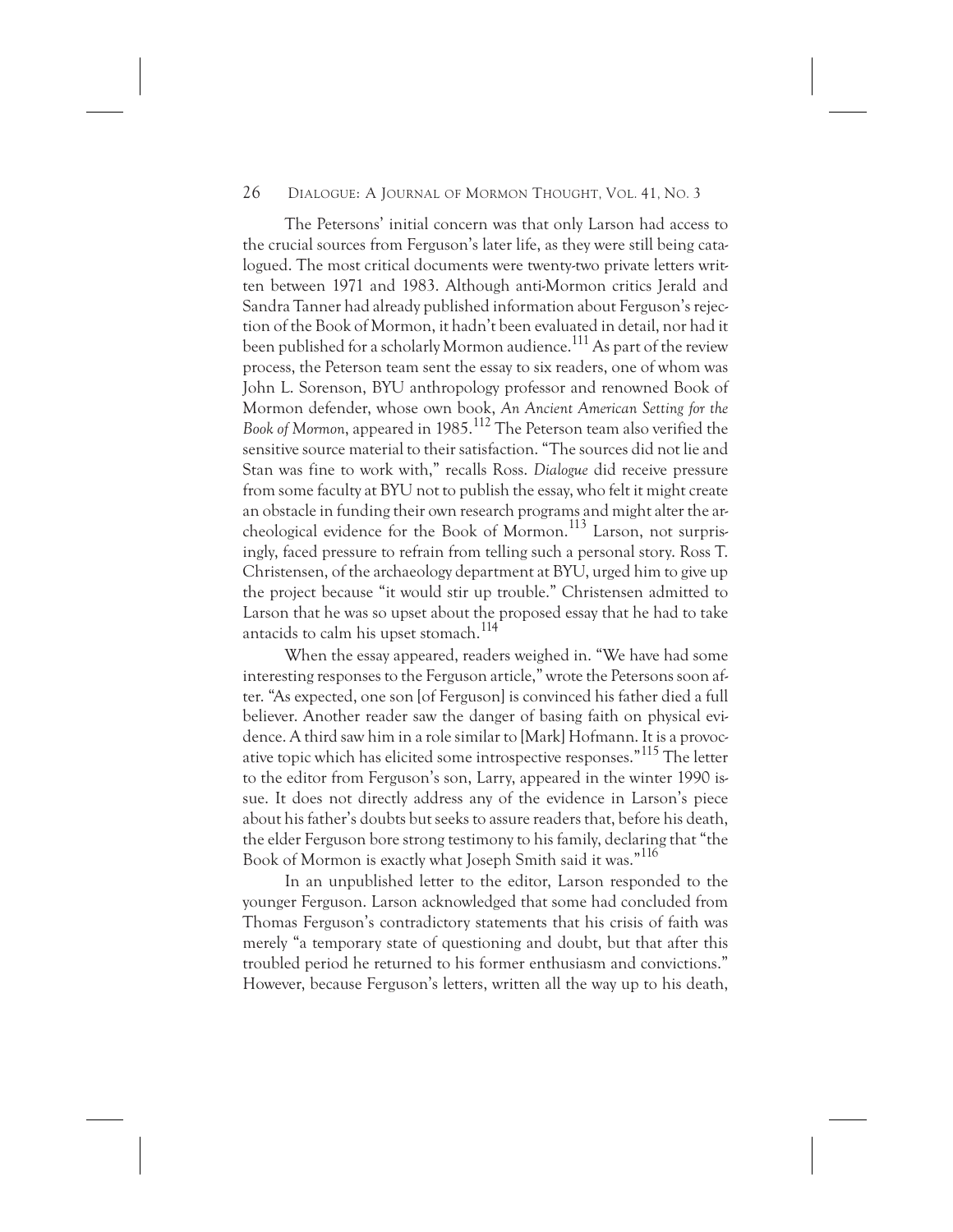The Petersons' initial concern was that only Larson had access to the crucial sources from Ferguson's later life, as they were still being catalogued. The most critical documents were twenty-two private letters written between 1971 and 1983. Although anti-Mormon critics Jerald and Sandra Tanner had already published information about Ferguson's rejection of the Book of Mormon, it hadn't been evaluated in detail, nor had it been published for a scholarly Mormon audience.[111] As part of the review process, the Peterson team sent the essay to six readers, one of whom was John L. Sorenson, BYU anthropology professor and renowned Book of Mormon defender, whose own book, *An Ancient American Setting for the Book of Mormon*, appeared in 1985.[112] The Peterson team also verified the sensitive source material to their satisfaction. "The sources did not lie and Stan was fine to work with," recalls Ross. *Dialogue* did receive pressure from some faculty at BYU not to publish the essay, who felt it might create an obstacle in funding their own research programs and might alter the archeological evidence for the Book of Mormon.[113] Larson, not surprisingly, faced pressure to refrain from telling such a personal story. Ross T. Christensen, of the archaeology department at BYU, urged him to give up the project because "it would stir up trouble." Christensen admitted to Larson that he was so upset about the proposed essay that he had to take antacids to calm his upset stomach.[114]

When the essay appeared, readers weighed in. "We have had some interesting responses to the Ferguson article," wrote the Petersons soon after. "As expected, one son [of Ferguson] is convinced his father died a full believer. Another reader saw the danger of basing faith on physical evidence. A third saw him in a role similar to [Mark] Hofmann. It is a provocative topic which has elicited some introspective responses."[115] The letter to the editor from Ferguson's son, Larry, appeared in the winter 1990 issue. It does not directly address any of the evidence in Larson's piece about his father's doubts but seeks to assure readers that, before his death, the elder Ferguson bore strong testimony to his family, declaring that "the Book of Mormon is exactly what Joseph Smith said it was."[116]

In an unpublished letter to the editor, Larson responded to the younger Ferguson. Larson acknowledged that some had concluded from Thomas Ferguson's contradictory statements that his crisis of faith was merely "a temporary state of questioning and doubt, but that after this troubled period he returned to his former enthusiasm and convictions." However, because Ferguson's letters, written all the way up to his death,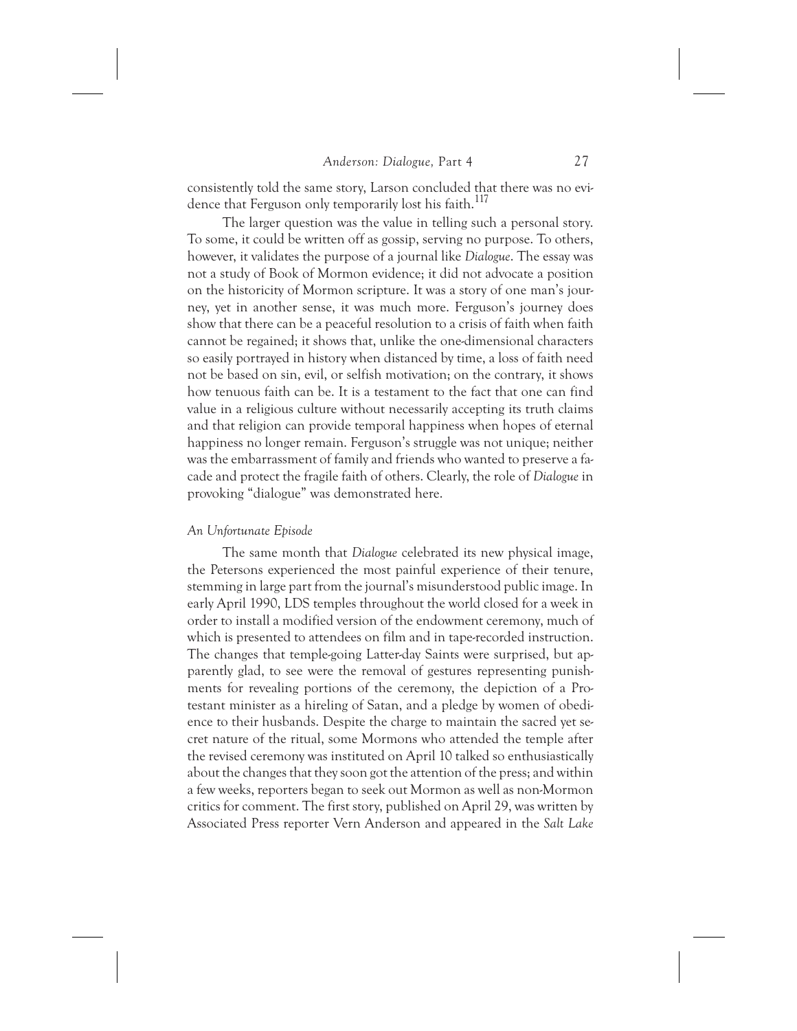consistently told the same story, Larson concluded that there was no evidence that Ferguson only temporarily lost his faith.[117]

The larger question was the value in telling such a personal story. To some, it could be written off as gossip, serving no purpose. To others, however, it validates the purpose of a journal like *Dialogue*. The essay was not a study of Book of Mormon evidence; it did not advocate a position on the historicity of Mormon scripture. It was a story of one man's journey, yet in another sense, it was much more. Ferguson's journey does show that there can be a peaceful resolution to a crisis of faith when faith cannot be regained; it shows that, unlike the one-dimensional characters so easily portrayed in history when distanced by time, a loss of faith need not be based on sin, evil, or selfish motivation; on the contrary, it shows how tenuous faith can be. It is a testament to the fact that one can find value in a religious culture without necessarily accepting its truth claims and that religion can provide temporal happiness when hopes of eternal happiness no longer remain. Ferguson's struggle was not unique; neither was the embarrassment of family and friends who wanted to preserve a facade and protect the fragile faith of others. Clearly, the role of *Dialogue* in provoking "dialogue" was demonstrated here.

### *An Unfortunate Episode*

The same month that *Dialogue* celebrated its new physical image, the Petersons experienced the most painful experience of their tenure, stemming in large part from the journal's misunderstood public image. In early April 1990, LDS temples throughout the world closed for a week in order to install a modified version of the endowment ceremony, much of which is presented to attendees on film and in tape-recorded instruction. The changes that temple-going Latter-day Saints were surprised, but apparently glad, to see were the removal of gestures representing punishments for revealing portions of the ceremony, the depiction of a Protestant minister as a hireling of Satan, and a pledge by women of obedience to their husbands. Despite the charge to maintain the sacred yet secret nature of the ritual, some Mormons who attended the temple after the revised ceremony was instituted on April 10 talked so enthusiastically about the changes that they soon got the attention of the press; and within a few weeks, reporters began to seek out Mormon as well as non-Mormon critics for comment. The first story, published on April 29, was written by Associated Press reporter Vern Anderson and appeared in the *Salt Lake*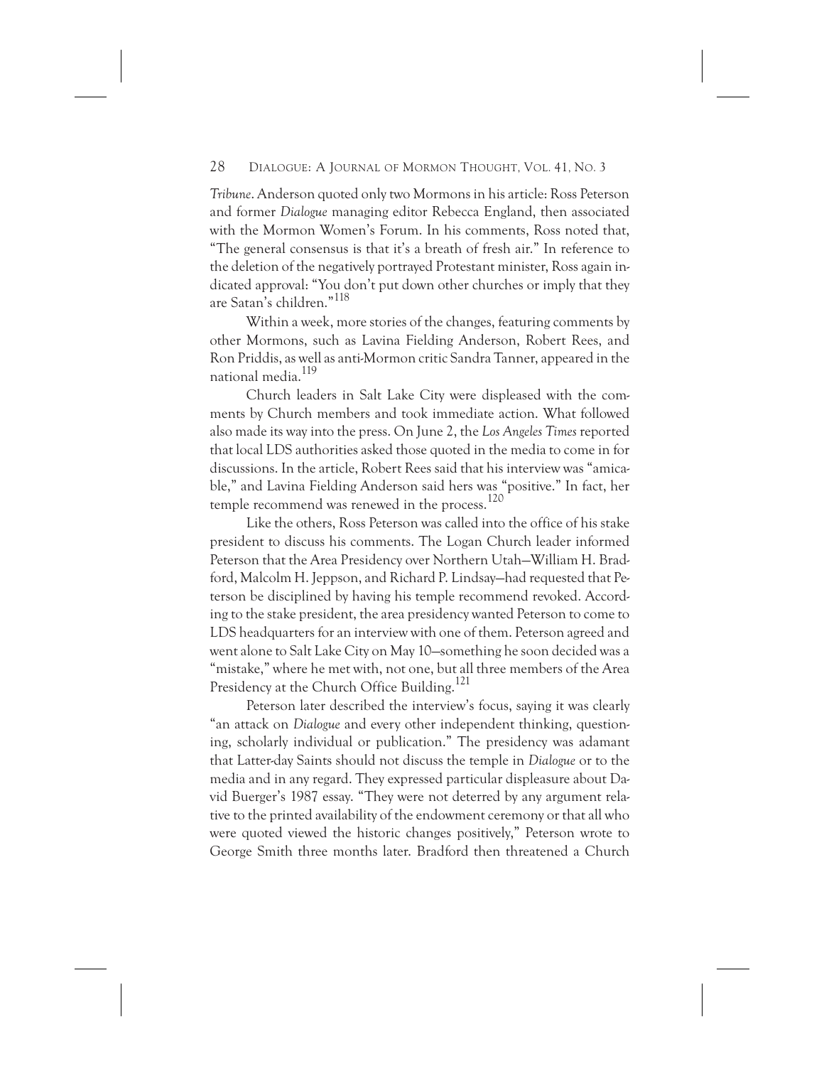*Tribune*. Anderson quoted only two Mormons in his article: Ross Peterson and former *Dialogue* managing editor Rebecca England, then associated with the Mormon Women's Forum. In his comments, Ross noted that, "The general consensus is that it's a breath of fresh air." In reference to the deletion of the negatively portrayed Protestant minister, Ross again indicated approval: "You don't put down other churches or imply that they are Satan's children."[118]

Within a week, more stories of the changes, featuring comments by other Mormons, such as Lavina Fielding Anderson, Robert Rees, and Ron Priddis, as well as anti-Mormon critic Sandra Tanner, appeared in the national media.[119]

Church leaders in Salt Lake City were displeased with the comments by Church members and took immediate action. What followed also made its way into the press. On June 2, the *Los Angeles Times* reported that local LDS authorities asked those quoted in the media to come in for discussions. In the article, Robert Rees said that his interview was "amicable," and Lavina Fielding Anderson said hers was "positive." In fact, her temple recommend was renewed in the process.[120]

Like the others, Ross Peterson was called into the office of his stake president to discuss his comments. The Logan Church leader informed Peterson that the Area Presidency over Northern Utah—William H. Bradford, Malcolm H. Jeppson, and Richard P. Lindsay—had requested that Peterson be disciplined by having his temple recommend revoked. According to the stake president, the area presidency wanted Peterson to come to LDS headquarters for an interview with one of them. Peterson agreed and went alone to Salt Lake City on May 10—something he soon decided was a "mistake," where he met with, not one, but all three members of the Area Presidency at the Church Office Building.[121]

Peterson later described the interview's focus, saying it was clearly "an attack on *Dialogue* and every other independent thinking, questioning, scholarly individual or publication." The presidency was adamant that Latter-day Saints should not discuss the temple in *Dialogue* or to the media and in any regard. They expressed particular displeasure about David Buerger's 1987 essay. "They were not deterred by any argument relative to the printed availability of the endowment ceremony or that all who were quoted viewed the historic changes positively," Peterson wrote to George Smith three months later. Bradford then threatened a Church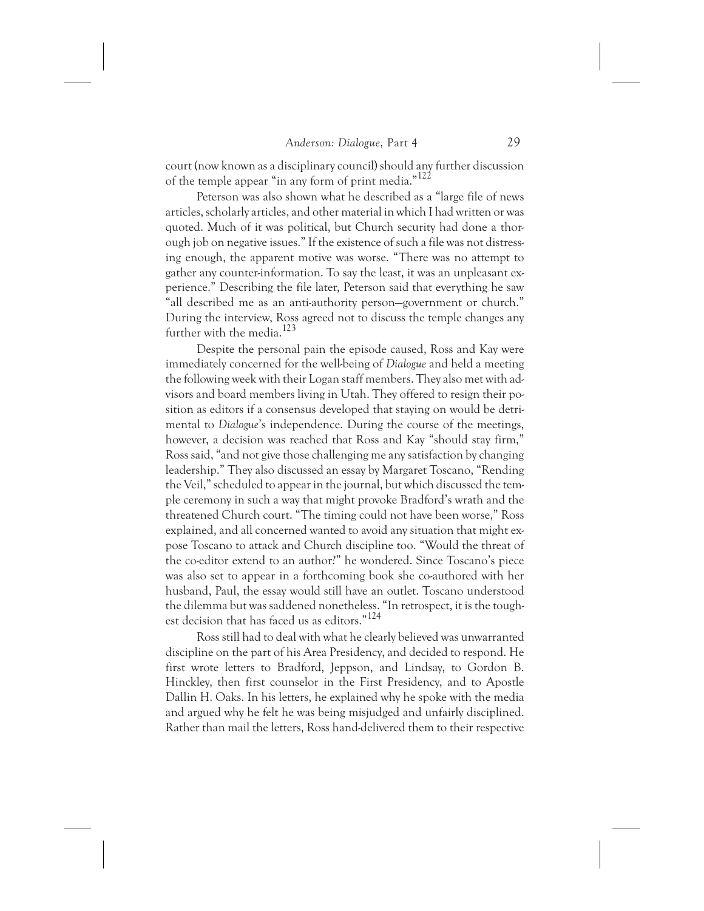court (now known as a disciplinary council) should any further discussion of the temple appear "in any form of print media."[122]

Peterson was also shown what he described as a "large file of news articles, scholarly articles, and other material in which I had written or was quoted. Much of it was political, but Church security had done a thorough job on negative issues." If the existence of such a file was not distressing enough, the apparent motive was worse. "There was no attempt to gather any counter-information. To say the least, it was an unpleasant experience." Describing the file later, Peterson said that everything he saw "all described me as an anti-authority person—government or church." During the interview, Ross agreed not to discuss the temple changes any further with the media.[123]

Despite the personal pain the episode caused, Ross and Kay were immediately concerned for the well-being of *Dialogue* and held a meeting the following week with their Logan staff members. They also met with advisors and board members living in Utah. They offered to resign their position as editors if a consensus developed that staying on would be detrimental to *Dialogue*'s independence. During the course of the meetings, however, a decision was reached that Ross and Kay "should stay firm," Ross said, "and not give those challenging me any satisfaction by changing leadership." They also discussed an essay by Margaret Toscano, "Rending the Veil," scheduled to appear in the journal, but which discussed the temple ceremony in such a way that might provoke Bradford's wrath and the threatened Church court. "The timing could not have been worse," Ross explained, and all concerned wanted to avoid any situation that might expose Toscano to attack and Church discipline too. "Would the threat of the co-editor extend to an author?" he wondered. Since Toscano's piece was also set to appear in a forthcoming book she co-authored with her husband, Paul, the essay would still have an outlet. Toscano understood the dilemma but was saddened nonetheless. "In retrospect, it is the toughest decision that has faced us as editors."[124]

Ross still had to deal with what he clearly believed was unwarranted discipline on the part of his Area Presidency, and decided to respond. He first wrote letters to Bradford, Jeppson, and Lindsay, to Gordon B. Hinckley, then first counselor in the First Presidency, and to Apostle Dallin H. Oaks. In his letters, he explained why he spoke with the media and argued why he felt he was being misjudged and unfairly disciplined. Rather than mail the letters, Ross hand-delivered them to their respective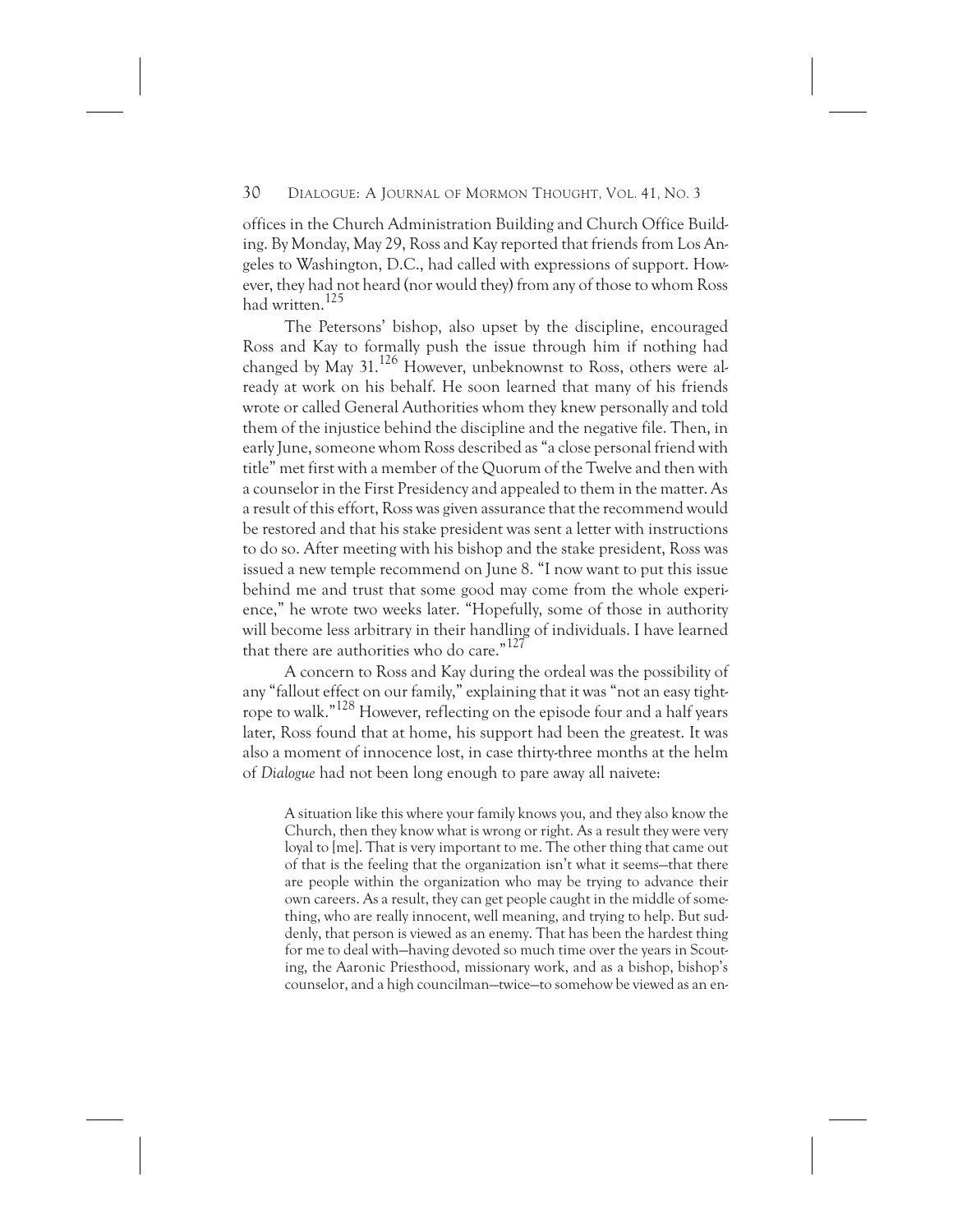offices in the Church Administration Building and Church Office Building. By Monday, May 29, Ross and Kay reported that friends from Los Angeles to Washington, D.C., had called with expressions of support. However, they had not heard (nor would they) from any of those to whom Ross had written.[125]

The Petersons' bishop, also upset by the discipline, encouraged Ross and Kay to formally push the issue through him if nothing had changed by May 31.[126] However, unbeknownst to Ross, others were already at work on his behalf. He soon learned that many of his friends wrote or called General Authorities whom they knew personally and told them of the injustice behind the discipline and the negative file. Then, in early June, someone whom Ross described as "a close personal friend with title" met first with a member of the Quorum of the Twelve and then with a counselor in the First Presidency and appealed to them in the matter. As a result of this effort, Ross was given assurance that the recommend would be restored and that his stake president was sent a letter with instructions to do so. After meeting with his bishop and the stake president, Ross was issued a new temple recommend on June 8. "I now want to put this issue behind me and trust that some good may come from the whole experience," he wrote two weeks later. "Hopefully, some of those in authority will become less arbitrary in their handling of individuals. I have learned that there are authorities who do care."[127]

A concern to Ross and Kay during the ordeal was the possibility of any "fallout effect on our family," explaining that it was "not an easy tightrope to walk."[128] However, reflecting on the episode four and a half years later, Ross found that at home, his support had been the greatest. It was also a moment of innocence lost, in case thirty-three months at the helm of *Dialogue* had not been long enough to pare away all naivete:

> A situation like this where your family knows you, and they also know the Church, then they know what is wrong or right. As a result they were very loyal to [me]. That is very important to me. The other thing that came out of that is the feeling that the organization isn't what it seems—that there are people within the organization who may be trying to advance their own careers. As a result, they can get people caught in the middle of something, who are really innocent, well meaning, and trying to help. But suddenly, that person is viewed as an enemy. That has been the hardest thing for me to deal with—having devoted so much time over the years in Scouting, the Aaronic Priesthood, missionary work, and as a bishop, bishop's counselor, and a high councilman—twice—to somehow be viewed as an en-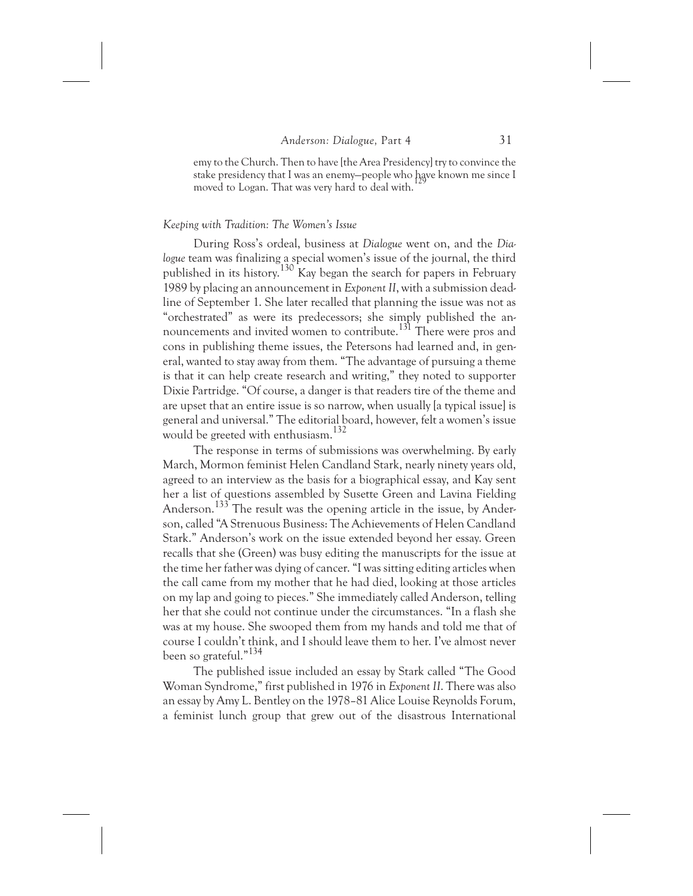emy to the Church. Then to have [the Area Presidency] try to convince the stake presidency that I was an enemy—people who have known me since I moved to Logan. That was very hard to deal with.[129]

*Keeping with Tradition: The Women's Issue*

During Ross's ordeal, business at *Dialogue* went on, and the *Dialogue* team was finalizing a special women's issue of the journal, the third published in its history.[130] Kay began the search for papers in February 1989 by placing an announcement in *Exponent II*, with a submission deadline of September 1. She later recalled that planning the issue was not as "orchestrated" as were its predecessors; she simply published the announcements and invited women to contribute.[131] There were pros and cons in publishing theme issues, the Petersons had learned and, in general, wanted to stay away from them. "The advantage of pursuing a theme is that it can help create research and writing," they noted to supporter Dixie Partridge. "Of course, a danger is that readers tire of the theme and are upset that an entire issue is so narrow, when usually [a typical issue] is general and universal." The editorial board, however, felt a women's issue would be greeted with enthusiasm.[132]

The response in terms of submissions was overwhelming. By early March, Mormon feminist Helen Candland Stark, nearly ninety years old, agreed to an interview as the basis for a biographical essay, and Kay sent her a list of questions assembled by Susette Green and Lavina Fielding Anderson.[133] The result was the opening article in the issue, by Anderson, called "A Strenuous Business: The Achievements of Helen Candland Stark." Anderson's work on the issue extended beyond her essay. Green recalls that she (Green) was busy editing the manuscripts for the issue at the time her father was dying of cancer. "I was sitting editing articles when the call came from my mother that he had died, looking at those articles on my lap and going to pieces." She immediately called Anderson, telling her that she could not continue under the circumstances. "In a flash she was at my house. She swooped them from my hands and told me that of course I couldn't think, and I should leave them to her. I've almost never been so grateful."[134]

The published issue included an essay by Stark called "The Good Woman Syndrome," first published in 1976 in *Exponent II*. There was also an essay by Amy L. Bentley on the 1978–81 Alice Louise Reynolds Forum, a feminist lunch group that grew out of the disastrous International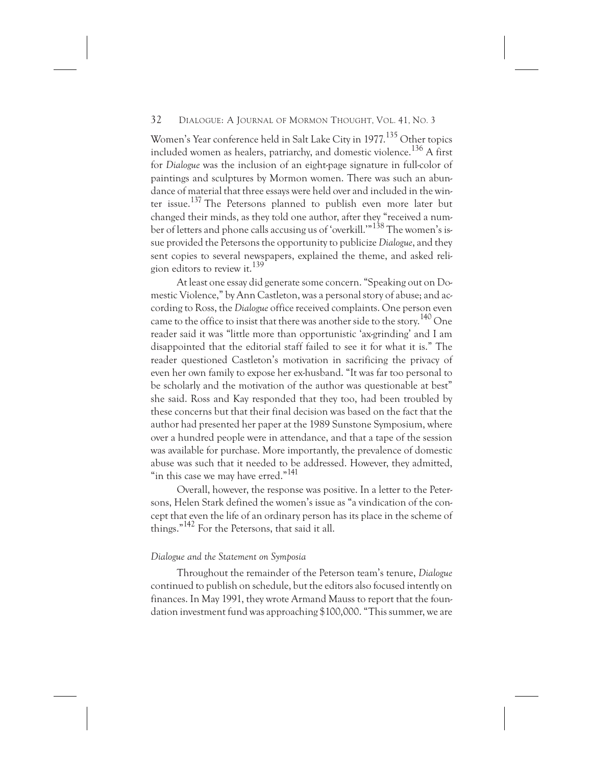Women's Year conference held in Salt Lake City in 1977.[135] Other topics included women as healers, patriarchy, and domestic violence.[136] A first for *Dialogue* was the inclusion of an eight-page signature in full-color of paintings and sculptures by Mormon women. There was such an abundance of material that three essays were held over and included in the winter issue.[137] The Petersons planned to publish even more later but changed their minds, as they told one author, after they "received a number of letters and phone calls accusing us of 'overkill.'"[138] The women's issue provided the Petersons the opportunity to publicize *Dialogue*, and they sent copies to several newspapers, explained the theme, and asked religion editors to review it.[139]

At least one essay did generate some concern. "Speaking out on Domestic Violence," by Ann Castleton, was a personal story of abuse; and according to Ross, the *Dialogue* office received complaints. One person even came to the office to insist that there was another side to the story.[140] One reader said it was "little more than opportunistic 'ax-grinding' and I am disappointed that the editorial staff failed to see it for what it is." The reader questioned Castleton's motivation in sacrificing the privacy of even her own family to expose her ex-husband. "It was far too personal to be scholarly and the motivation of the author was questionable at best" she said. Ross and Kay responded that they too, had been troubled by these concerns but that their final decision was based on the fact that the author had presented her paper at the 1989 Sunstone Symposium, where over a hundred people were in attendance, and that a tape of the session was available for purchase. More importantly, the prevalence of domestic abuse was such that it needed to be addressed. However, they admitted, "in this case we may have erred."[141]

Overall, however, the response was positive. In a letter to the Petersons, Helen Stark defined the women's issue as "a vindication of the concept that even the life of an ordinary person has its place in the scheme of things."[142] For the Petersons, that said it all.

### *Dialogue and the Statement on Symposia*

Throughout the remainder of the Peterson team's tenure, *Dialogue* continued to publish on schedule, but the editors also focused intently on finances. In May 1991, they wrote Armand Mauss to report that the foundation investment fund was approaching $100,000. "This summer, we are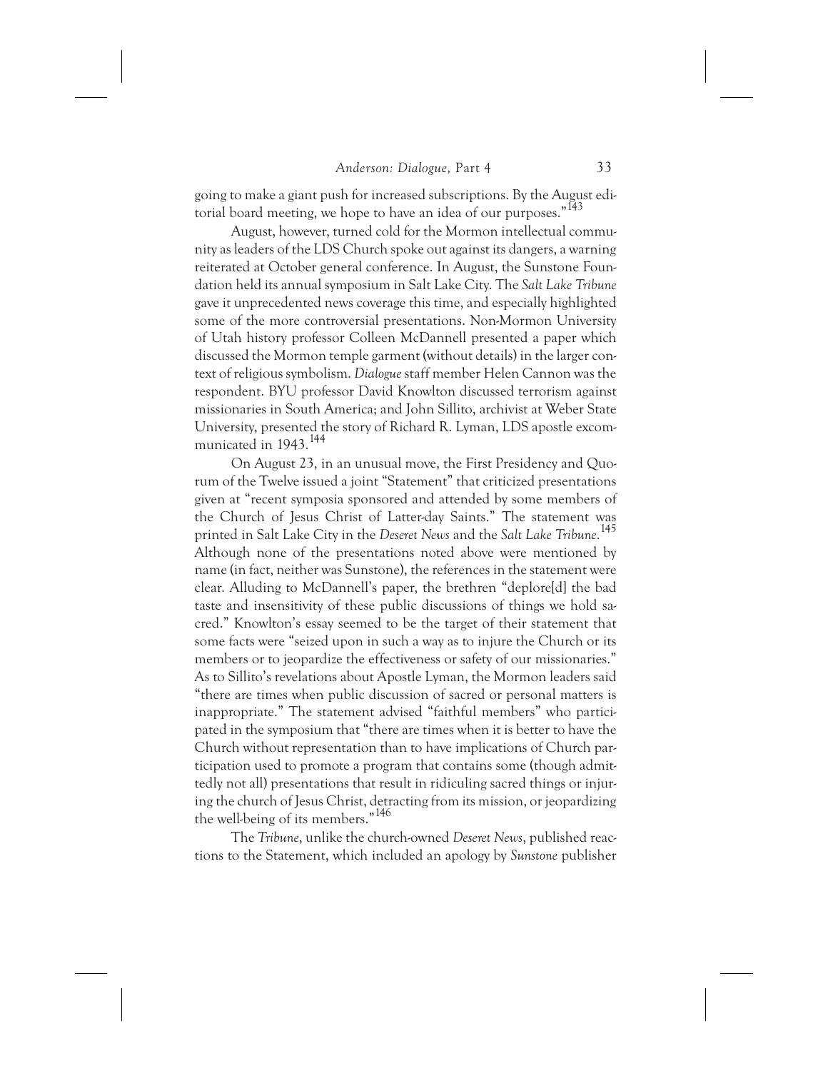going to make a giant push for increased subscriptions. By the August editorial board meeting, we hope to have an idea of our purposes."[143]

August, however, turned cold for the Mormon intellectual community as leaders of the LDS Church spoke out against its dangers, a warning reiterated at October general conference. In August, the Sunstone Foundation held its annual symposium in Salt Lake City. The *Salt Lake Tribune* gave it unprecedented news coverage this time, and especially highlighted some of the more controversial presentations. Non-Mormon University of Utah history professor Colleen McDannell presented a paper which discussed the Mormon temple garment (without details) in the larger context of religious symbolism. *Dialogue* staff member Helen Cannon was the respondent. BYU professor David Knowlton discussed terrorism against missionaries in South America; and John Sillito, archivist at Weber State University, presented the story of Richard R. Lyman, LDS apostle excommunicated in 1943.[144]

On August 23, in an unusual move, the First Presidency and Quorum of the Twelve issued a joint "Statement" that criticized presentations given at "recent symposia sponsored and attended by some members of the Church of Jesus Christ of Latter-day Saints." The statement was printed in Salt Lake City in the *Deseret News* and the *Salt Lake Tribune*.[145] Although none of the presentations noted above were mentioned by name (in fact, neither was Sunstone), the references in the statement were clear. Alluding to McDannell's paper, the brethren "deplore[d] the bad taste and insensitivity of these public discussions of things we hold sacred." Knowlton's essay seemed to be the target of their statement that some facts were "seized upon in such a way as to injure the Church or its members or to jeopardize the effectiveness or safety of our missionaries." As to Sillito's revelations about Apostle Lyman, the Mormon leaders said "there are times when public discussion of sacred or personal matters is inappropriate." The statement advised "faithful members" who participated in the symposium that "there are times when it is better to have the Church without representation than to have implications of Church participation used to promote a program that contains some (though admittedly not all) presentations that result in ridiculing sacred things or injuring the church of Jesus Christ, detracting from its mission, or jeopardizing the well-being of its members."[146]

The *Tribune*, unlike the church-owned *Deseret News*, published reactions to the Statement, which included an apology by *Sunstone* publisher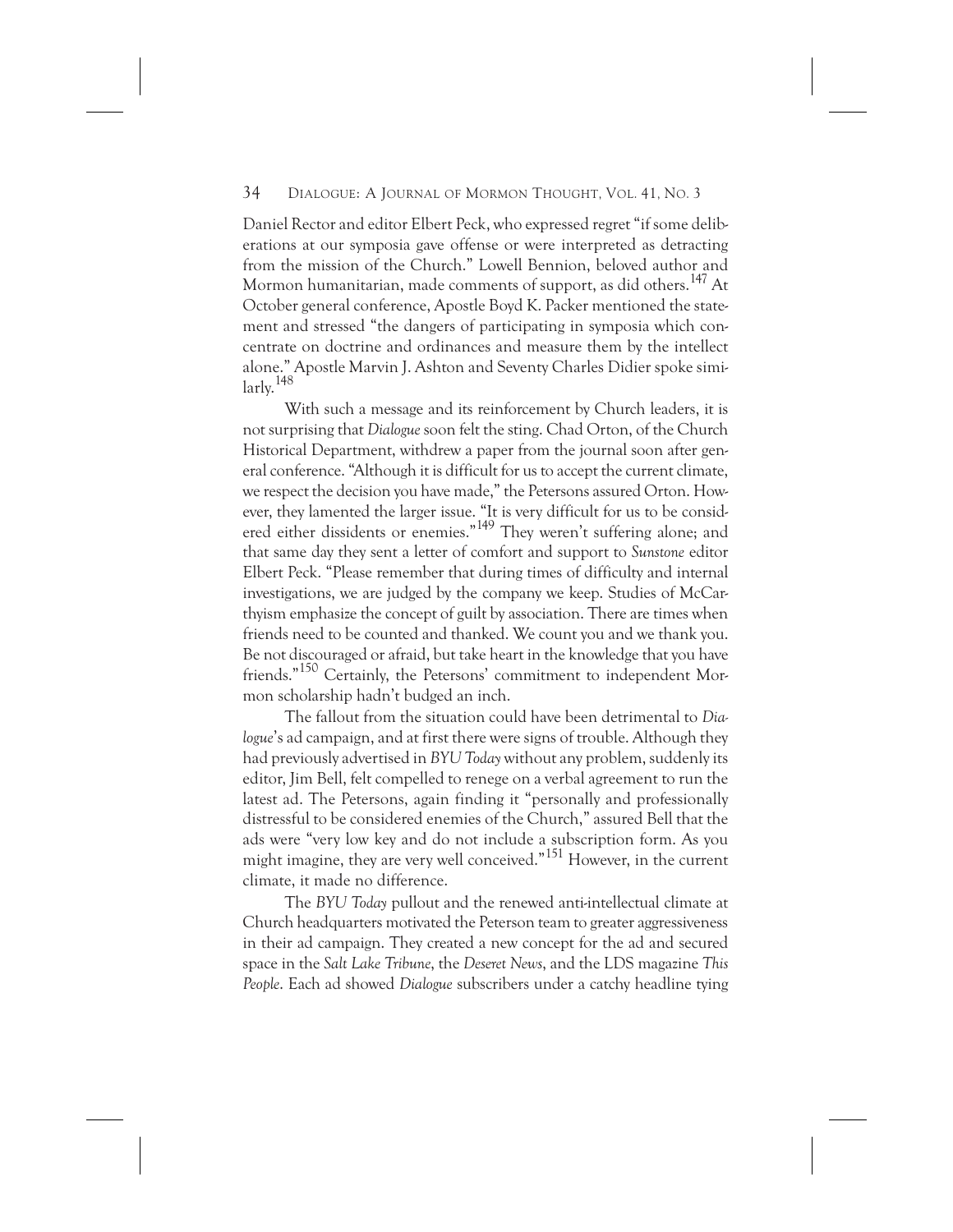Daniel Rector and editor Elbert Peck, who expressed regret "if some deliberations at our symposia gave offense or were interpreted as detracting from the mission of the Church." Lowell Bennion, beloved author and Mormon humanitarian, made comments of support, as did others.[147] At October general conference, Apostle Boyd K. Packer mentioned the statement and stressed "the dangers of participating in symposia which concentrate on doctrine and ordinances and measure them by the intellect alone." Apostle Marvin J. Ashton and Seventy Charles Didier spoke similarly.[148]

With such a message and its reinforcement by Church leaders, it is not surprising that *Dialogue* soon felt the sting. Chad Orton, of the Church Historical Department, withdrew a paper from the journal soon after general conference. "Although it is difficult for us to accept the current climate, we respect the decision you have made," the Petersons assured Orton. However, they lamented the larger issue. "It is very difficult for us to be considered either dissidents or enemies."[149] They weren't suffering alone; and that same day they sent a letter of comfort and support to *Sunstone* editor Elbert Peck. "Please remember that during times of difficulty and internal investigations, we are judged by the company we keep. Studies of McCarthyism emphasize the concept of guilt by association. There are times when friends need to be counted and thanked. We count you and we thank you. Be not discouraged or afraid, but take heart in the knowledge that you have friends."[150] Certainly, the Petersons' commitment to independent Mormon scholarship hadn't budged an inch.

The fallout from the situation could have been detrimental to *Dialogue*'s ad campaign, and at first there were signs of trouble. Although they had previously advertised in *BYU Today* without any problem, suddenly its editor, Jim Bell, felt compelled to renege on a verbal agreement to run the latest ad. The Petersons, again finding it "personally and professionally distressful to be considered enemies of the Church," assured Bell that the ads were "very low key and do not include a subscription form. As you might imagine, they are very well conceived."[151] However, in the current climate, it made no difference.

The *BYU Today* pullout and the renewed anti-intellectual climate at Church headquarters motivated the Peterson team to greater aggressiveness in their ad campaign. They created a new concept for the ad and secured space in the *Salt Lake Tribune*, the *Deseret News*, and the LDS magazine *This People*. Each ad showed *Dialogue* subscribers under a catchy headline tying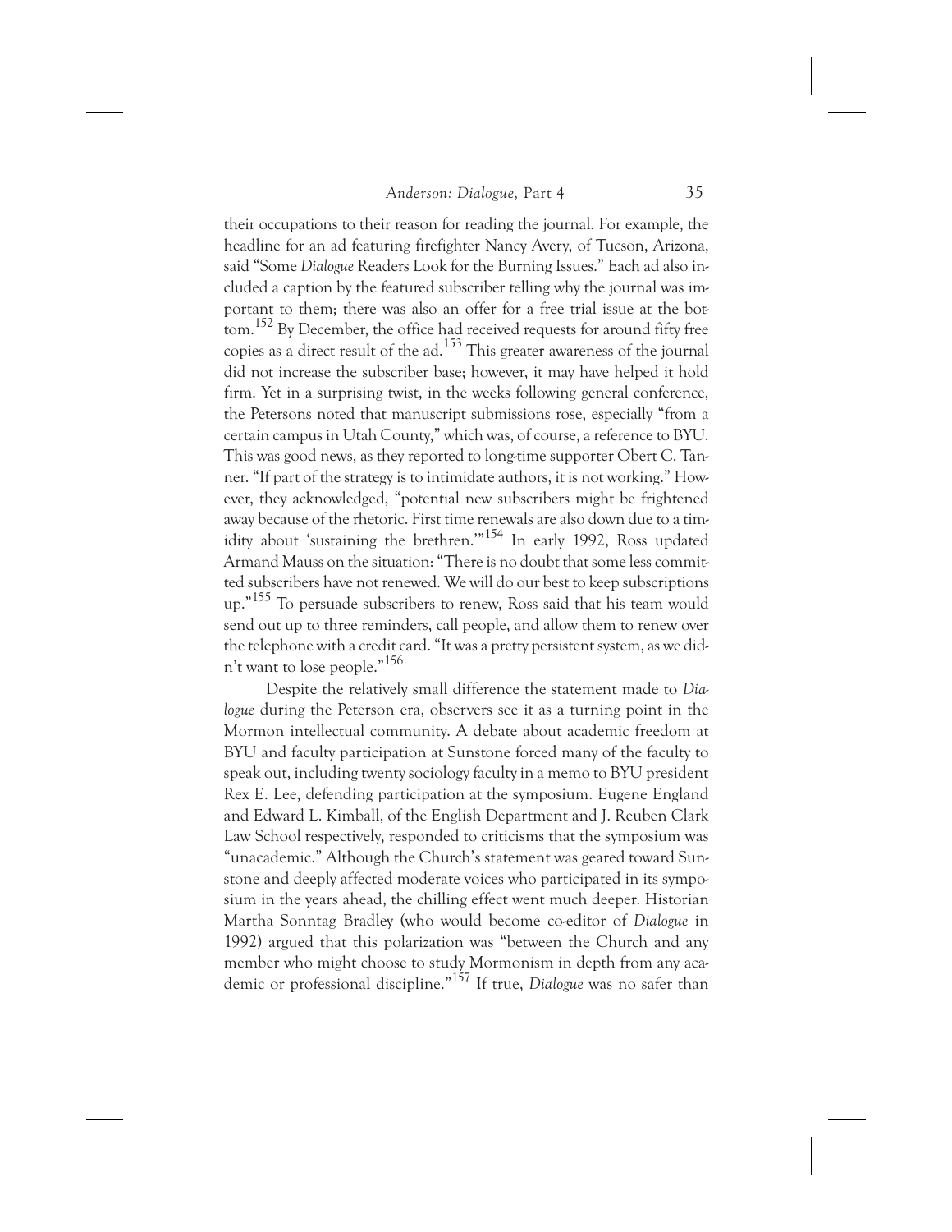their occupations to their reason for reading the journal. For example, the headline for an ad featuring firefighter Nancy Avery, of Tucson, Arizona, said "Some *Dialogue* Readers Look for the Burning Issues." Each ad also included a caption by the featured subscriber telling why the journal was important to them; there was also an offer for a free trial issue at the bottom.[152] By December, the office had received requests for around fifty free copies as a direct result of the ad.[153] This greater awareness of the journal did not increase the subscriber base; however, it may have helped it hold firm. Yet in a surprising twist, in the weeks following general conference, the Petersons noted that manuscript submissions rose, especially "from a certain campus in Utah County," which was, of course, a reference to BYU. This was good news, as they reported to long-time supporter Obert C. Tanner. "If part of the strategy is to intimidate authors, it is not working." However, they acknowledged, "potential new subscribers might be frightened away because of the rhetoric. First time renewals are also down due to a timidity about 'sustaining the brethren.'"[154] In early 1992, Ross updated Armand Mauss on the situation: "There is no doubt that some less committed subscribers have not renewed. We will do our best to keep subscriptions up."[155] To persuade subscribers to renew, Ross said that his team would send out up to three reminders, call people, and allow them to renew over the telephone with a credit card. "It was a pretty persistent system, as we didn't want to lose people."[156]

Despite the relatively small difference the statement made to *Dialogue* during the Peterson era, observers see it as a turning point in the Mormon intellectual community. A debate about academic freedom at BYU and faculty participation at Sunstone forced many of the faculty to speak out, including twenty sociology faculty in a memo to BYU president Rex E. Lee, defending participation at the symposium. Eugene England and Edward L. Kimball, of the English Department and J. Reuben Clark Law School respectively, responded to criticisms that the symposium was "unacademic." Although the Church's statement was geared toward Sunstone and deeply affected moderate voices who participated in its symposium in the years ahead, the chilling effect went much deeper. Historian Martha Sonntag Bradley (who would become co-editor of *Dialogue* in 1992) argued that this polarization was "between the Church and any member who might choose to study Mormonism in depth from any academic or professional discipline."[157] If true, *Dialogue* was no safer than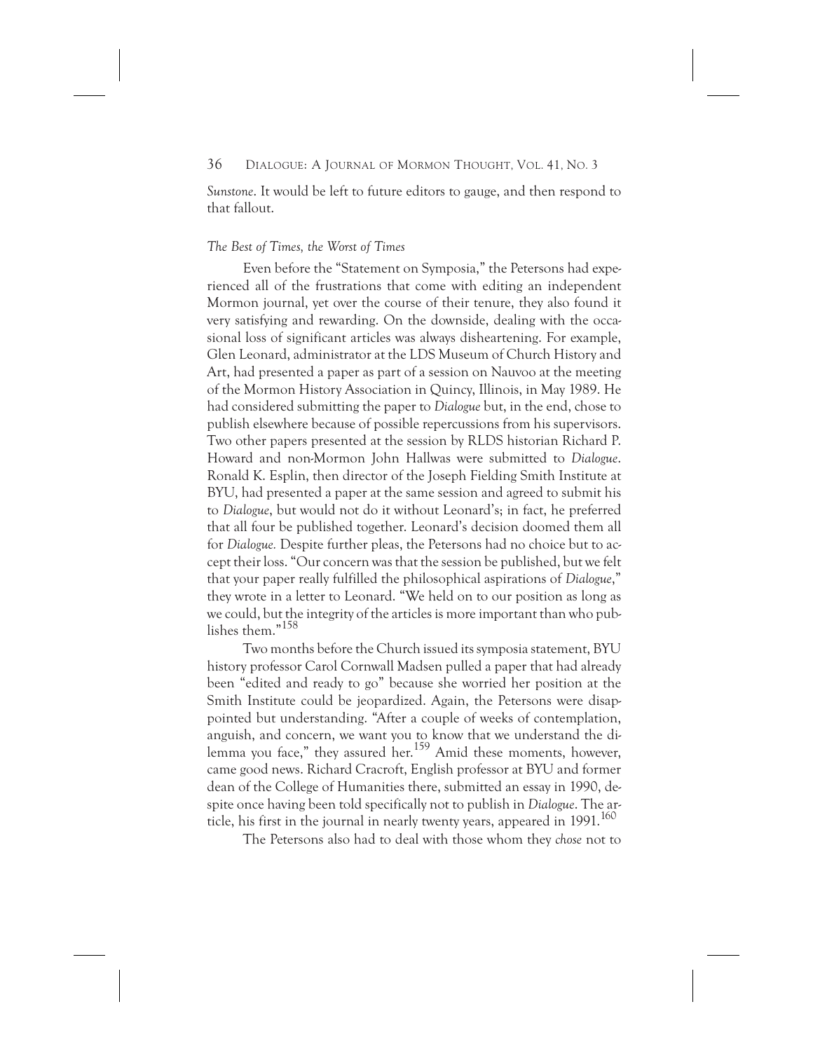*Sunstone*. It would be left to future editors to gauge, and then respond to that fallout.

### *The Best of Times, the Worst of Times*

Even before the "Statement on Symposia," the Petersons had experienced all of the frustrations that come with editing an independent Mormon journal, yet over the course of their tenure, they also found it very satisfying and rewarding. On the downside, dealing with the occasional loss of significant articles was always disheartening. For example, Glen Leonard, administrator at the LDS Museum of Church History and Art, had presented a paper as part of a session on Nauvoo at the meeting of the Mormon History Association in Quincy, Illinois, in May 1989. He had considered submitting the paper to *Dialogue* but, in the end, chose to publish elsewhere because of possible repercussions from his supervisors. Two other papers presented at the session by RLDS historian Richard P. Howard and non-Mormon John Hallwas were submitted to *Dialogue*. Ronald K. Esplin, then director of the Joseph Fielding Smith Institute at BYU, had presented a paper at the same session and agreed to submit his to *Dialogue*, but would not do it without Leonard's; in fact, he preferred that all four be published together. Leonard's decision doomed them all for *Dialogue.* Despite further pleas, the Petersons had no choice but to accept their loss. "Our concern was that the session be published, but we felt that your paper really fulfilled the philosophical aspirations of *Dialogue*," they wrote in a letter to Leonard. "We held on to our position as long as we could, but the integrity of the articles is more important than who publishes them."[158]

Two months before the Church issued its symposia statement, BYU history professor Carol Cornwall Madsen pulled a paper that had already been "edited and ready to go" because she worried her position at the Smith Institute could be jeopardized. Again, the Petersons were disappointed but understanding. "After a couple of weeks of contemplation, anguish, and concern, we want you to know that we understand the dilemma you face," they assured her.[159] Amid these moments, however, came good news. Richard Cracroft, English professor at BYU and former dean of the College of Humanities there, submitted an essay in 1990, despite once having been told specifically not to publish in *Dialogue*. The article, his first in the journal in nearly twenty years, appeared in 1991.[160]

The Petersons also had to deal with those whom they *chose* not to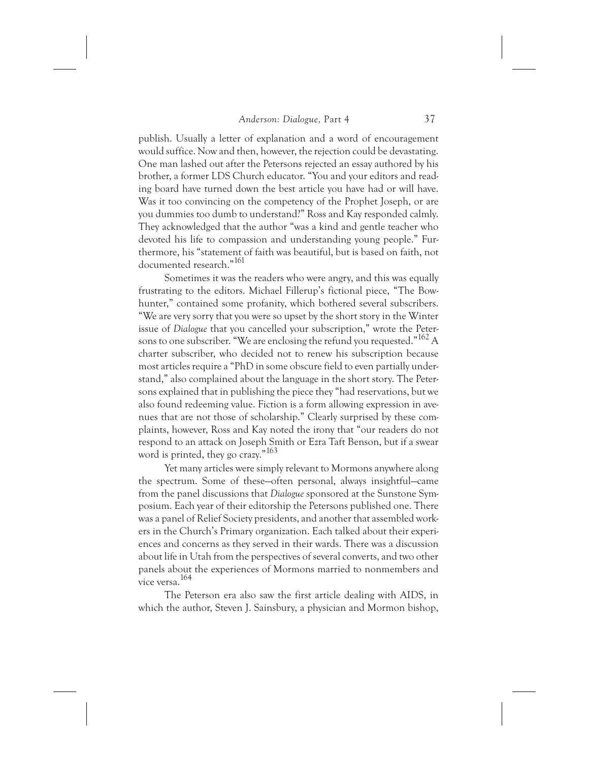publish. Usually a letter of explanation and a word of encouragement would suffice. Now and then, however, the rejection could be devastating. One man lashed out after the Petersons rejected an essay authored by his brother, a former LDS Church educator. "You and your editors and reading board have turned down the best article you have had or will have. Was it too convincing on the competency of the Prophet Joseph, or are you dummies too dumb to understand?" Ross and Kay responded calmly. They acknowledged that the author "was a kind and gentle teacher who devoted his life to compassion and understanding young people." Furthermore, his "statement of faith was beautiful, but is based on faith, not documented research."[161]

Sometimes it was the readers who were angry, and this was equally frustrating to the editors. Michael Fillerup's fictional piece, "The Bowhunter," contained some profanity, which bothered several subscribers. "We are very sorry that you were so upset by the short story in the Winter issue of *Dialogue* that you cancelled your subscription," wrote the Petersons to one subscriber. "We are enclosing the refund you requested."[162] A charter subscriber, who decided not to renew his subscription because most articles require a "PhD in some obscure field to even partially understand," also complained about the language in the short story. The Petersons explained that in publishing the piece they "had reservations, but we also found redeeming value. Fiction is a form allowing expression in avenues that are not those of scholarship." Clearly surprised by these complaints, however, Ross and Kay noted the irony that "our readers do not respond to an attack on Joseph Smith or Ezra Taft Benson, but if a swear word is printed, they go crazy."[163]

Yet many articles were simply relevant to Mormons anywhere along the spectrum. Some of these—often personal, always insightful—came from the panel discussions that *Dialogue* sponsored at the Sunstone Symposium. Each year of their editorship the Petersons published one. There was a panel of Relief Society presidents, and another that assembled workers in the Church's Primary organization. Each talked about their experiences and concerns as they served in their wards. There was a discussion about life in Utah from the perspectives of several converts, and two other panels about the experiences of Mormons married to nonmembers and vice versa.[164]

The Peterson era also saw the first article dealing with AIDS, in which the author, Steven J. Sainsbury, a physician and Mormon bishop,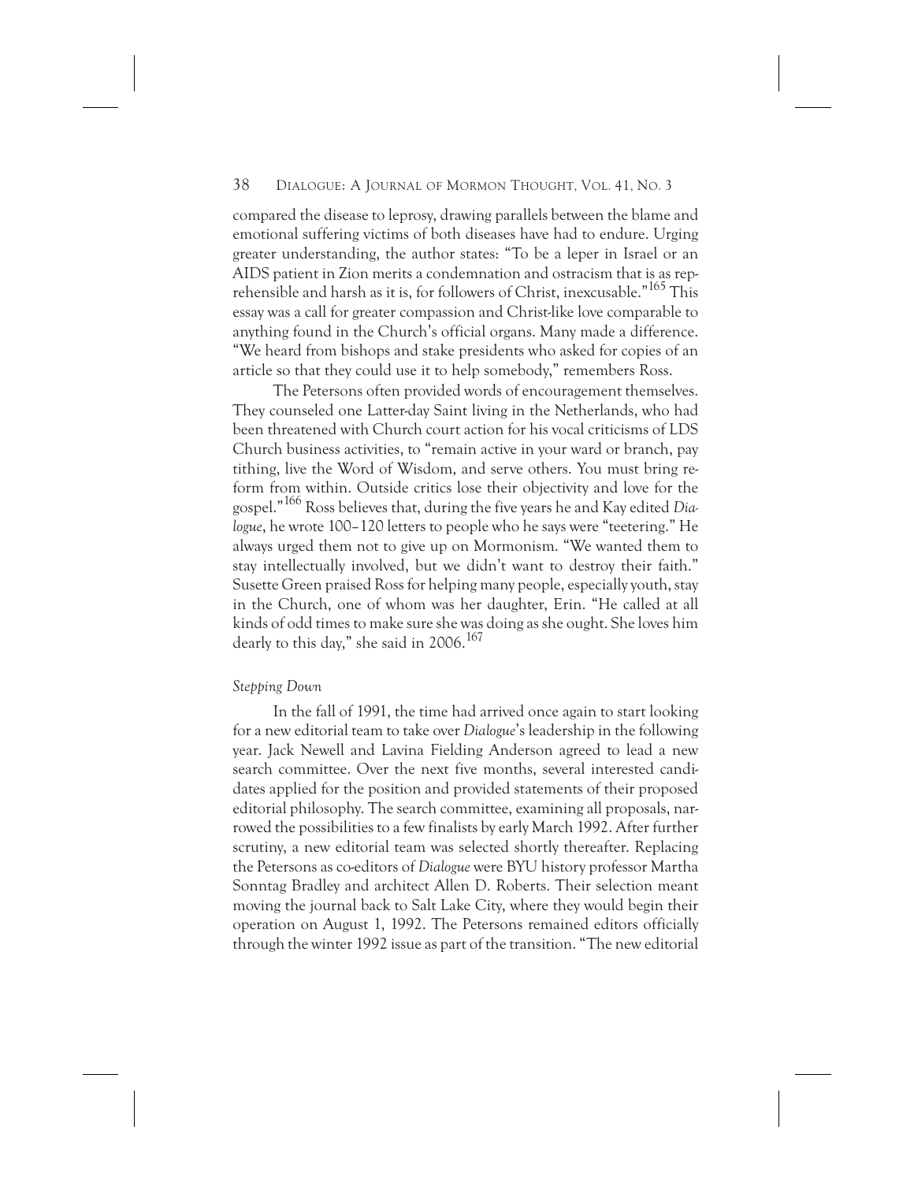compared the disease to leprosy, drawing parallels between the blame and emotional suffering victims of both diseases have had to endure. Urging greater understanding, the author states: "To be a leper in Israel or an AIDS patient in Zion merits a condemnation and ostracism that is as reprehensible and harsh as it is, for followers of Christ, inexcusable."[165] This essay was a call for greater compassion and Christ-like love comparable to anything found in the Church's official organs. Many made a difference. "We heard from bishops and stake presidents who asked for copies of an article so that they could use it to help somebody," remembers Ross.

The Petersons often provided words of encouragement themselves. They counseled one Latter-day Saint living in the Netherlands, who had been threatened with Church court action for his vocal criticisms of LDS Church business activities, to "remain active in your ward or branch, pay tithing, live the Word of Wisdom, and serve others. You must bring reform from within. Outside critics lose their objectivity and love for the gospel."[166] Ross believes that, during the five years he and Kay edited *Dialogue*, he wrote 100–120 letters to people who he says were "teetering." He always urged them not to give up on Mormonism. "We wanted them to stay intellectually involved, but we didn't want to destroy their faith." Susette Green praised Ross for helping many people, especially youth, stay in the Church, one of whom was her daughter, Erin. "He called at all kinds of odd times to make sure she was doing as she ought. She loves him dearly to this day," she said in 2006.[167]

### *Stepping Down*

In the fall of 1991, the time had arrived once again to start looking for a new editorial team to take over *Dialogue*'s leadership in the following year. Jack Newell and Lavina Fielding Anderson agreed to lead a new search committee. Over the next five months, several interested candidates applied for the position and provided statements of their proposed editorial philosophy. The search committee, examining all proposals, narrowed the possibilities to a few finalists by early March 1992. After further scrutiny, a new editorial team was selected shortly thereafter. Replacing the Petersons as co-editors of *Dialogue* were BYU history professor Martha Sonntag Bradley and architect Allen D. Roberts. Their selection meant moving the journal back to Salt Lake City, where they would begin their operation on August 1, 1992. The Petersons remained editors officially through the winter 1992 issue as part of the transition. "The new editorial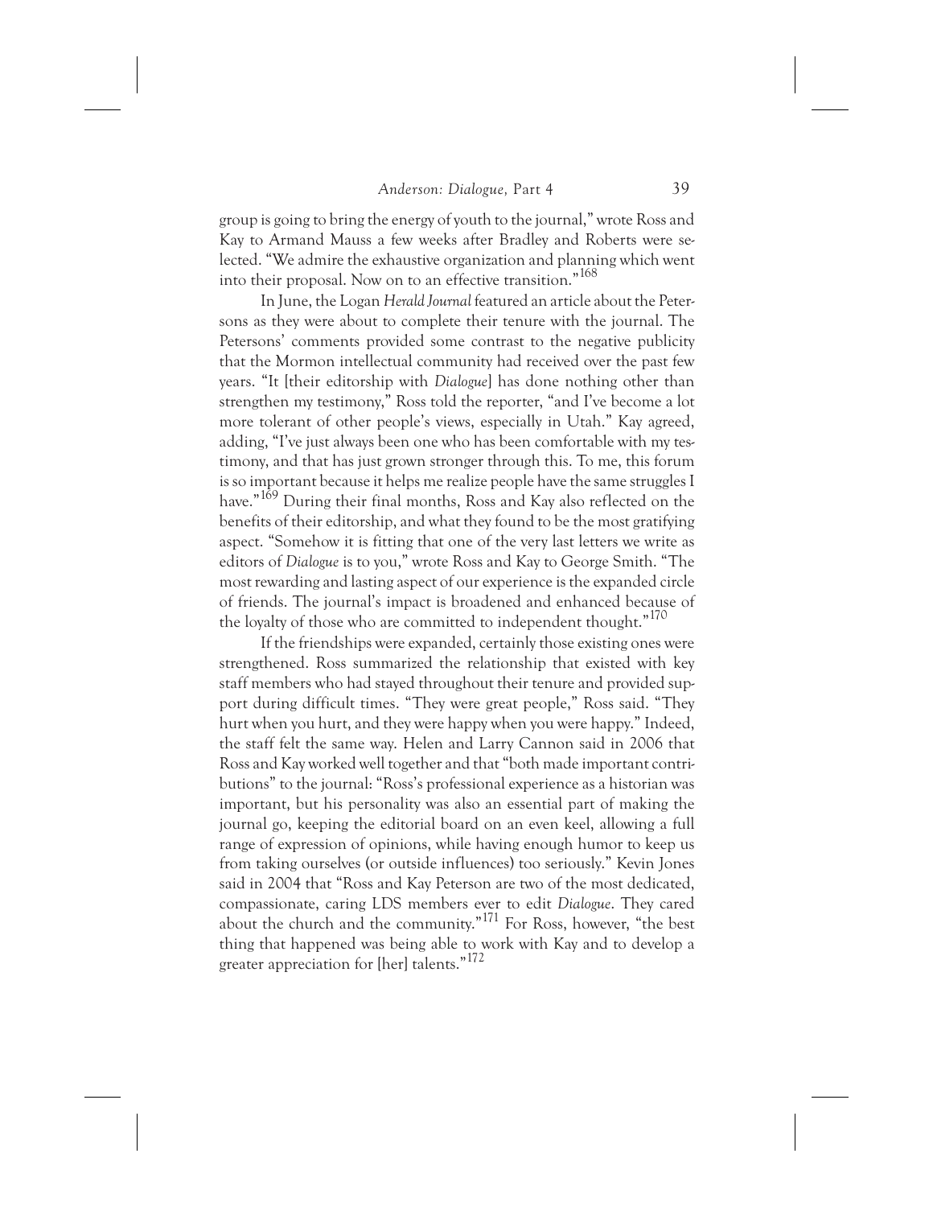group is going to bring the energy of youth to the journal," wrote Ross and Kay to Armand Mauss a few weeks after Bradley and Roberts were selected. "We admire the exhaustive organization and planning which went into their proposal. Now on to an effective transition."[168]

In June, the Logan *Herald Journal* featured an article about the Petersons as they were about to complete their tenure with the journal. The Petersons' comments provided some contrast to the negative publicity that the Mormon intellectual community had received over the past few years. "It [their editorship with *Dialogue*] has done nothing other than strengthen my testimony," Ross told the reporter, "and I've become a lot more tolerant of other people's views, especially in Utah." Kay agreed, adding, "I've just always been one who has been comfortable with my testimony, and that has just grown stronger through this. To me, this forum is so important because it helps me realize people have the same struggles I have."[169] During their final months, Ross and Kay also reflected on the benefits of their editorship, and what they found to be the most gratifying aspect. "Somehow it is fitting that one of the very last letters we write as editors of *Dialogue* is to you," wrote Ross and Kay to George Smith. "The most rewarding and lasting aspect of our experience is the expanded circle of friends. The journal's impact is broadened and enhanced because of the loyalty of those who are committed to independent thought."[170]

If the friendships were expanded, certainly those existing ones were strengthened. Ross summarized the relationship that existed with key staff members who had stayed throughout their tenure and provided support during difficult times. "They were great people," Ross said. "They hurt when you hurt, and they were happy when you were happy." Indeed, the staff felt the same way. Helen and Larry Cannon said in 2006 that Ross and Kay worked well together and that "both made important contributions" to the journal: "Ross's professional experience as a historian was important, but his personality was also an essential part of making the journal go, keeping the editorial board on an even keel, allowing a full range of expression of opinions, while having enough humor to keep us from taking ourselves (or outside influences) too seriously." Kevin Jones said in 2004 that "Ross and Kay Peterson are two of the most dedicated, compassionate, caring LDS members ever to edit *Dialogue*. They cared about the church and the community."[171] For Ross, however, "the best thing that happened was being able to work with Kay and to develop a greater appreciation for [her] talents."[172]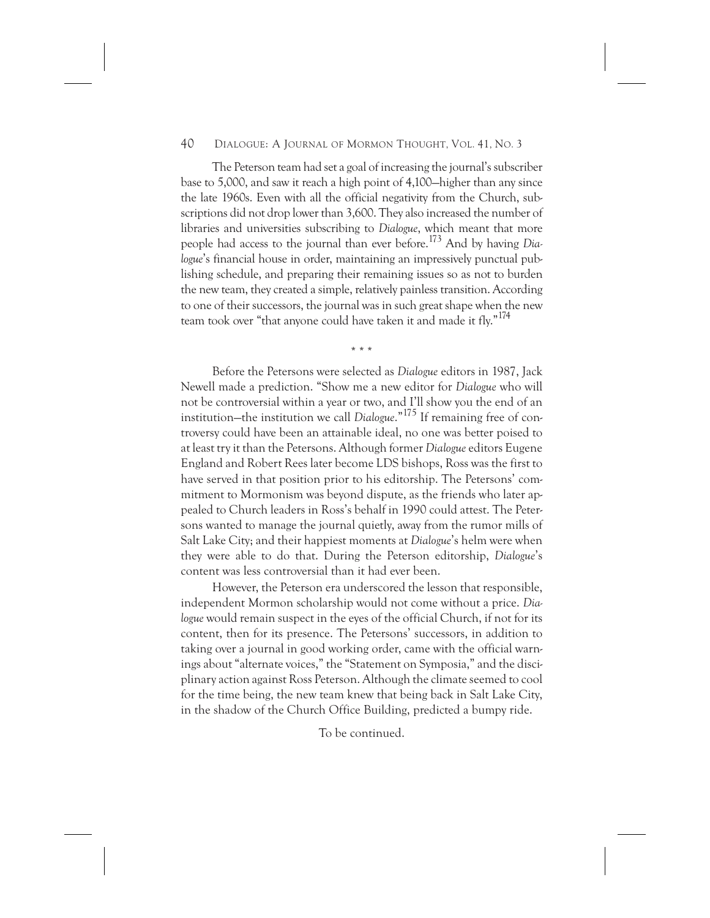The Peterson team had set a goal of increasing the journal's subscriber base to 5,000, and saw it reach a high point of 4,100—higher than any since the late 1960s. Even with all the official negativity from the Church, subscriptions did not drop lower than 3,600. They also increased the number of libraries and universities subscribing to *Dialogue*, which meant that more people had access to the journal than ever before.[173] And by having *Dialogue*'s financial house in order, maintaining an impressively punctual publishing schedule, and preparing their remaining issues so as not to burden the new team, they created a simple, relatively painless transition. According to one of their successors, the journal was in such great shape when the new team took over "that anyone could have taken it and made it fly."[174]

\* \* \*

Before the Petersons were selected as *Dialogue* editors in 1987, Jack Newell made a prediction. "Show me a new editor for *Dialogue* who will not be controversial within a year or two, and I'll show you the end of an institution—the institution we call *Dialogue*."[175] If remaining free of controversy could have been an attainable ideal, no one was better poised to at least try it than the Petersons. Although former *Dialogue* editors Eugene England and Robert Rees later become LDS bishops, Ross was the first to have served in that position prior to his editorship. The Petersons' commitment to Mormonism was beyond dispute, as the friends who later appealed to Church leaders in Ross's behalf in 1990 could attest. The Petersons wanted to manage the journal quietly, away from the rumor mills of Salt Lake City; and their happiest moments at *Dialogue*'s helm were when they were able to do that. During the Peterson editorship, *Dialogue*'s content was less controversial than it had ever been.

However, the Peterson era underscored the lesson that responsible, independent Mormon scholarship would not come without a price. *Dialogue* would remain suspect in the eyes of the official Church, if not for its content, then for its presence. The Petersons' successors, in addition to taking over a journal in good working order, came with the official warnings about "alternate voices," the "Statement on Symposia," and the disciplinary action against Ross Peterson. Although the climate seemed to cool for the time being, the new team knew that being back in Salt Lake City, in the shadow of the Church Office Building, predicted a bumpy ride.

To be continued.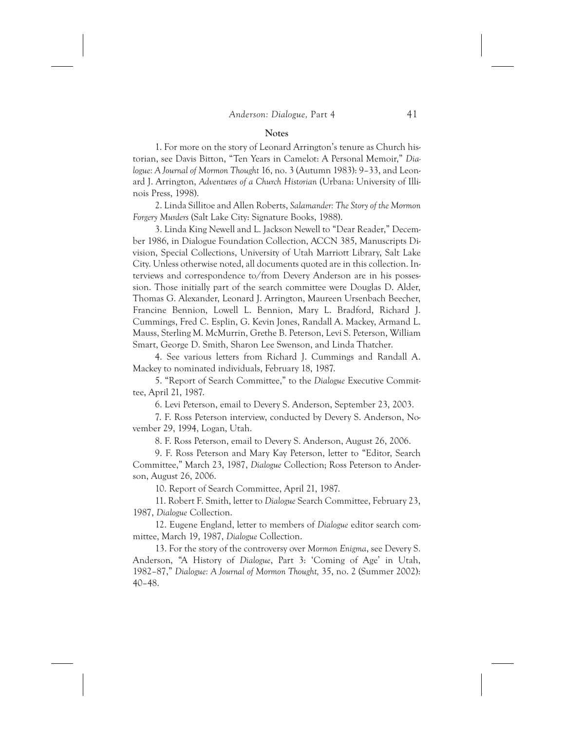## Notes

1. For more on the story of Leonard Arrington's tenure as Church historian, see Davis Bitton, "Ten Years in Camelot: A Personal Memoir," *Dialogue: A Journal of Mormon Thought* 16, no. 3 (Autumn 1983): 9–33, and Leonard J. Arrington, *Adventures of a Church Historian* (Urbana: University of Illinois Press, 1998).

2. Linda Sillitoe and Allen Roberts, *Salamander: The Story of the Mormon Forgery Murders* (Salt Lake City: Signature Books, 1988).

3. Linda King Newell and L. Jackson Newell to "Dear Reader," December 1986, in Dialogue Foundation Collection, ACCN 385, Manuscripts Division, Special Collections, University of Utah Marriott Library, Salt Lake City. Unless otherwise noted, all documents quoted are in this collection. Interviews and correspondence to/from Devery Anderson are in his possession. Those initially part of the search committee were Douglas D. Alder, Thomas G. Alexander, Leonard J. Arrington, Maureen Ursenbach Beecher, Francine Bennion, Lowell L. Bennion, Mary L. Bradford, Richard J. Cummings, Fred C. Esplin, G. Kevin Jones, Randall A. Mackey, Armand L. Mauss, Sterling M. McMurrin, Grethe B. Peterson, Levi S. Peterson, William Smart, George D. Smith, Sharon Lee Swenson, and Linda Thatcher.

4. See various letters from Richard J. Cummings and Randall A. Mackey to nominated individuals, February 18, 1987.

5. "Report of Search Committee," to the *Dialogue* Executive Committee, April 21, 1987.

6. Levi Peterson, email to Devery S. Anderson, September 23, 2003.

7. F. Ross Peterson interview, conducted by Devery S. Anderson, November 29, 1994, Logan, Utah.

8. F. Ross Peterson, email to Devery S. Anderson, August 26, 2006.

9. F. Ross Peterson and Mary Kay Peterson, letter to "Editor, Search Committee," March 23, 1987, *Dialogue* Collection; Ross Peterson to Anderson, August 26, 2006.

10. Report of Search Committee, April 21, 1987.

11. Robert F. Smith, letter to *Dialogue* Search Committee, February 23, 1987, *Dialogue* Collection.

12. Eugene England, letter to members of *Dialogue* editor search committee, March 19, 1987, *Dialogue* Collection.

13. For the story of the controversy over *Mormon Enigma*, see Devery S. Anderson, "A History of *Dialogue*, Part 3: 'Coming of Age' in Utah, 1982–87," *Dialogue: A Journal of Mormon Thought,* 35, no. 2 (Summer 2002): 40–48.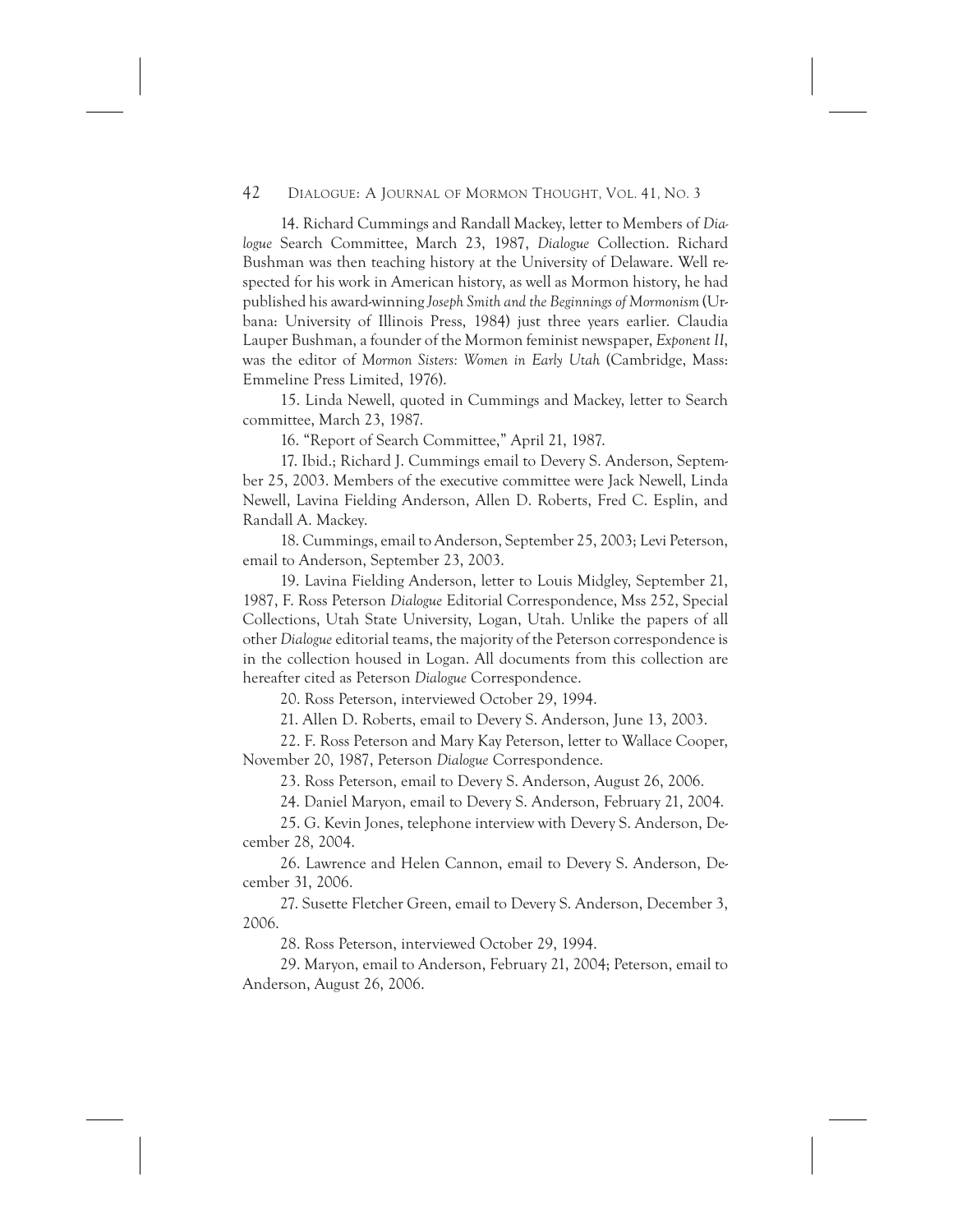14. Richard Cummings and Randall Mackey, letter to Members of *Dialogue* Search Committee, March 23, 1987, *Dialogue* Collection. Richard Bushman was then teaching history at the University of Delaware. Well respected for his work in American history, as well as Mormon history, he had published his award-winning *Joseph Smith and the Beginnings of Mormonism* (Urbana: University of Illinois Press, 1984) just three years earlier. Claudia Lauper Bushman, a founder of the Mormon feminist newspaper, *Exponent II*, was the editor of *Mormon Sisters: Women in Early Utah* (Cambridge, Mass: Emmeline Press Limited, 1976).

15. Linda Newell, quoted in Cummings and Mackey, letter to Search committee, March 23, 1987.

16. "Report of Search Committee," April 21, 1987.

17. Ibid.; Richard J. Cummings email to Devery S. Anderson, September 25, 2003. Members of the executive committee were Jack Newell, Linda Newell, Lavina Fielding Anderson, Allen D. Roberts, Fred C. Esplin, and Randall A. Mackey.

18. Cummings, email to Anderson, September 25, 2003; Levi Peterson, email to Anderson, September 23, 2003.

19. Lavina Fielding Anderson, letter to Louis Midgley, September 21, 1987, F. Ross Peterson *Dialogue* Editorial Correspondence, Mss 252, Special Collections, Utah State University, Logan, Utah. Unlike the papers of all other *Dialogue* editorial teams, the majority of the Peterson correspondence is in the collection housed in Logan. All documents from this collection are hereafter cited as Peterson *Dialogue* Correspondence.

20. Ross Peterson, interviewed October 29, 1994.

21. Allen D. Roberts, email to Devery S. Anderson, June 13, 2003.

22. F. Ross Peterson and Mary Kay Peterson, letter to Wallace Cooper, November 20, 1987, Peterson *Dialogue* Correspondence.

23. Ross Peterson, email to Devery S. Anderson, August 26, 2006.

24. Daniel Maryon, email to Devery S. Anderson, February 21, 2004.

25. G. Kevin Jones, telephone interview with Devery S. Anderson, December 28, 2004.

26. Lawrence and Helen Cannon, email to Devery S. Anderson, December 31, 2006.

27. Susette Fletcher Green, email to Devery S. Anderson, December 3, 2006.

28. Ross Peterson, interviewed October 29, 1994.

29. Maryon, email to Anderson, February 21, 2004; Peterson, email to Anderson, August 26, 2006.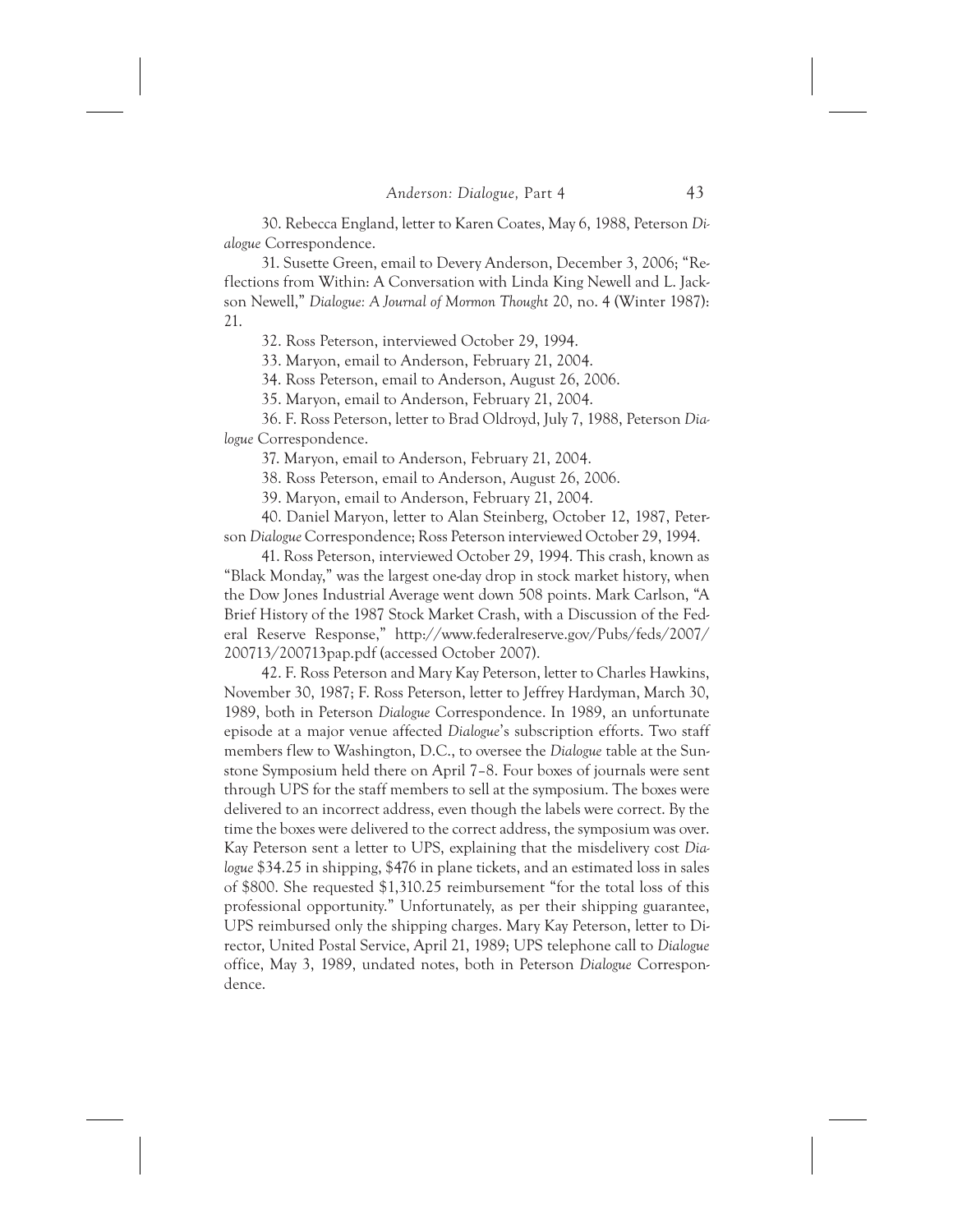30. Rebecca England, letter to Karen Coates, May 6, 1988, Peterson *Dialogue* Correspondence.

31. Susette Green, email to Devery Anderson, December 3, 2006; "Reflections from Within: A Conversation with Linda King Newell and L. Jackson Newell," *Dialogue: A Journal of Mormon Thought* 20, no. 4 (Winter 1987): 21.

32. Ross Peterson, interviewed October 29, 1994.

33. Maryon, email to Anderson, February 21, 2004.

34. Ross Peterson, email to Anderson, August 26, 2006.

35. Maryon, email to Anderson, February 21, 2004.

36. F. Ross Peterson, letter to Brad Oldroyd, July 7, 1988, Peterson *Dialogue* Correspondence.

37. Maryon, email to Anderson, February 21, 2004.

38. Ross Peterson, email to Anderson, August 26, 2006.

39. Maryon, email to Anderson, February 21, 2004.

40. Daniel Maryon, letter to Alan Steinberg, October 12, 1987, Peterson *Dialogue* Correspondence; Ross Peterson interviewed October 29, 1994.

41. Ross Peterson, interviewed October 29, 1994. This crash, known as "Black Monday," was the largest one-day drop in stock market history, when the Dow Jones Industrial Average went down 508 points. Mark Carlson, "A Brief History of the 1987 Stock Market Crash, with a Discussion of the Federal Reserve Response," http://www.federalreserve.gov/Pubs/feds/2007/200713/200713pap.pdf (accessed October 2007).

42. F. Ross Peterson and Mary Kay Peterson, letter to Charles Hawkins, November 30, 1987; F. Ross Peterson, letter to Jeffrey Hardyman, March 30, 1989, both in Peterson *Dialogue* Correspondence. In 1989, an unfortunate episode at a major venue affected *Dialogue*'s subscription efforts. Two staff members flew to Washington, D.C., to oversee the *Dialogue* table at the Sunstone Symposium held there on April 7–8. Four boxes of journals were sent through UPS for the staff members to sell at the symposium. The boxes were delivered to an incorrect address, even though the labels were correct. By the time the boxes were delivered to the correct address, the symposium was over. Kay Peterson sent a letter to UPS, explaining that the misdelivery cost *Dialogue* $34.25 in shipping, $476 in plane tickets, and an estimated loss in sales of $800. She requested $1,310.25 reimbursement "for the total loss of this professional opportunity." Unfortunately, as per their shipping guarantee, UPS reimbursed only the shipping charges. Mary Kay Peterson, letter to Director, United Postal Service, April 21, 1989; UPS telephone call to *Dialogue* office, May 3, 1989, undated notes, both in Peterson *Dialogue* Correspondence.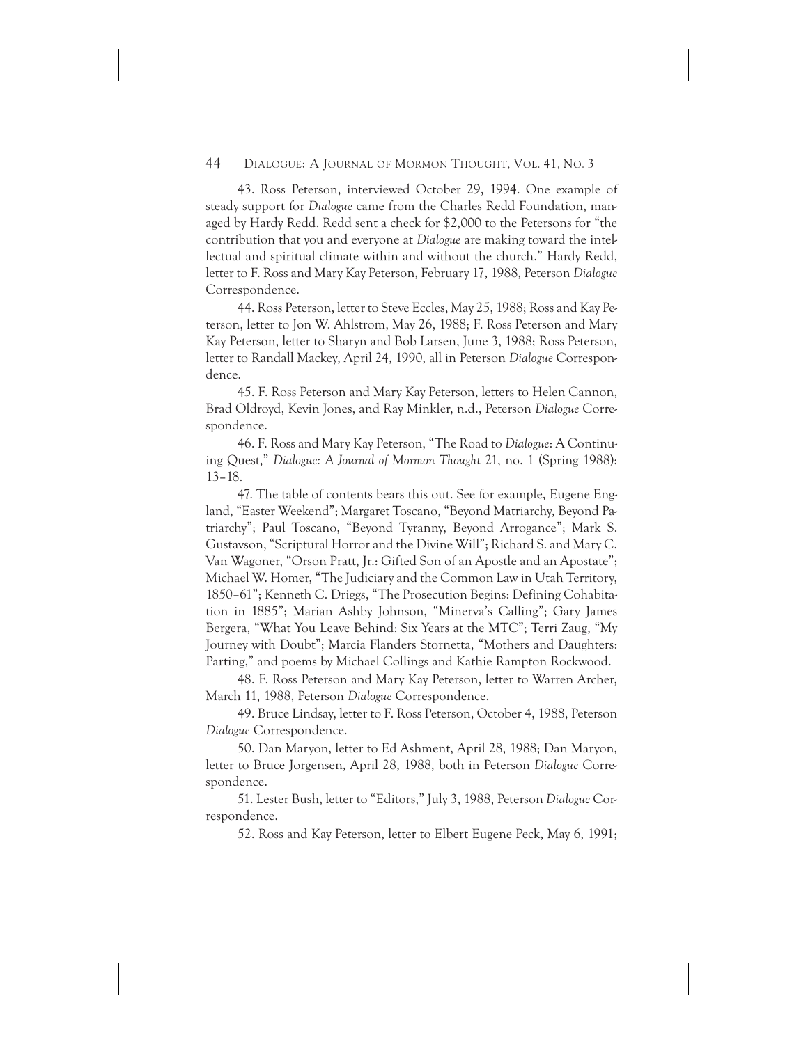43. Ross Peterson, interviewed October 29, 1994. One example of steady support for *Dialogue* came from the Charles Redd Foundation, managed by Hardy Redd. Redd sent a check for $2,000 to the Petersons for "the contribution that you and everyone at *Dialogue* are making toward the intellectual and spiritual climate within and without the church." Hardy Redd, letter to F. Ross and Mary Kay Peterson, February 17, 1988, Peterson *Dialogue* Correspondence.

44. Ross Peterson, letter to Steve Eccles, May 25, 1988; Ross and Kay Peterson, letter to Jon W. Ahlstrom, May 26, 1988; F. Ross Peterson and Mary Kay Peterson, letter to Sharyn and Bob Larsen, June 3, 1988; Ross Peterson, letter to Randall Mackey, April 24, 1990, all in Peterson *Dialogue* Correspondence.

45. F. Ross Peterson and Mary Kay Peterson, letters to Helen Cannon, Brad Oldroyd, Kevin Jones, and Ray Minkler, n.d., Peterson *Dialogue* Correspondence.

46. F. Ross and Mary Kay Peterson, "The Road to *Dialogue*: A Continuing Quest," *Dialogue: A Journal of Mormon Thought* 21, no. 1 (Spring 1988): 13–18.

47. The table of contents bears this out. See for example, Eugene England, "Easter Weekend"; Margaret Toscano, "Beyond Matriarchy, Beyond Patriarchy"; Paul Toscano, "Beyond Tyranny, Beyond Arrogance"; Mark S. Gustavson, "Scriptural Horror and the Divine Will"; Richard S. and Mary C. Van Wagoner, "Orson Pratt, Jr.: Gifted Son of an Apostle and an Apostate"; Michael W. Homer, "The Judiciary and the Common Law in Utah Territory, 1850–61"; Kenneth C. Driggs, "The Prosecution Begins: Defining Cohabitation in 1885"; Marian Ashby Johnson, "Minerva's Calling"; Gary James Bergera, "What You Leave Behind: Six Years at the MTC"; Terri Zaug, "My Journey with Doubt"; Marcia Flanders Stornetta, "Mothers and Daughters: Parting," and poems by Michael Collings and Kathie Rampton Rockwood.

48. F. Ross Peterson and Mary Kay Peterson, letter to Warren Archer, March 11, 1988, Peterson *Dialogue* Correspondence.

49. Bruce Lindsay, letter to F. Ross Peterson, October 4, 1988, Peterson *Dialogue* Correspondence.

50. Dan Maryon, letter to Ed Ashment, April 28, 1988; Dan Maryon, letter to Bruce Jorgensen, April 28, 1988, both in Peterson *Dialogue* Correspondence.

51. Lester Bush, letter to "Editors," July 3, 1988, Peterson *Dialogue* Correspondence.

52. Ross and Kay Peterson, letter to Elbert Eugene Peck, May 6, 1991;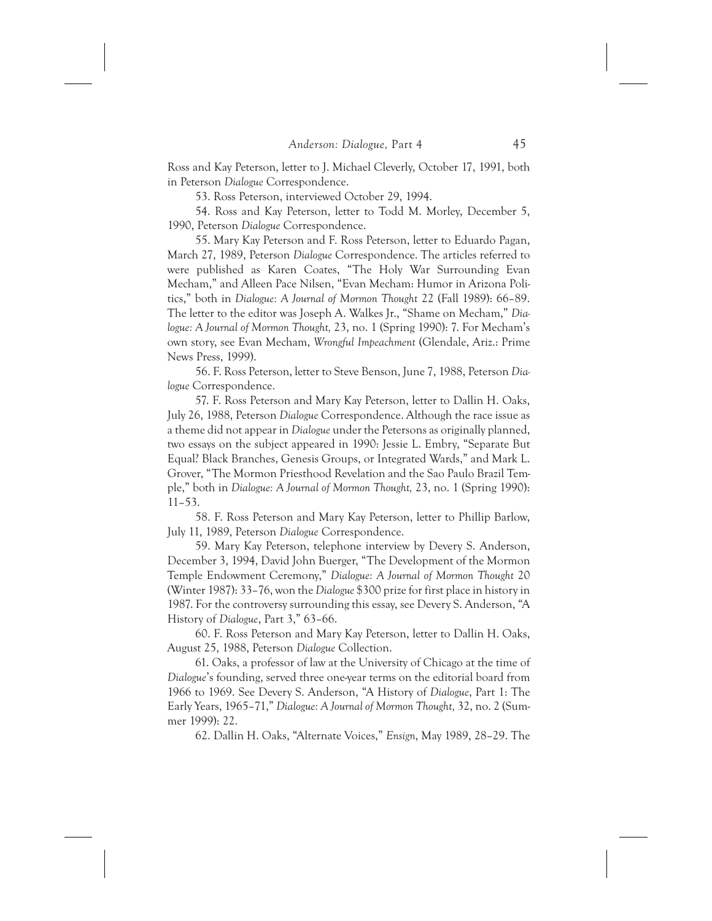Ross and Kay Peterson, letter to J. Michael Cleverly, October 17, 1991, both in Peterson *Dialogue* Correspondence.

53. Ross Peterson, interviewed October 29, 1994.

54. Ross and Kay Peterson, letter to Todd M. Morley, December 5, 1990, Peterson *Dialogue* Correspondence.

55. Mary Kay Peterson and F. Ross Peterson, letter to Eduardo Pagan, March 27, 1989, Peterson *Dialogue* Correspondence. The articles referred to were published as Karen Coates, "The Holy War Surrounding Evan Mecham," and Alleen Pace Nilsen, "Evan Mecham: Humor in Arizona Politics," both in *Dialogue: A Journal of Mormon Thought* 22 (Fall 1989): 66–89. The letter to the editor was Joseph A. Walkes Jr., "Shame on Mecham," *Dialogue: A Journal of Mormon Thought,* 23, no. 1 (Spring 1990): 7. For Mecham's own story, see Evan Mecham, *Wrongful Impeachment* (Glendale, Ariz.: Prime News Press, 1999).

56. F. Ross Peterson, letter to Steve Benson, June 7, 1988, Peterson *Dialogue* Correspondence.

57. F. Ross Peterson and Mary Kay Peterson, letter to Dallin H. Oaks, July 26, 1988, Peterson *Dialogue* Correspondence. Although the race issue as a theme did not appear in *Dialogue* under the Petersons as originally planned, two essays on the subject appeared in 1990: Jessie L. Embry, "Separate But Equal? Black Branches, Genesis Groups, or Integrated Wards," and Mark L. Grover, "The Mormon Priesthood Revelation and the Sao Paulo Brazil Temple," both in *Dialogue: A Journal of Mormon Thought,* 23, no. 1 (Spring 1990): 11–53.

58. F. Ross Peterson and Mary Kay Peterson, letter to Phillip Barlow, July 11, 1989, Peterson *Dialogue* Correspondence.

59. Mary Kay Peterson, telephone interview by Devery S. Anderson, December 3, 1994, David John Buerger, "The Development of the Mormon Temple Endowment Ceremony," *Dialogue: A Journal of Mormon Thought* 20 (Winter 1987): 33–76, won the *Dialogue* $300 prize for first place in history in 1987. For the controversy surrounding this essay, see Devery S. Anderson, "A History of *Dialogue*, Part 3," 63–66.

60. F. Ross Peterson and Mary Kay Peterson, letter to Dallin H. Oaks, August 25, 1988, Peterson *Dialogue* Collection.

61. Oaks, a professor of law at the University of Chicago at the time of *Dialogue*'s founding, served three one-year terms on the editorial board from 1966 to 1969. See Devery S. Anderson, "A History of *Dialogue*, Part 1: The Early Years, 1965–71," *Dialogue: A Journal of Mormon Thought,* 32, no. 2 (Summer 1999): 22.

62. Dallin H. Oaks, "Alternate Voices," *Ensign*, May 1989, 28–29. The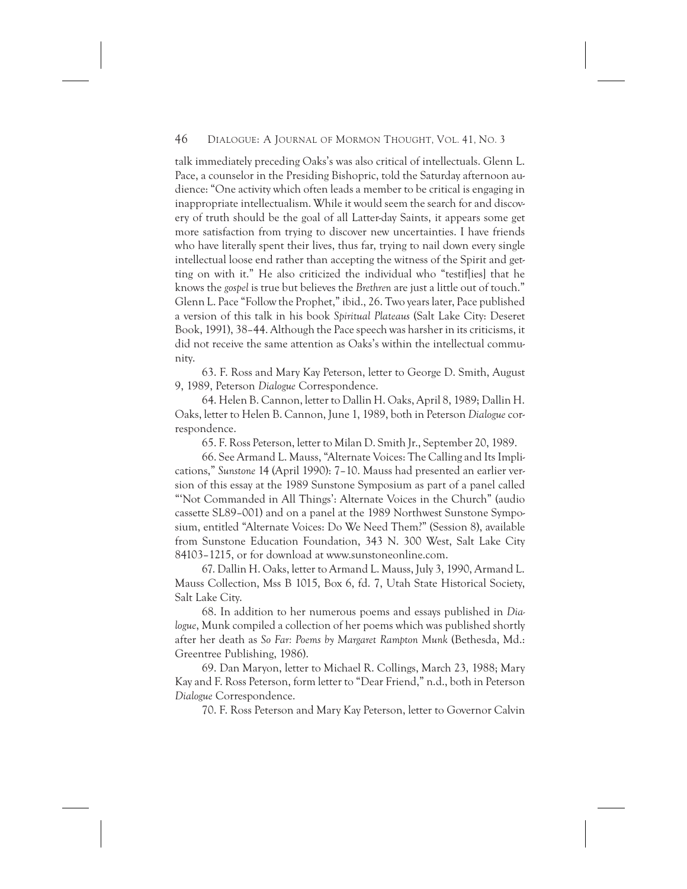talk immediately preceding Oaks's was also critical of intellectuals. Glenn L. Pace, a counselor in the Presiding Bishopric, told the Saturday afternoon audience: "One activity which often leads a member to be critical is engaging in inappropriate intellectualism. While it would seem the search for and discovery of truth should be the goal of all Latter-day Saints, it appears some get more satisfaction from trying to discover new uncertainties. I have friends who have literally spent their lives, thus far, trying to nail down every single intellectual loose end rather than accepting the witness of the Spirit and getting on with it." He also criticized the individual who "testif[ies] that he knows the *gospel* is true but believes the *Brethren* are just a little out of touch." Glenn L. Pace "Follow the Prophet," ibid., 26. Two years later, Pace published a version of this talk in his book *Spiritual Plateaus* (Salt Lake City: Deseret Book, 1991), 38–44. Although the Pace speech was harsher in its criticisms, it did not receive the same attention as Oaks's within the intellectual community.

63. F. Ross and Mary Kay Peterson, letter to George D. Smith, August 9, 1989, Peterson *Dialogue* Correspondence.

64. Helen B. Cannon, letter to Dallin H. Oaks, April 8, 1989; Dallin H. Oaks, letter to Helen B. Cannon, June 1, 1989, both in Peterson *Dialogue* correspondence.

65. F. Ross Peterson, letter to Milan D. Smith Jr., September 20, 1989.

66. See Armand L. Mauss, "Alternate Voices: The Calling and Its Implications," *Sunstone* 14 (April 1990): 7–10. Mauss had presented an earlier version of this essay at the 1989 Sunstone Symposium as part of a panel called "'Not Commanded in All Things': Alternate Voices in the Church" (audio cassette SL89–001) and on a panel at the 1989 Northwest Sunstone Symposium, entitled "Alternate Voices: Do We Need Them?" (Session 8), available from Sunstone Education Foundation, 343 N. 300 West, Salt Lake City 84103–1215, or for download at www.sunstoneonline.com.

67. Dallin H. Oaks, letter to Armand L. Mauss, July 3, 1990, Armand L. Mauss Collection, Mss B 1015, Box 6, fd. 7, Utah State Historical Society, Salt Lake City.

68. In addition to her numerous poems and essays published in *Dialogue*, Munk compiled a collection of her poems which was published shortly after her death as *So Far: Poems by Margaret Rampton Munk* (Bethesda, Md.: Greentree Publishing, 1986).

69. Dan Maryon, letter to Michael R. Collings, March 23, 1988; Mary Kay and F. Ross Peterson, form letter to "Dear Friend," n.d., both in Peterson *Dialogue* Correspondence.

70. F. Ross Peterson and Mary Kay Peterson, letter to Governor Calvin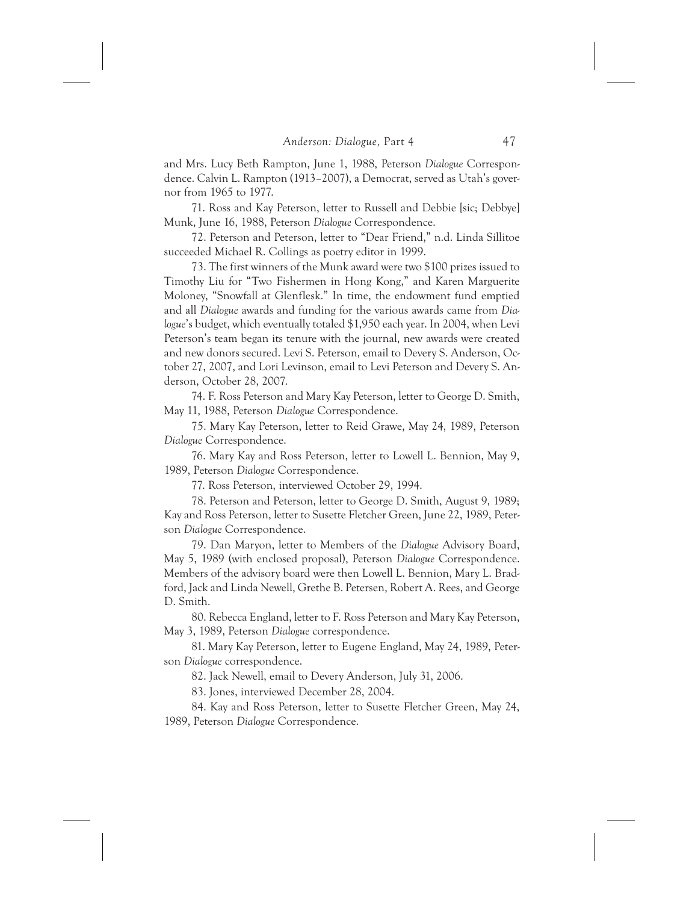and Mrs. Lucy Beth Rampton, June 1, 1988, Peterson *Dialogue* Correspondence. Calvin L. Rampton (1913–2007), a Democrat, served as Utah's governor from 1965 to 1977.

71. Ross and Kay Peterson, letter to Russell and Debbie [sic; Debbye] Munk, June 16, 1988, Peterson *Dialogue* Correspondence.

72. Peterson and Peterson, letter to "Dear Friend," n.d. Linda Sillitoe succeeded Michael R. Collings as poetry editor in 1999.

73. The first winners of the Munk award were two $100 prizes issued to Timothy Liu for "Two Fishermen in Hong Kong," and Karen Marguerite Moloney, "Snowfall at Glenflesk." In time, the endowment fund emptied and all *Dialogue* awards and funding for the various awards came from *Dialogue*'s budget, which eventually totaled $1,950 each year. In 2004, when Levi Peterson's team began its tenure with the journal, new awards were created and new donors secured. Levi S. Peterson, email to Devery S. Anderson, October 27, 2007, and Lori Levinson, email to Levi Peterson and Devery S. Anderson, October 28, 2007.

74. F. Ross Peterson and Mary Kay Peterson, letter to George D. Smith, May 11, 1988, Peterson *Dialogue* Correspondence.

75. Mary Kay Peterson, letter to Reid Grawe, May 24, 1989, Peterson *Dialogue* Correspondence.

76. Mary Kay and Ross Peterson, letter to Lowell L. Bennion, May 9, 1989, Peterson *Dialogue* Correspondence.

77. Ross Peterson, interviewed October 29, 1994.

78. Peterson and Peterson, letter to George D. Smith, August 9, 1989; Kay and Ross Peterson, letter to Susette Fletcher Green, June 22, 1989, Peterson *Dialogue* Correspondence.

79. Dan Maryon, letter to Members of the *Dialogue* Advisory Board, May 5, 1989 (with enclosed proposal), Peterson *Dialogue* Correspondence. Members of the advisory board were then Lowell L. Bennion, Mary L. Bradford, Jack and Linda Newell, Grethe B. Petersen, Robert A. Rees, and George D. Smith.

80. Rebecca England, letter to F. Ross Peterson and Mary Kay Peterson, May 3, 1989, Peterson *Dialogue* correspondence.

81. Mary Kay Peterson, letter to Eugene England, May 24, 1989, Peterson *Dialogue* correspondence.

82. Jack Newell, email to Devery Anderson, July 31, 2006.

83. Jones, interviewed December 28, 2004.

84. Kay and Ross Peterson, letter to Susette Fletcher Green, May 24, 1989, Peterson *Dialogue* Correspondence.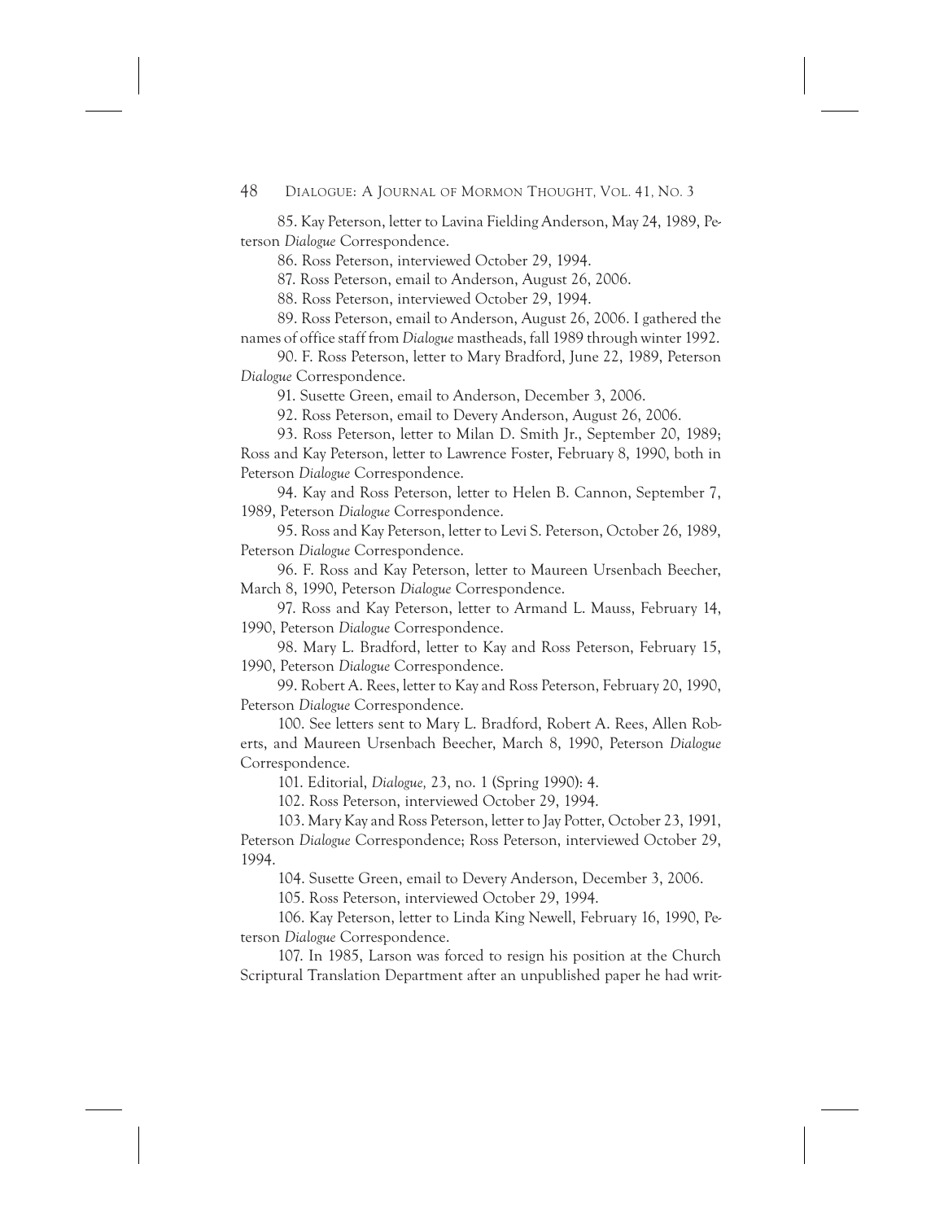85. Kay Peterson, letter to Lavina Fielding Anderson, May 24, 1989, Peterson *Dialogue* Correspondence.

86. Ross Peterson, interviewed October 29, 1994.

87. Ross Peterson, email to Anderson, August 26, 2006.

88. Ross Peterson, interviewed October 29, 1994.

89. Ross Peterson, email to Anderson, August 26, 2006. I gathered the names of office staff from *Dialogue* mastheads, fall 1989 through winter 1992.

90. F. Ross Peterson, letter to Mary Bradford, June 22, 1989, Peterson *Dialogue* Correspondence.

91. Susette Green, email to Anderson, December 3, 2006.

92. Ross Peterson, email to Devery Anderson, August 26, 2006.

93. Ross Peterson, letter to Milan D. Smith Jr., September 20, 1989; Ross and Kay Peterson, letter to Lawrence Foster, February 8, 1990, both in Peterson *Dialogue* Correspondence.

94. Kay and Ross Peterson, letter to Helen B. Cannon, September 7, 1989, Peterson *Dialogue* Correspondence.

95. Ross and Kay Peterson, letter to Levi S. Peterson, October 26, 1989, Peterson *Dialogue* Correspondence.

96. F. Ross and Kay Peterson, letter to Maureen Ursenbach Beecher, March 8, 1990, Peterson *Dialogue* Correspondence.

97. Ross and Kay Peterson, letter to Armand L. Mauss, February 14, 1990, Peterson *Dialogue* Correspondence.

98. Mary L. Bradford, letter to Kay and Ross Peterson, February 15, 1990, Peterson *Dialogue* Correspondence.

99. Robert A. Rees, letter to Kay and Ross Peterson, February 20, 1990, Peterson *Dialogue* Correspondence.

100. See letters sent to Mary L. Bradford, Robert A. Rees, Allen Roberts, and Maureen Ursenbach Beecher, March 8, 1990, Peterson *Dialogue* Correspondence.

101. Editorial, *Dialogue,* 23, no. 1 (Spring 1990): 4.

102. Ross Peterson, interviewed October 29, 1994.

103. Mary Kay and Ross Peterson, letter to Jay Potter, October 23, 1991, Peterson *Dialogue* Correspondence; Ross Peterson, interviewed October 29, 1994.

104. Susette Green, email to Devery Anderson, December 3, 2006.

105. Ross Peterson, interviewed October 29, 1994.

106. Kay Peterson, letter to Linda King Newell, February 16, 1990, Peterson *Dialogue* Correspondence.

107. In 1985, Larson was forced to resign his position at the Church Scriptural Translation Department after an unpublished paper he had writ-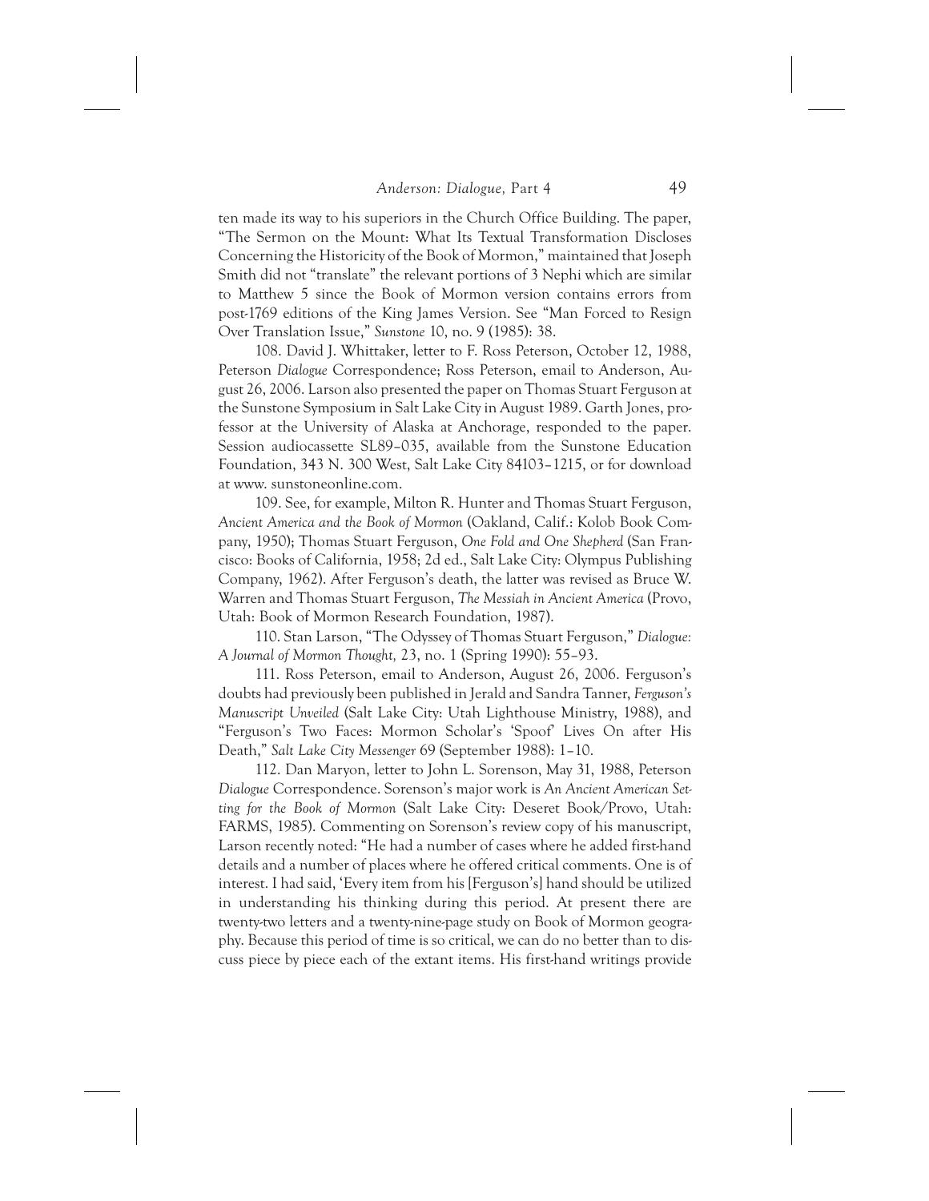ten made its way to his superiors in the Church Office Building. The paper, "The Sermon on the Mount: What Its Textual Transformation Discloses Concerning the Historicity of the Book of Mormon," maintained that Joseph Smith did not "translate" the relevant portions of 3 Nephi which are similar to Matthew 5 since the Book of Mormon version contains errors from post-1769 editions of the King James Version. See "Man Forced to Resign Over Translation Issue," *Sunstone* 10, no. 9 (1985): 38.

108. David J. Whittaker, letter to F. Ross Peterson, October 12, 1988, Peterson *Dialogue* Correspondence; Ross Peterson, email to Anderson, August 26, 2006. Larson also presented the paper on Thomas Stuart Ferguson at the Sunstone Symposium in Salt Lake City in August 1989. Garth Jones, professor at the University of Alaska at Anchorage, responded to the paper. Session audiocassette SL89–035, available from the Sunstone Education Foundation, 343 N. 300 West, Salt Lake City 84103–1215, or for download at www. sunstoneonline.com.

109. See, for example, Milton R. Hunter and Thomas Stuart Ferguson, *Ancient America and the Book of Mormon* (Oakland, Calif.: Kolob Book Company, 1950); Thomas Stuart Ferguson, *One Fold and One Shepherd* (San Francisco: Books of California, 1958; 2d ed., Salt Lake City: Olympus Publishing Company, 1962). After Ferguson's death, the latter was revised as Bruce W. Warren and Thomas Stuart Ferguson, *The Messiah in Ancient America* (Provo, Utah: Book of Mormon Research Foundation, 1987).

110. Stan Larson, "The Odyssey of Thomas Stuart Ferguson," *Dialogue: A Journal of Mormon Thought,* 23, no. 1 (Spring 1990): 55–93.

111. Ross Peterson, email to Anderson, August 26, 2006. Ferguson's doubts had previously been published in Jerald and Sandra Tanner, *Ferguson's Manuscript Unveiled* (Salt Lake City: Utah Lighthouse Ministry, 1988), and "Ferguson's Two Faces: Mormon Scholar's 'Spoof' Lives On after His Death," *Salt Lake City Messenger* 69 (September 1988): 1–10.

112. Dan Maryon, letter to John L. Sorenson, May 31, 1988, Peterson *Dialogue* Correspondence. Sorenson's major work is *An Ancient American Setting for the Book of Mormon* (Salt Lake City: Deseret Book/Provo, Utah: FARMS, 1985). Commenting on Sorenson's review copy of his manuscript, Larson recently noted: "He had a number of cases where he added first-hand details and a number of places where he offered critical comments. One is of interest. I had said, 'Every item from his [Ferguson's] hand should be utilized in understanding his thinking during this period. At present there are twenty-two letters and a twenty-nine-page study on Book of Mormon geography. Because this period of time is so critical, we can do no better than to discuss piece by piece each of the extant items. His first-hand writings provide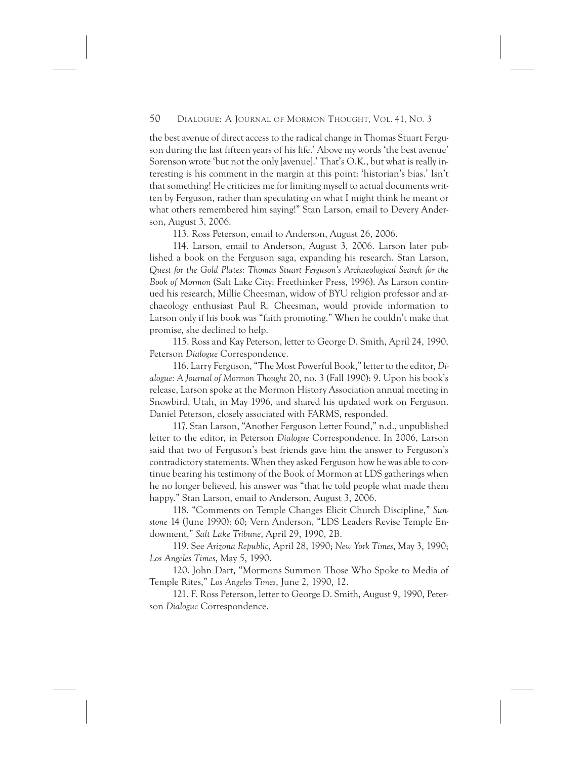the best avenue of direct access to the radical change in Thomas Stuart Ferguson during the last fifteen years of his life.' Above my words 'the best avenue' Sorenson wrote 'but not the only [avenue].' That's O.K., but what is really interesting is his comment in the margin at this point: 'historian's bias.' Isn't that something! He criticizes me for limiting myself to actual documents written by Ferguson, rather than speculating on what I might think he meant or what others remembered him saying!" Stan Larson, email to Devery Anderson, August 3, 2006.

113. Ross Peterson, email to Anderson, August 26, 2006.

114. Larson, email to Anderson, August 3, 2006. Larson later published a book on the Ferguson saga, expanding his research. Stan Larson, *Quest for the Gold Plates: Thomas Stuart Ferguson's Archaeological Search for the Book of Mormon* (Salt Lake City: Freethinker Press, 1996). As Larson continued his research, Millie Cheesman, widow of BYU religion professor and archaeology enthusiast Paul R. Cheesman, would provide information to Larson only if his book was "faith promoting." When he couldn't make that promise, she declined to help.

115. Ross and Kay Peterson, letter to George D. Smith, April 24, 1990, Peterson *Dialogue* Correspondence.

116. Larry Ferguson, "The Most Powerful Book," letter to the editor, *Dialogue: A Journal of Mormon Thought* 20, no. 3 (Fall 1990): 9. Upon his book's release, Larson spoke at the Mormon History Association annual meeting in Snowbird, Utah, in May 1996, and shared his updated work on Ferguson. Daniel Peterson, closely associated with FARMS, responded.

117. Stan Larson, "Another Ferguson Letter Found," n.d., unpublished letter to the editor, in Peterson *Dialogue* Correspondence. In 2006, Larson said that two of Ferguson's best friends gave him the answer to Ferguson's contradictory statements. When they asked Ferguson how he was able to continue bearing his testimony of the Book of Mormon at LDS gatherings when he no longer believed, his answer was "that he told people what made them happy." Stan Larson, email to Anderson, August 3, 2006.

118. "Comments on Temple Changes Elicit Church Discipline," *Sunstone* 14 (June 1990): 60; Vern Anderson, "LDS Leaders Revise Temple Endowment," *Salt Lake Tribune*, April 29, 1990, 2B.

119. See *Arizona Republic*, April 28, 1990; *New York Times*, May 3, 1990; *Los Angeles Times*, May 5, 1990.

120. John Dart, "Mormons Summon Those Who Spoke to Media of Temple Rites," *Los Angeles Times*, June 2, 1990, 12.

121. F. Ross Peterson, letter to George D. Smith, August 9, 1990, Peterson *Dialogue* Correspondence.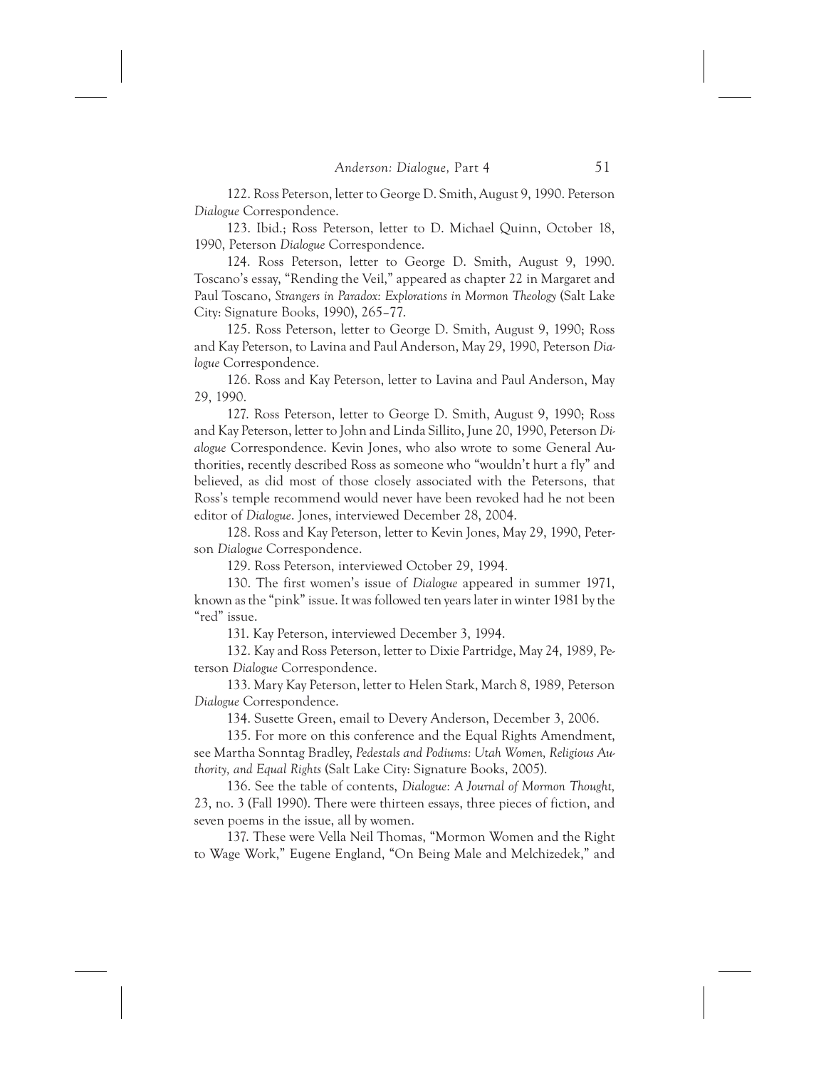122. Ross Peterson, letter to George D. Smith, August 9, 1990. Peterson *Dialogue* Correspondence.

123. Ibid.; Ross Peterson, letter to D. Michael Quinn, October 18, 1990, Peterson *Dialogue* Correspondence.

124. Ross Peterson, letter to George D. Smith, August 9, 1990. Toscano's essay, "Rending the Veil," appeared as chapter 22 in Margaret and Paul Toscano, *Strangers in Paradox: Explorations in Mormon Theology* (Salt Lake City: Signature Books, 1990), 265–77.

125. Ross Peterson, letter to George D. Smith, August 9, 1990; Ross and Kay Peterson, to Lavina and Paul Anderson, May 29, 1990, Peterson *Dialogue* Correspondence.

126. Ross and Kay Peterson, letter to Lavina and Paul Anderson, May 29, 1990.

127. Ross Peterson, letter to George D. Smith, August 9, 1990; Ross and Kay Peterson, letter to John and Linda Sillito, June 20, 1990, Peterson *Dialogue* Correspondence. Kevin Jones, who also wrote to some General Authorities, recently described Ross as someone who "wouldn't hurt a fly" and believed, as did most of those closely associated with the Petersons, that Ross's temple recommend would never have been revoked had he not been editor of *Dialogue*. Jones, interviewed December 28, 2004.

128. Ross and Kay Peterson, letter to Kevin Jones, May 29, 1990, Peterson *Dialogue* Correspondence.

129. Ross Peterson, interviewed October 29, 1994.

130. The first women's issue of *Dialogue* appeared in summer 1971, known as the "pink" issue. It was followed ten years later in winter 1981 by the "red" issue.

131. Kay Peterson, interviewed December 3, 1994.

132. Kay and Ross Peterson, letter to Dixie Partridge, May 24, 1989, Peterson *Dialogue* Correspondence.

133. Mary Kay Peterson, letter to Helen Stark, March 8, 1989, Peterson *Dialogue* Correspondence.

134. Susette Green, email to Devery Anderson, December 3, 2006.

135. For more on this conference and the Equal Rights Amendment, see Martha Sonntag Bradley, *Pedestals and Podiums: Utah Women, Religious Authority, and Equal Rights* (Salt Lake City: Signature Books, 2005).

136. See the table of contents, *Dialogue: A Journal of Mormon Thought,* 23, no. 3 (Fall 1990). There were thirteen essays, three pieces of fiction, and seven poems in the issue, all by women.

137. These were Vella Neil Thomas, "Mormon Women and the Right to Wage Work," Eugene England, "On Being Male and Melchizedek," and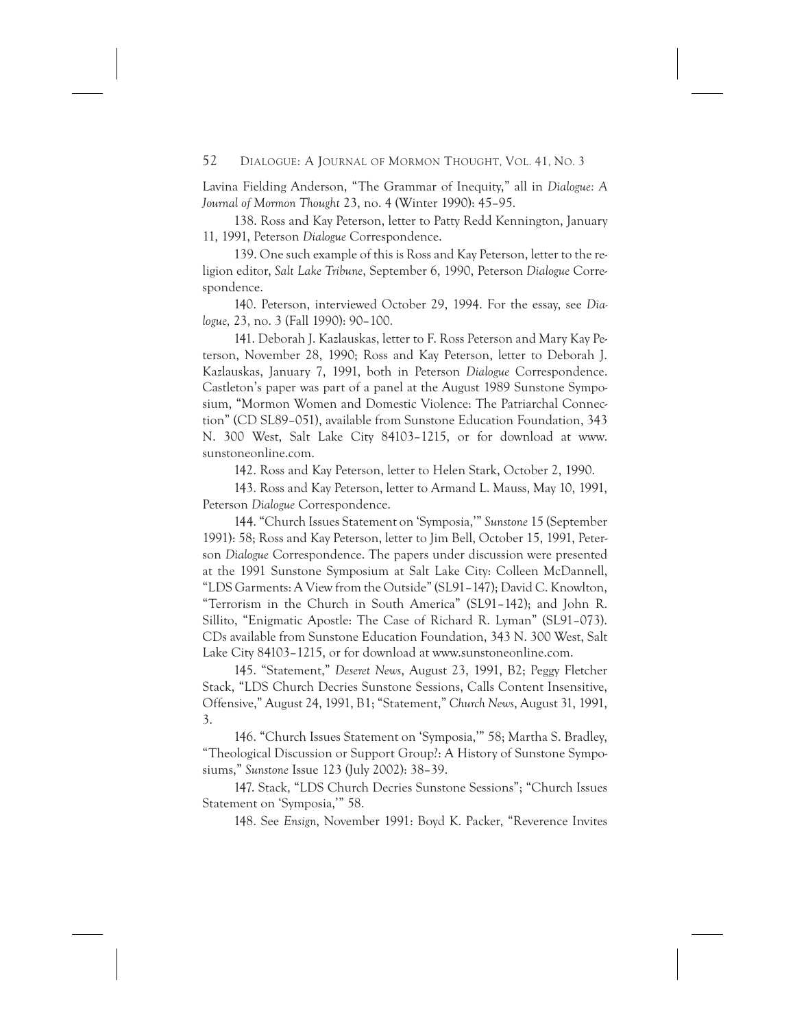Lavina Fielding Anderson, "The Grammar of Inequity," all in *Dialogue: A Journal of Mormon Thought* 23, no. 4 (Winter 1990): 45–95.

138. Ross and Kay Peterson, letter to Patty Redd Kennington, January 11, 1991, Peterson *Dialogue* Correspondence.

139. One such example of this is Ross and Kay Peterson, letter to the religion editor, *Salt Lake Tribune*, September 6, 1990, Peterson *Dialogue* Correspondence.

140. Peterson, interviewed October 29, 1994. For the essay, see *Dialogue,* 23, no. 3 (Fall 1990): 90–100.

141. Deborah J. Kazlauskas, letter to F. Ross Peterson and Mary Kay Peterson, November 28, 1990; Ross and Kay Peterson, letter to Deborah J. Kazlauskas, January 7, 1991, both in Peterson *Dialogue* Correspondence. Castleton's paper was part of a panel at the August 1989 Sunstone Symposium, "Mormon Women and Domestic Violence: The Patriarchal Connection" (CD SL89–051), available from Sunstone Education Foundation, 343 N. 300 West, Salt Lake City 84103–1215, or for download at www.sunstoneonline.com.

142. Ross and Kay Peterson, letter to Helen Stark, October 2, 1990.

143. Ross and Kay Peterson, letter to Armand L. Mauss, May 10, 1991, Peterson *Dialogue* Correspondence.

144. "Church Issues Statement on 'Symposia,'" *Sunstone* 15 (September 1991): 58; Ross and Kay Peterson, letter to Jim Bell, October 15, 1991, Peterson *Dialogue* Correspondence. The papers under discussion were presented at the 1991 Sunstone Symposium at Salt Lake City: Colleen McDannell, "LDS Garments: A View from the Outside" (SL91–147); David C. Knowlton, "Terrorism in the Church in South America" (SL91–142); and John R. Sillito, "Enigmatic Apostle: The Case of Richard R. Lyman" (SL91–073). CDs available from Sunstone Education Foundation, 343 N. 300 West, Salt Lake City 84103–1215, or for download at www.sunstoneonline.com.

145. "Statement," *Deseret News*, August 23, 1991, B2; Peggy Fletcher Stack, "LDS Church Decries Sunstone Sessions, Calls Content Insensitive, Offensive," August 24, 1991, B1; "Statement," *Church News*, August 31, 1991, 3.

146. "Church Issues Statement on 'Symposia,'" 58; Martha S. Bradley, "Theological Discussion or Support Group?: A History of Sunstone Symposiums," *Sunstone* Issue 123 (July 2002): 38–39.

147. Stack, "LDS Church Decries Sunstone Sessions"; "Church Issues Statement on 'Symposia,'" 58.

148. See *Ensign*, November 1991: Boyd K. Packer, "Reverence Invites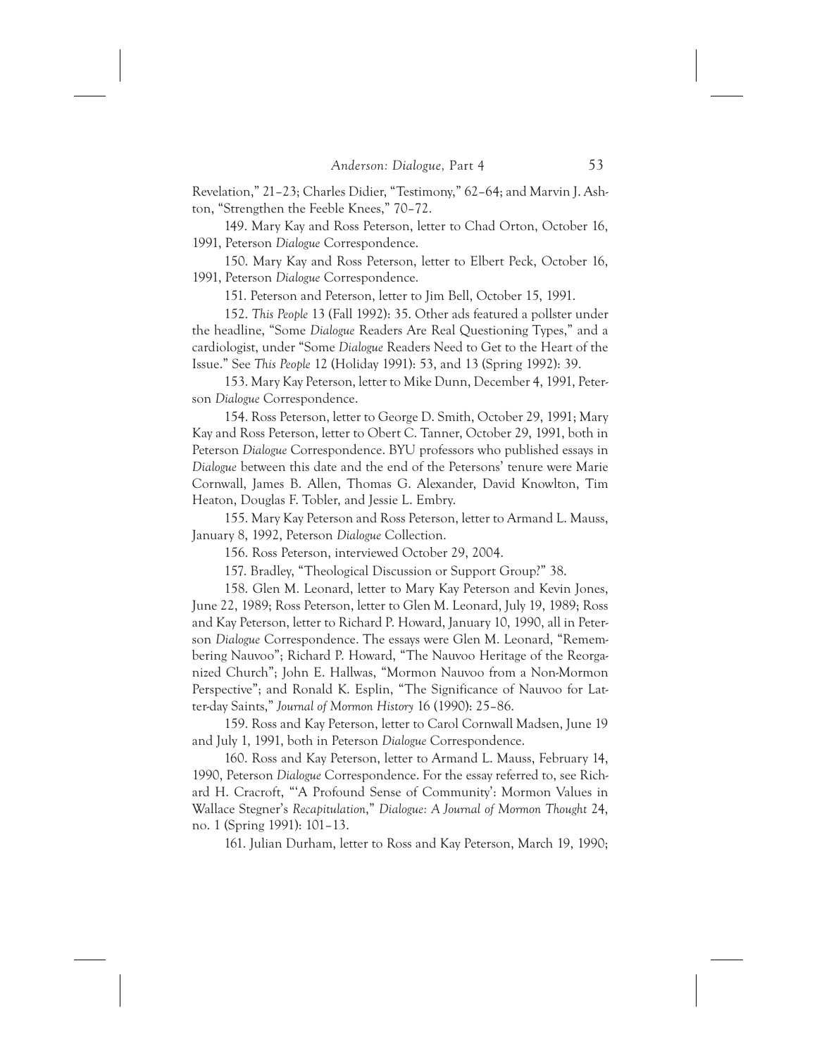Revelation," 21–23; Charles Didier, "Testimony," 62–64; and Marvin J. Ashton, "Strengthen the Feeble Knees," 70–72.

149. Mary Kay and Ross Peterson, letter to Chad Orton, October 16, 1991, Peterson *Dialogue* Correspondence.

150. Mary Kay and Ross Peterson, letter to Elbert Peck, October 16, 1991, Peterson *Dialogue* Correspondence.

151. Peterson and Peterson, letter to Jim Bell, October 15, 1991.

152. *This People* 13 (Fall 1992): 35. Other ads featured a pollster under the headline, "Some *Dialogue* Readers Are Real Questioning Types," and a cardiologist, under "Some *Dialogue* Readers Need to Get to the Heart of the Issue." See *This People* 12 (Holiday 1991): 53, and 13 (Spring 1992): 39.

153. Mary Kay Peterson, letter to Mike Dunn, December 4, 1991, Peterson *Dialogue* Correspondence.

154. Ross Peterson, letter to George D. Smith, October 29, 1991; Mary Kay and Ross Peterson, letter to Obert C. Tanner, October 29, 1991, both in Peterson *Dialogue* Correspondence. BYU professors who published essays in *Dialogue* between this date and the end of the Petersons' tenure were Marie Cornwall, James B. Allen, Thomas G. Alexander, David Knowlton, Tim Heaton, Douglas F. Tobler, and Jessie L. Embry.

155. Mary Kay Peterson and Ross Peterson, letter to Armand L. Mauss, January 8, 1992, Peterson *Dialogue* Collection.

156. Ross Peterson, interviewed October 29, 2004.

157. Bradley, "Theological Discussion or Support Group?" 38.

158. Glen M. Leonard, letter to Mary Kay Peterson and Kevin Jones, June 22, 1989; Ross Peterson, letter to Glen M. Leonard, July 19, 1989; Ross and Kay Peterson, letter to Richard P. Howard, January 10, 1990, all in Peterson *Dialogue* Correspondence. The essays were Glen M. Leonard, "Remembering Nauvoo"; Richard P. Howard, "The Nauvoo Heritage of the Reorganized Church"; John E. Hallwas, "Mormon Nauvoo from a Non-Mormon Perspective"; and Ronald K. Esplin, "The Significance of Nauvoo for Latter-day Saints," *Journal of Mormon History* 16 (1990): 25–86.

159. Ross and Kay Peterson, letter to Carol Cornwall Madsen, June 19 and July 1, 1991, both in Peterson *Dialogue* Correspondence.

160. Ross and Kay Peterson, letter to Armand L. Mauss, February 14, 1990, Peterson *Dialogue* Correspondence. For the essay referred to, see Richard H. Cracroft, "'A Profound Sense of Community': Mormon Values in Wallace Stegner's *Recapitulation*," *Dialogue: A Journal of Mormon Thought* 24, no. 1 (Spring 1991): 101–13.

161. Julian Durham, letter to Ross and Kay Peterson, March 19, 1990;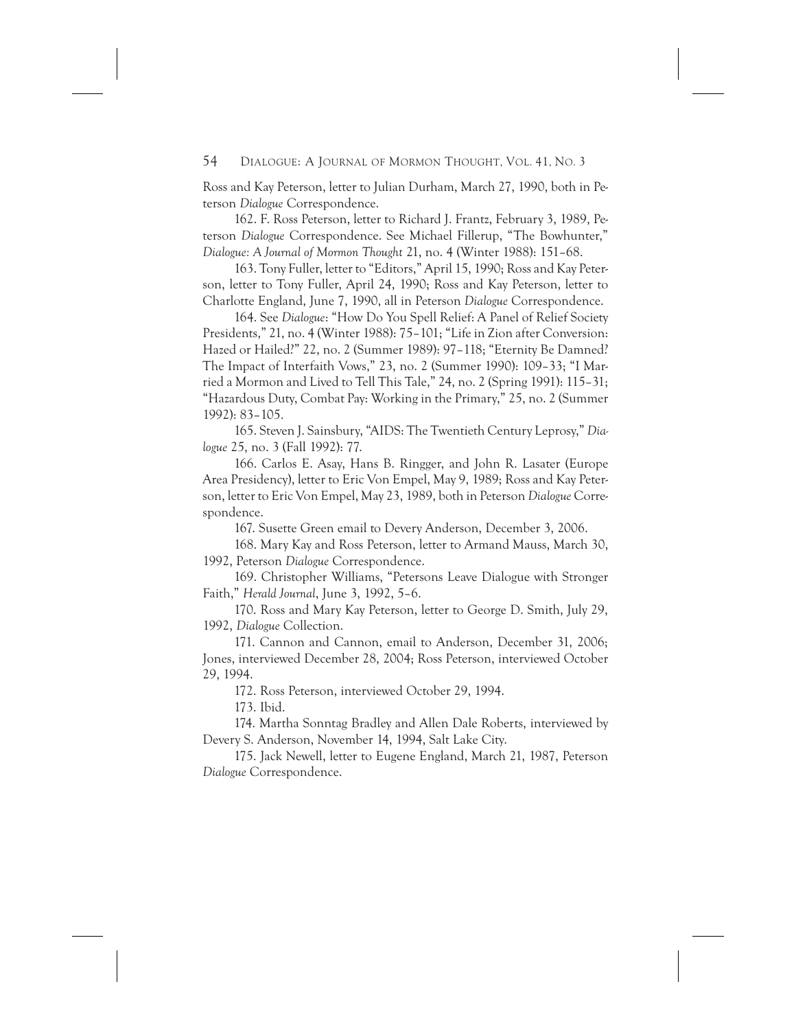Ross and Kay Peterson, letter to Julian Durham, March 27, 1990, both in Peterson *Dialogue* Correspondence.

162. F. Ross Peterson, letter to Richard J. Frantz, February 3, 1989, Peterson *Dialogue* Correspondence. See Michael Fillerup, "The Bowhunter," *Dialogue: A Journal of Mormon Thought* 21, no. 4 (Winter 1988): 151–68.

163. Tony Fuller, letter to "Editors," April 15, 1990; Ross and Kay Peterson, letter to Tony Fuller, April 24, 1990; Ross and Kay Peterson, letter to Charlotte England, June 7, 1990, all in Peterson *Dialogue* Correspondence.

164. See *Dialogue*: "How Do You Spell Relief: A Panel of Relief Society Presidents," 21, no. 4 (Winter 1988): 75–101; "Life in Zion after Conversion: Hazed or Hailed?" 22, no. 2 (Summer 1989): 97–118; "Eternity Be Damned? The Impact of Interfaith Vows," 23, no. 2 (Summer 1990): 109–33; "I Married a Mormon and Lived to Tell This Tale," 24, no. 2 (Spring 1991): 115–31; "Hazardous Duty, Combat Pay: Working in the Primary," 25, no. 2 (Summer 1992): 83–105.

165. Steven J. Sainsbury, "AIDS: The Twentieth Century Leprosy," *Dialogue* 25, no. 3 (Fall 1992): 77.

166. Carlos E. Asay, Hans B. Ringger, and John R. Lasater (Europe Area Presidency), letter to Eric Von Empel, May 9, 1989; Ross and Kay Peterson, letter to Eric Von Empel, May 23, 1989, both in Peterson *Dialogue* Correspondence.

167. Susette Green email to Devery Anderson, December 3, 2006.

168. Mary Kay and Ross Peterson, letter to Armand Mauss, March 30, 1992, Peterson *Dialogue* Correspondence.

169. Christopher Williams, "Petersons Leave Dialogue with Stronger Faith," *Herald Journal*, June 3, 1992, 5–6.

170. Ross and Mary Kay Peterson, letter to George D. Smith, July 29, 1992, *Dialogue* Collection.

171. Cannon and Cannon, email to Anderson, December 31, 2006; Jones, interviewed December 28, 2004; Ross Peterson, interviewed October 29, 1994.

172. Ross Peterson, interviewed October 29, 1994.

173. Ibid.

174. Martha Sonntag Bradley and Allen Dale Roberts, interviewed by Devery S. Anderson, November 14, 1994, Salt Lake City.

175. Jack Newell, letter to Eugene England, March 21, 1987, Peterson *Dialogue* Correspondence.